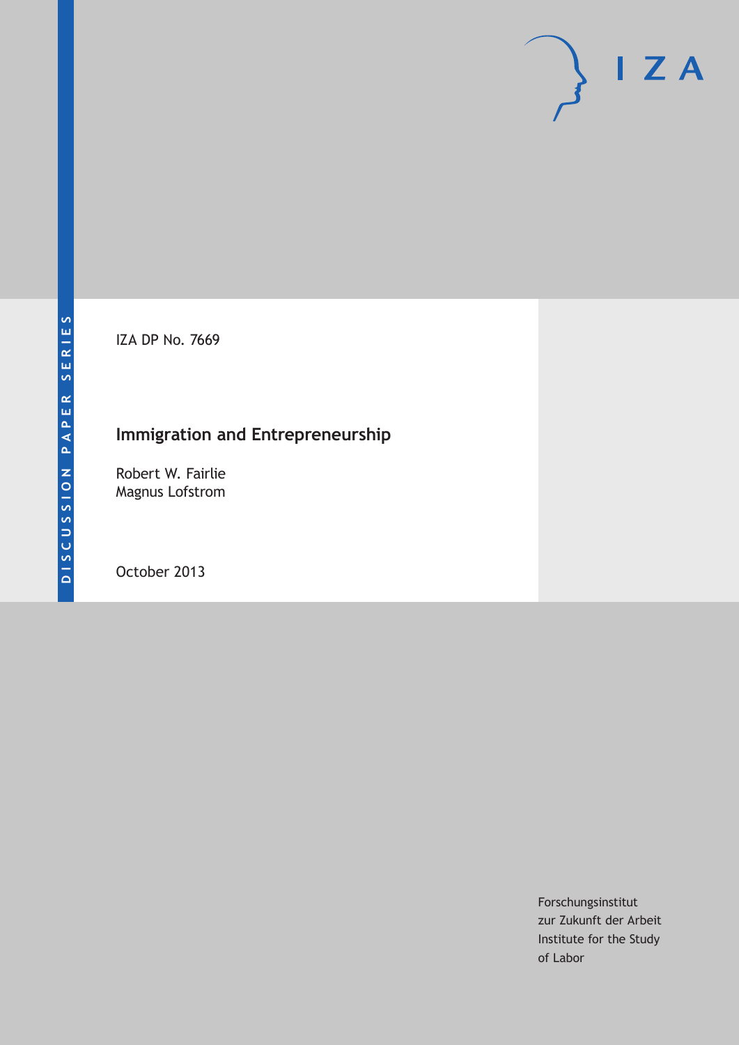DISCUSSION PAPER SERIES

IZA DP No. 7669

# Immigration and Entrepreneurship

Robert W. Fairlie
Magnus Lofstrom

October 2013

Forschungsinstitut
zur Zukunft der Arbeit
Institute for the Study
of Labor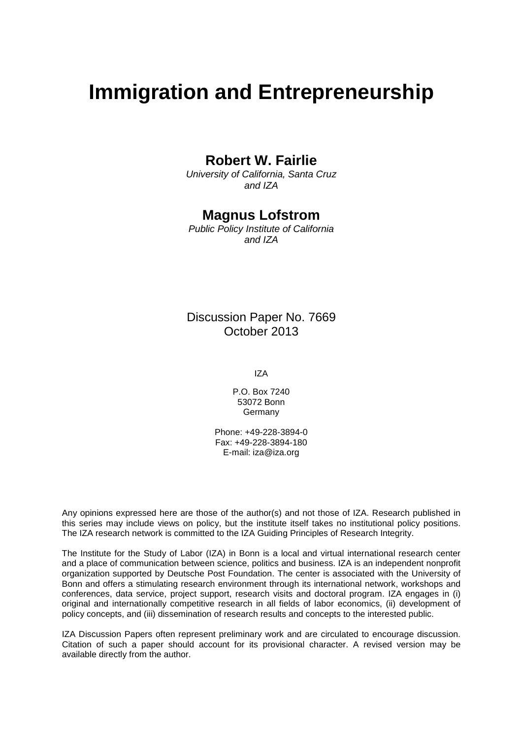# Immigration and Entrepreneurship

## Robert W. Fairlie

*University of California, Santa Cruz and IZA*

## Magnus Lofstrom

*Public Policy Institute of California and IZA*

Discussion Paper No. 7669
October 2013

IZA

P.O. Box 7240
53072 Bonn
Germany

Phone: +49-228-3894-0
Fax: +49-228-3894-180
E-mail: iza@iza.org

Any opinions expressed here are those of the author(s) and not those of IZA. Research published in this series may include views on policy, but the institute itself takes no institutional policy positions. The IZA research network is committed to the IZA Guiding Principles of Research Integrity.

The Institute for the Study of Labor (IZA) in Bonn is a local and virtual international research center and a place of communication between science, politics and business. IZA is an independent nonprofit organization supported by Deutsche Post Foundation. The center is associated with the University of Bonn and offers a stimulating research environment through its international network, workshops and conferences, data service, project support, research visits and doctoral program. IZA engages in (i) original and internationally competitive research in all fields of labor economics, (ii) development of policy concepts, and (iii) dissemination of research results and concepts to the interested public.

IZA Discussion Papers often represent preliminary work and are circulated to encourage discussion. Citation of such a paper should account for its provisional character. A revised version may be available directly from the author.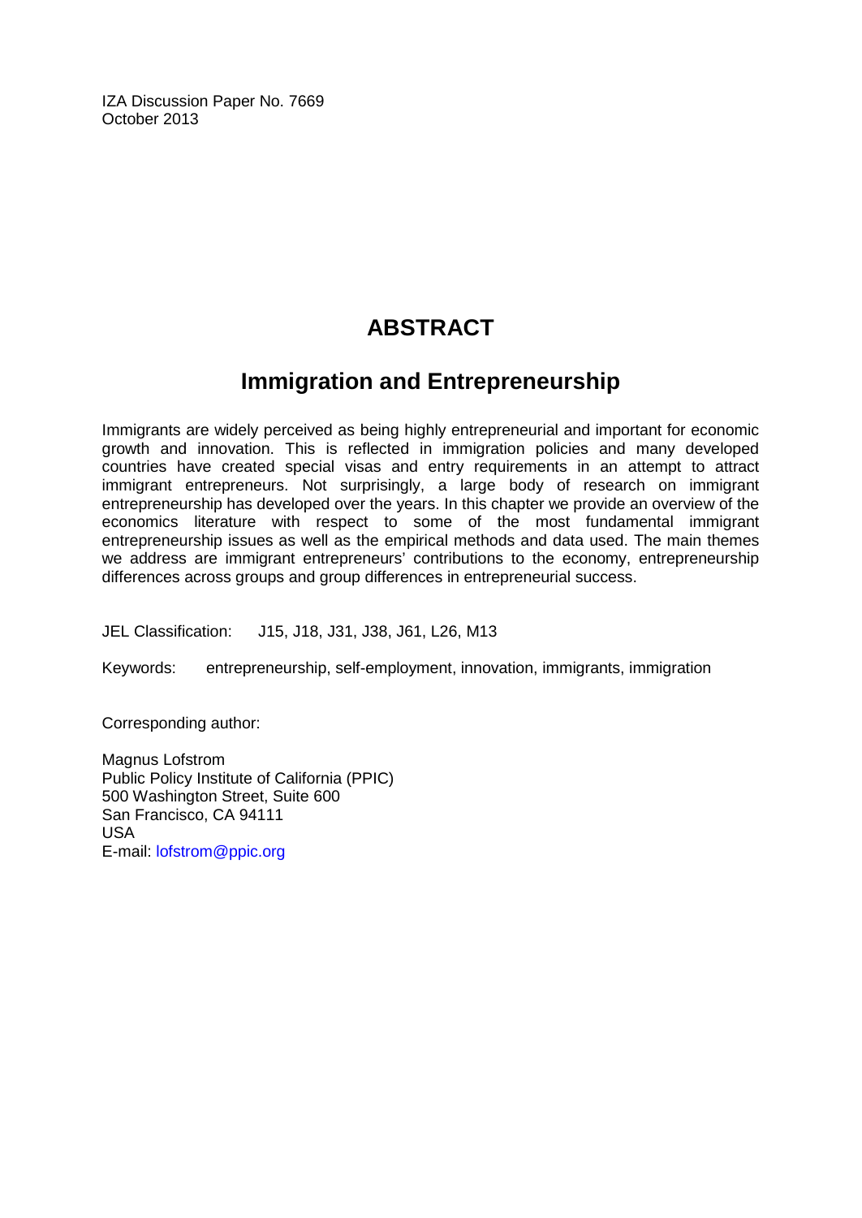IZA Discussion Paper No. 7669
October 2013

# ABSTRACT

## Immigration and Entrepreneurship

Immigrants are widely perceived as being highly entrepreneurial and important for economic growth and innovation. This is reflected in immigration policies and many developed countries have created special visas and entry requirements in an attempt to attract immigrant entrepreneurs. Not surprisingly, a large body of research on immigrant entrepreneurship has developed over the years. In this chapter we provide an overview of the economics literature with respect to some of the most fundamental immigrant entrepreneurship issues as well as the empirical methods and data used. The main themes we address are immigrant entrepreneurs' contributions to the economy, entrepreneurship differences across groups and group differences in entrepreneurial success.

JEL Classification: J15, J18, J31, J38, J61, L26, M13

Keywords: entrepreneurship, self-employment, innovation, immigrants, immigration

Corresponding author:

Magnus Lofstrom
Public Policy Institute of California (PPIC)
500 Washington Street, Suite 600
San Francisco, CA 94111
USA
E-mail: lofstrom@ppic.org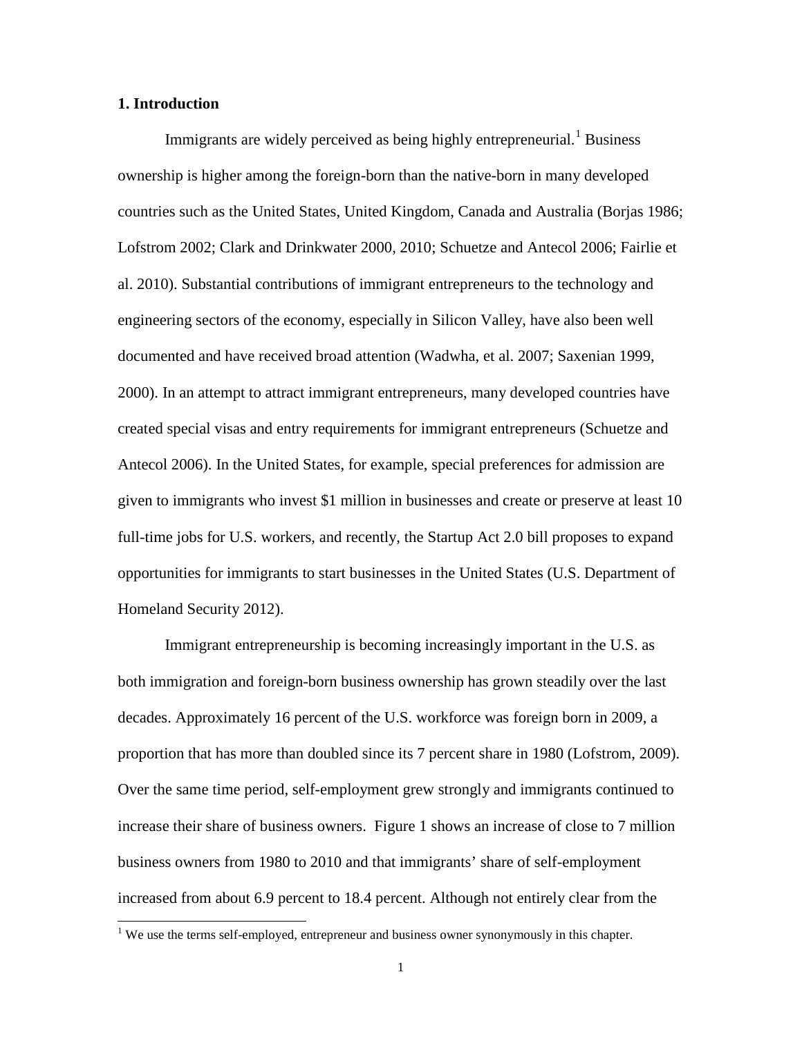## 1. Introduction

Immigrants are widely perceived as being highly entrepreneurial.[1] Business ownership is higher among the foreign-born than the native-born in many developed countries such as the United States, United Kingdom, Canada and Australia (Borjas 1986; Lofstrom 2002; Clark and Drinkwater 2000, 2010; Schuetze and Antecol 2006; Fairlie et al. 2010). Substantial contributions of immigrant entrepreneurs to the technology and engineering sectors of the economy, especially in Silicon Valley, have also been well documented and have received broad attention (Wadwha, et al. 2007; Saxenian 1999, 2000). In an attempt to attract immigrant entrepreneurs, many developed countries have created special visas and entry requirements for immigrant entrepreneurs (Schuetze and Antecol 2006). In the United States, for example, special preferences for admission are given to immigrants who invest $1 million in businesses and create or preserve at least 10 full-time jobs for U.S. workers, and recently, the Startup Act 2.0 bill proposes to expand opportunities for immigrants to start businesses in the United States (U.S. Department of Homeland Security 2012).

Immigrant entrepreneurship is becoming increasingly important in the U.S. as both immigration and foreign-born business ownership has grown steadily over the last decades. Approximately 16 percent of the U.S. workforce was foreign born in 2009, a proportion that has more than doubled since its 7 percent share in 1980 (Lofstrom, 2009). Over the same time period, self-employment grew strongly and immigrants continued to increase their share of business owners. Figure 1 shows an increase of close to 7 million business owners from 1980 to 2010 and that immigrants' share of self-employment increased from about 6.9 percent to 18.4 percent. Although not entirely clear from the

[1] We use the terms self-employed, entrepreneur and business owner synonymously in this chapter.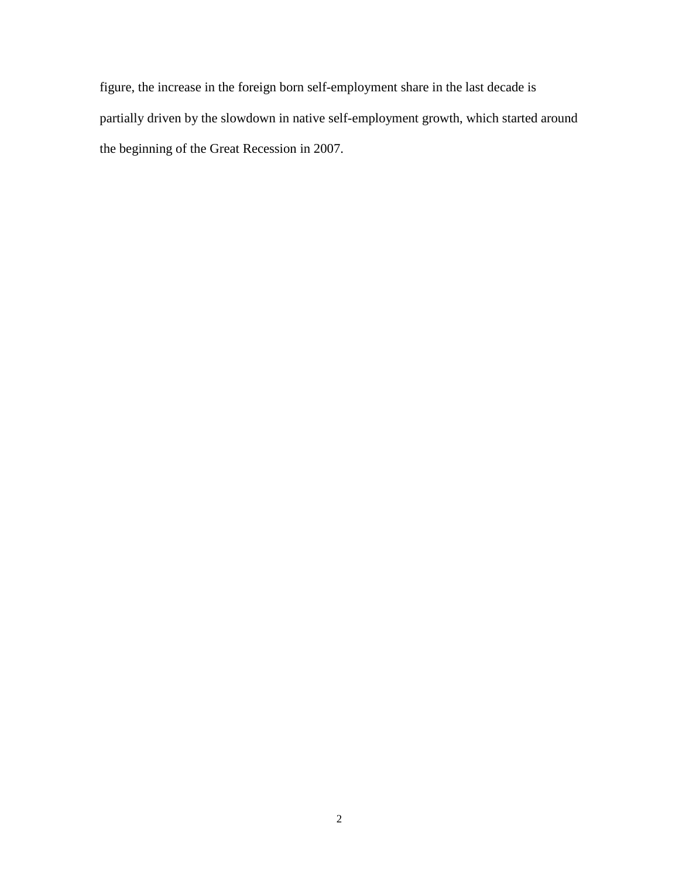figure, the increase in the foreign born self-employment share in the last decade is partially driven by the slowdown in native self-employment growth, which started around the beginning of the Great Recession in 2007.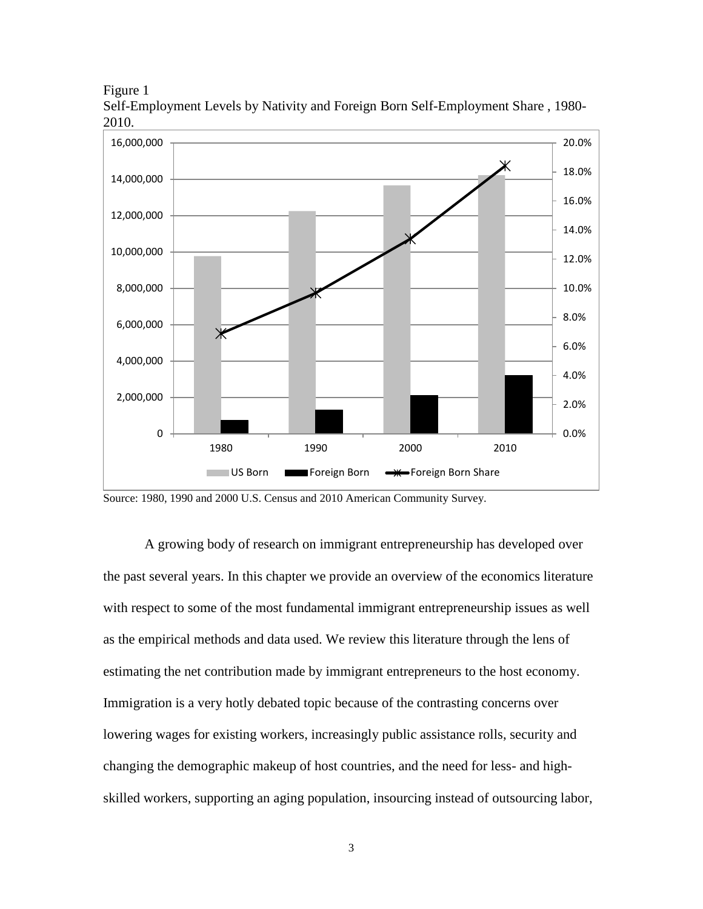Figure 1
Self-Employment Levels by Nativity and Foreign Born Self-Employment Share , 1980-2010.

Source: 1980, 1990 and 2000 U.S. Census and 2010 American Community Survey.

A growing body of research on immigrant entrepreneurship has developed over the past several years. In this chapter we provide an overview of the economics literature with respect to some of the most fundamental immigrant entrepreneurship issues as well as the empirical methods and data used. We review this literature through the lens of estimating the net contribution made by immigrant entrepreneurs to the host economy. Immigration is a very hotly debated topic because of the contrasting concerns over lowering wages for existing workers, increasingly public assistance rolls, security and changing the demographic makeup of host countries, and the need for less- and high-skilled workers, supporting an aging population, insourcing instead of outsourcing labor,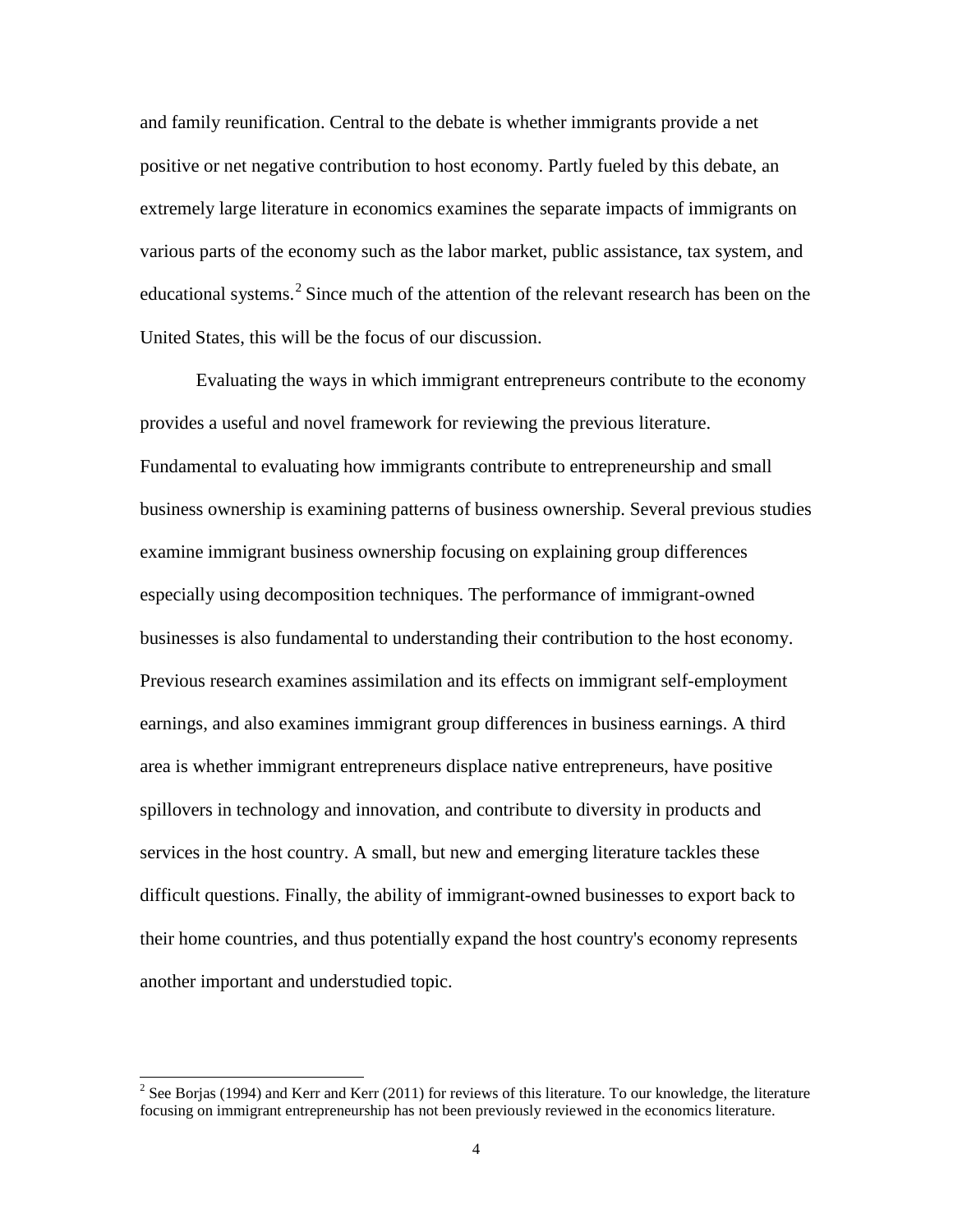and family reunification. Central to the debate is whether immigrants provide a net positive or net negative contribution to host economy. Partly fueled by this debate, an extremely large literature in economics examines the separate impacts of immigrants on various parts of the economy such as the labor market, public assistance, tax system, and educational systems.[2] Since much of the attention of the relevant research has been on the United States, this will be the focus of our discussion.

Evaluating the ways in which immigrant entrepreneurs contribute to the economy provides a useful and novel framework for reviewing the previous literature. Fundamental to evaluating how immigrants contribute to entrepreneurship and small business ownership is examining patterns of business ownership. Several previous studies examine immigrant business ownership focusing on explaining group differences especially using decomposition techniques. The performance of immigrant-owned businesses is also fundamental to understanding their contribution to the host economy. Previous research examines assimilation and its effects on immigrant self-employment earnings, and also examines immigrant group differences in business earnings. A third area is whether immigrant entrepreneurs displace native entrepreneurs, have positive spillovers in technology and innovation, and contribute to diversity in products and services in the host country. A small, but new and emerging literature tackles these difficult questions. Finally, the ability of immigrant-owned businesses to export back to their home countries, and thus potentially expand the host country's economy represents another important and understudied topic.

---

[2] See Borjas (1994) and Kerr and Kerr (2011) for reviews of this literature. To our knowledge, the literature focusing on immigrant entrepreneurship has not been previously reviewed in the economics literature.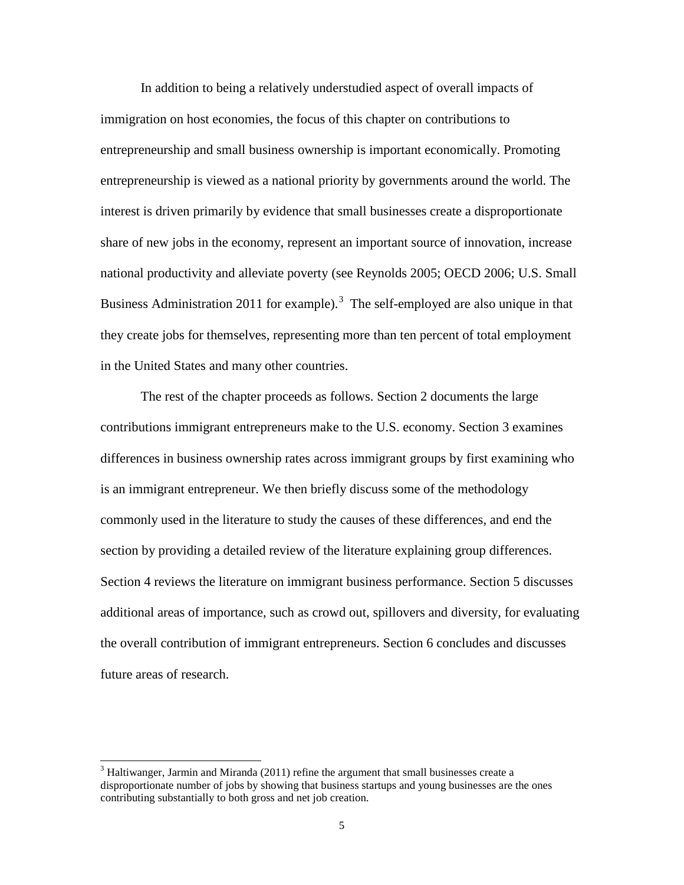In addition to being a relatively understudied aspect of overall impacts of immigration on host economies, the focus of this chapter on contributions to entrepreneurship and small business ownership is important economically. Promoting entrepreneurship is viewed as a national priority by governments around the world. The interest is driven primarily by evidence that small businesses create a disproportionate share of new jobs in the economy, represent an important source of innovation, increase national productivity and alleviate poverty (see Reynolds 2005; OECD 2006; U.S. Small Business Administration 2011 for example).[3] The self-employed are also unique in that they create jobs for themselves, representing more than ten percent of total employment in the United States and many other countries.

The rest of the chapter proceeds as follows. Section 2 documents the large contributions immigrant entrepreneurs make to the U.S. economy. Section 3 examines differences in business ownership rates across immigrant groups by first examining who is an immigrant entrepreneur. We then briefly discuss some of the methodology commonly used in the literature to study the causes of these differences, and end the section by providing a detailed review of the literature explaining group differences. Section 4 reviews the literature on immigrant business performance. Section 5 discusses additional areas of importance, such as crowd out, spillovers and diversity, for evaluating the overall contribution of immigrant entrepreneurs. Section 6 concludes and discusses future areas of research.

---

[3] Haltiwanger, Jarmin and Miranda (2011) refine the argument that small businesses create a disproportionate number of jobs by showing that business startups and young businesses are the ones contributing substantially to both gross and net job creation.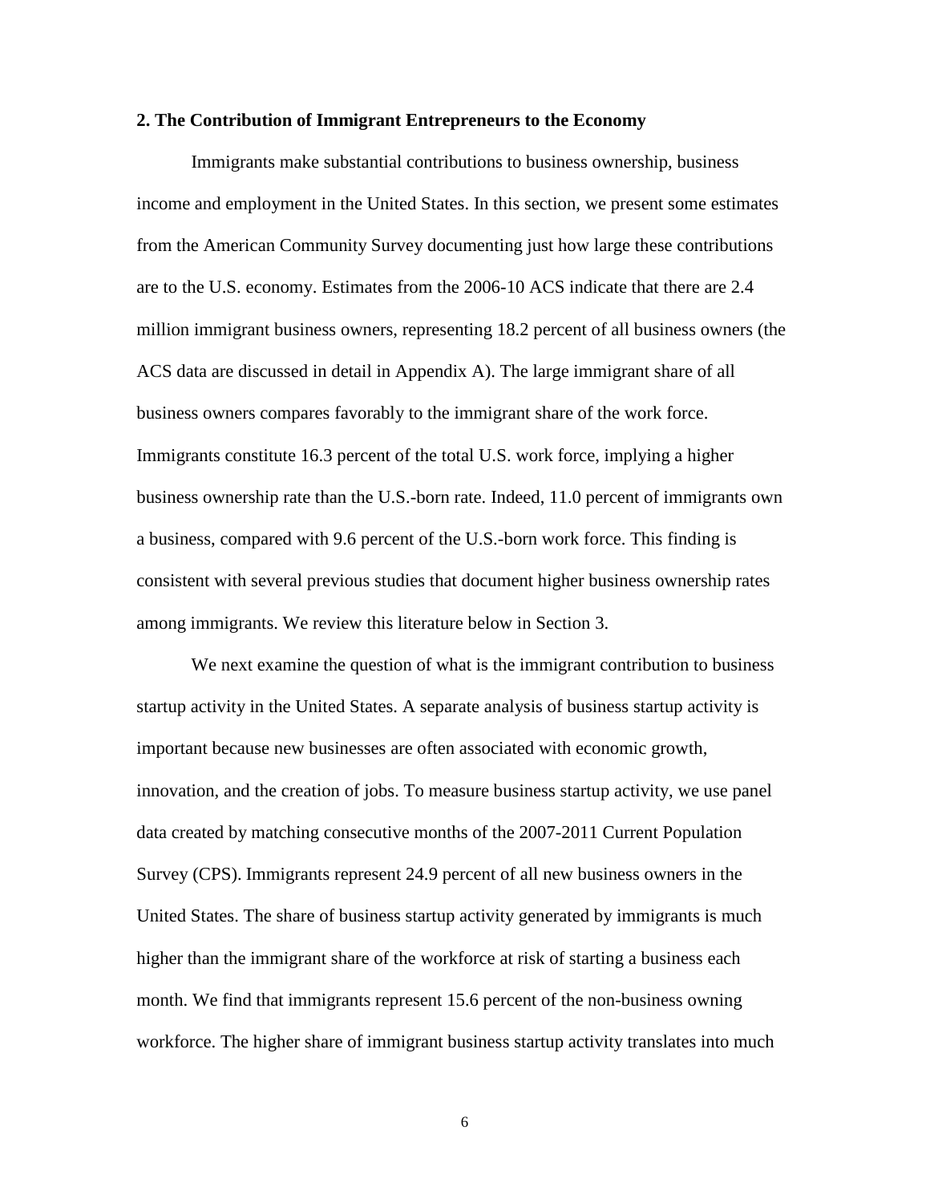## 2. The Contribution of Immigrant Entrepreneurs to the Economy

Immigrants make substantial contributions to business ownership, business income and employment in the United States. In this section, we present some estimates from the American Community Survey documenting just how large these contributions are to the U.S. economy. Estimates from the 2006-10 ACS indicate that there are 2.4 million immigrant business owners, representing 18.2 percent of all business owners (the ACS data are discussed in detail in Appendix A). The large immigrant share of all business owners compares favorably to the immigrant share of the work force. Immigrants constitute 16.3 percent of the total U.S. work force, implying a higher business ownership rate than the U.S.-born rate. Indeed, 11.0 percent of immigrants own a business, compared with 9.6 percent of the U.S.-born work force. This finding is consistent with several previous studies that document higher business ownership rates among immigrants. We review this literature below in Section 3.

We next examine the question of what is the immigrant contribution to business startup activity in the United States. A separate analysis of business startup activity is important because new businesses are often associated with economic growth, innovation, and the creation of jobs. To measure business startup activity, we use panel data created by matching consecutive months of the 2007-2011 Current Population Survey (CPS). Immigrants represent 24.9 percent of all new business owners in the United States. The share of business startup activity generated by immigrants is much higher than the immigrant share of the workforce at risk of starting a business each month. We find that immigrants represent 15.6 percent of the non-business owning workforce. The higher share of immigrant business startup activity translates into much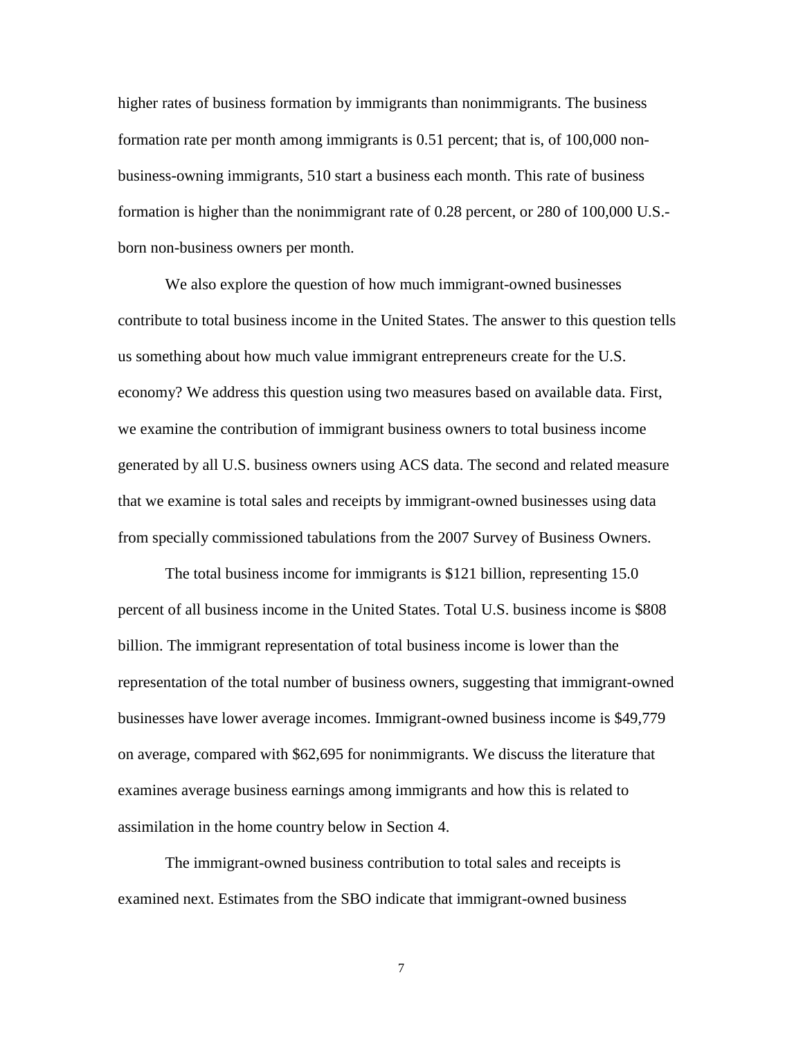higher rates of business formation by immigrants than nonimmigrants. The business formation rate per month among immigrants is 0.51 percent; that is, of 100,000 non-business-owning immigrants, 510 start a business each month. This rate of business formation is higher than the nonimmigrant rate of 0.28 percent, or 280 of 100,000 U.S.-born non-business owners per month.

We also explore the question of how much immigrant-owned businesses contribute to total business income in the United States. The answer to this question tells us something about how much value immigrant entrepreneurs create for the U.S. economy? We address this question using two measures based on available data. First, we examine the contribution of immigrant business owners to total business income generated by all U.S. business owners using ACS data. The second and related measure that we examine is total sales and receipts by immigrant-owned businesses using data from specially commissioned tabulations from the 2007 Survey of Business Owners.

The total business income for immigrants is $121 billion, representing 15.0 percent of all business income in the United States. Total U.S. business income is $808 billion. The immigrant representation of total business income is lower than the representation of the total number of business owners, suggesting that immigrant-owned businesses have lower average incomes. Immigrant-owned business income is $49,779 on average, compared with $62,695 for nonimmigrants. We discuss the literature that examines average business earnings among immigrants and how this is related to assimilation in the home country below in Section 4.

The immigrant-owned business contribution to total sales and receipts is examined next. Estimates from the SBO indicate that immigrant-owned business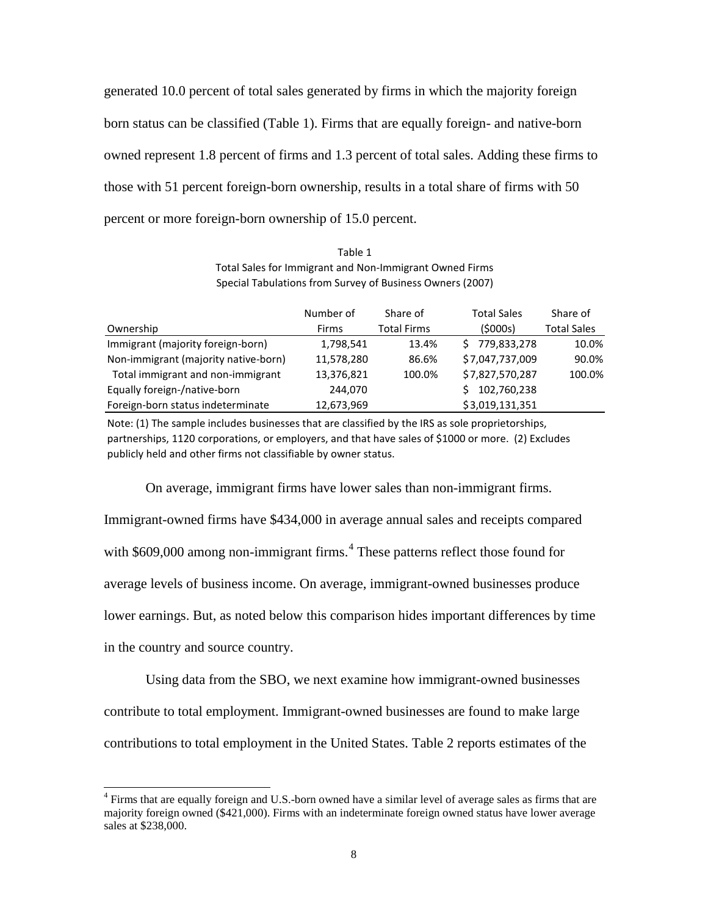generated 10.0 percent of total sales generated by firms in which the majority foreign born status can be classified (Table 1). Firms that are equally foreign- and native-born owned represent 1.8 percent of firms and 1.3 percent of total sales. Adding these firms to those with 51 percent foreign-born ownership, results in a total share of firms with 50 percent or more foreign-born ownership of 15.0 percent.

Table 1
Total Sales for Immigrant and Non-Immigrant Owned Firms
Special Tabulations from Survey of Business Owners (2007)

| Ownership | Number of Firms | Share of Total Firms | Total Sales ($000s) | Share of Total Sales |
|---|---|---|---|---|
| Immigrant (majority foreign-born) | 1,798,541 | 13.4% | $ 779,833,278 | 10.0% |
| Non-immigrant (majority native-born) | 11,578,280 | 86.6% | $7,047,737,009 | 90.0% |
| Total immigrant and non-immigrant | 13,376,821 | 100.0% | $7,827,570,287 | 100.0% |
| Equally foreign-/native-born | 244,070 | | $ 102,760,238 | |
| Foreign-born status indeterminate | 12,673,969 | | $3,019,131,351 | |

Note: (1) The sample includes businesses that are classified by the IRS as sole proprietorships, partnerships, 1120 corporations, or employers, and that have sales of $1000 or more. (2) Excludes publicly held and other firms not classifiable by owner status.

On average, immigrant firms have lower sales than non-immigrant firms. Immigrant-owned firms have $434,000 in average annual sales and receipts compared with $609,000 among non-immigrant firms.[4] These patterns reflect those found for average levels of business income. On average, immigrant-owned businesses produce lower earnings. But, as noted below this comparison hides important differences by time in the country and source country.

Using data from the SBO, we next examine how immigrant-owned businesses contribute to total employment. Immigrant-owned businesses are found to make large contributions to total employment in the United States. Table 2 reports estimates of the

[4] Firms that are equally foreign and U.S.-born owned have a similar level of average sales as firms that are majority foreign owned ($421,000). Firms with an indeterminate foreign owned status have lower average sales at $238,000.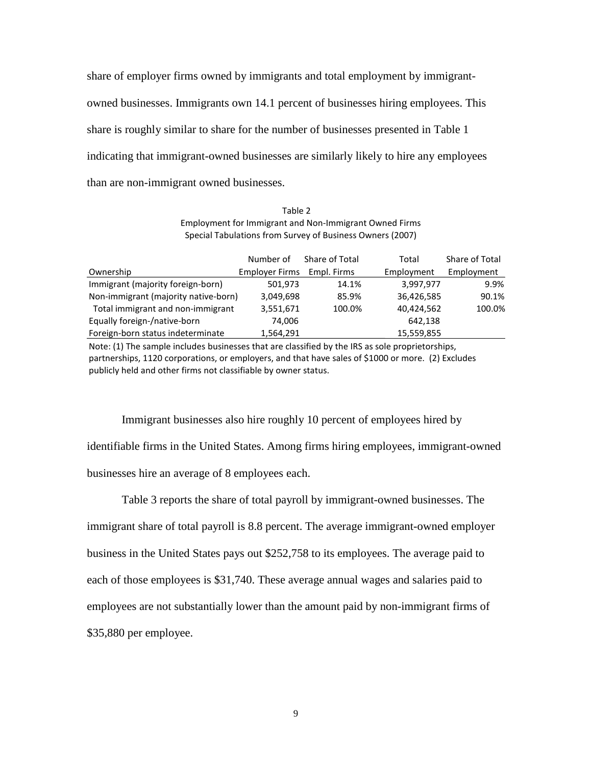share of employer firms owned by immigrants and total employment by immigrant-owned businesses. Immigrants own 14.1 percent of businesses hiring employees. This share is roughly similar to share for the number of businesses presented in Table 1 indicating that immigrant-owned businesses are similarly likely to hire any employees than are non-immigrant owned businesses.

Table 2
Employment for Immigrant and Non-Immigrant Owned Firms
Special Tabulations from Survey of Business Owners (2007)

| Ownership | Number of Employer Firms | Share of Total Empl. Firms | Total Employment | Share of Total Employment |
|---|---|---|---|---|
| Immigrant (majority foreign-born) | 501,973 | 14.1% | 3,997,977 | 9.9% |
| Non-immigrant (majority native-born) | 3,049,698 | 85.9% | 36,426,585 | 90.1% |
| Total immigrant and non-immigrant | 3,551,671 | 100.0% | 40,424,562 | 100.0% |
| Equally foreign-/native-born | 74,006 | | 642,138 | |
| Foreign-born status indeterminate | 1,564,291 | | 15,559,855 | |

Note: (1) The sample includes businesses that are classified by the IRS as sole proprietorships, partnerships, 1120 corporations, or employers, and that have sales of $1000 or more. (2) Excludes publicly held and other firms not classifiable by owner status.

Immigrant businesses also hire roughly 10 percent of employees hired by identifiable firms in the United States. Among firms hiring employees, immigrant-owned businesses hire an average of 8 employees each.

Table 3 reports the share of total payroll by immigrant-owned businesses. The immigrant share of total payroll is 8.8 percent. The average immigrant-owned employer business in the United States pays out $252,758 to its employees. The average paid to each of those employees is $31,740. These average annual wages and salaries paid to employees are not substantially lower than the amount paid by non-immigrant firms of $35,880 per employee.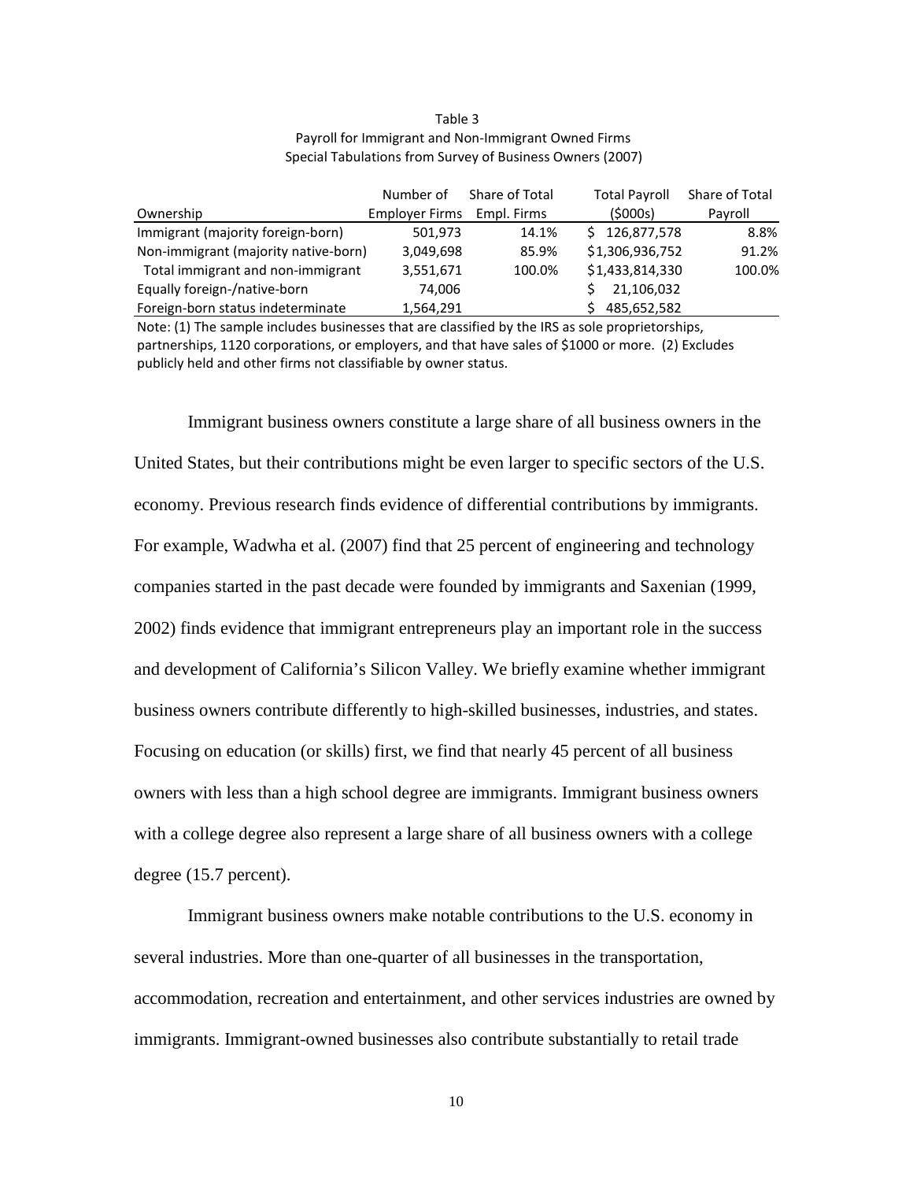Table 3
Payroll for Immigrant and Non-Immigrant Owned Firms
Special Tabulations from Survey of Business Owners (2007)

| Ownership | Number of Employer Firms | Share of Total Empl. Firms | Total Payroll ($000s) | Share of Total Payroll |
|---|---|---|---|---|
| Immigrant (majority foreign-born) | 501,973 | 14.1% | $ 126,877,578 | 8.8% |
| Non-immigrant (majority native-born) | 3,049,698 | 85.9% | $1,306,936,752 | 91.2% |
| Total immigrant and non-immigrant | 3,551,671 | 100.0% | $1,433,814,330 | 100.0% |
| Equally foreign-/native-born | 74,006 | | $ 21,106,032 | |
| Foreign-born status indeterminate | 1,564,291 | | $ 485,652,582 | |

Note: (1) The sample includes businesses that are classified by the IRS as sole proprietorships, partnerships, 1120 corporations, or employers, and that have sales of $1000 or more. (2) Excludes publicly held and other firms not classifiable by owner status.

Immigrant business owners constitute a large share of all business owners in the United States, but their contributions might be even larger to specific sectors of the U.S. economy. Previous research finds evidence of differential contributions by immigrants. For example, Wadwha et al. (2007) find that 25 percent of engineering and technology companies started in the past decade were founded by immigrants and Saxenian (1999, 2002) finds evidence that immigrant entrepreneurs play an important role in the success and development of California's Silicon Valley. We briefly examine whether immigrant business owners contribute differently to high-skilled businesses, industries, and states. Focusing on education (or skills) first, we find that nearly 45 percent of all business owners with less than a high school degree are immigrants. Immigrant business owners with a college degree also represent a large share of all business owners with a college degree (15.7 percent).

Immigrant business owners make notable contributions to the U.S. economy in several industries. More than one-quarter of all businesses in the transportation, accommodation, recreation and entertainment, and other services industries are owned by immigrants. Immigrant-owned businesses also contribute substantially to retail trade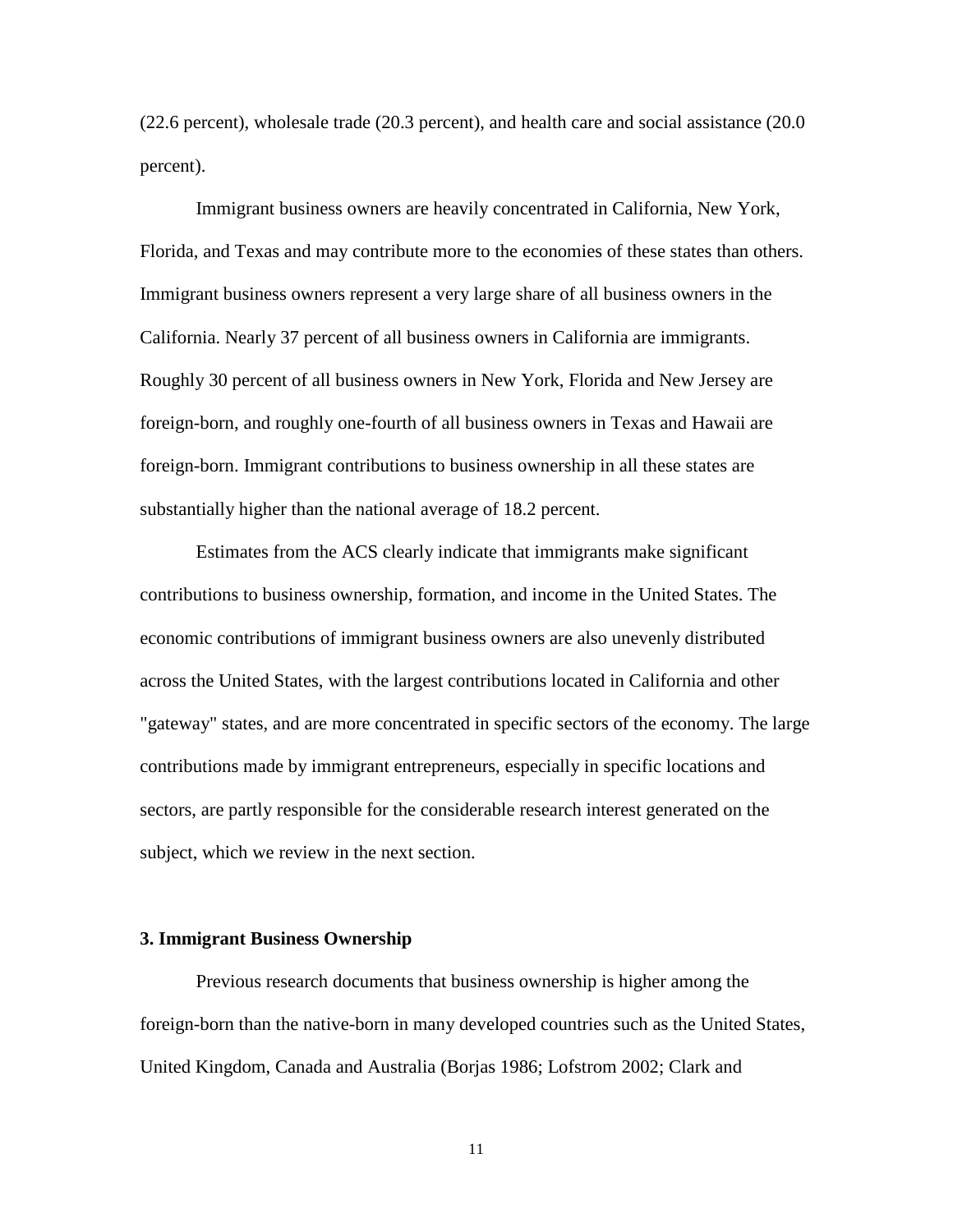(22.6 percent), wholesale trade (20.3 percent), and health care and social assistance (20.0 percent).

Immigrant business owners are heavily concentrated in California, New York, Florida, and Texas and may contribute more to the economies of these states than others. Immigrant business owners represent a very large share of all business owners in the California. Nearly 37 percent of all business owners in California are immigrants. Roughly 30 percent of all business owners in New York, Florida and New Jersey are foreign-born, and roughly one-fourth of all business owners in Texas and Hawaii are foreign-born. Immigrant contributions to business ownership in all these states are substantially higher than the national average of 18.2 percent.

Estimates from the ACS clearly indicate that immigrants make significant contributions to business ownership, formation, and income in the United States. The economic contributions of immigrant business owners are also unevenly distributed across the United States, with the largest contributions located in California and other "gateway" states, and are more concentrated in specific sectors of the economy. The large contributions made by immigrant entrepreneurs, especially in specific locations and sectors, are partly responsible for the considerable research interest generated on the subject, which we review in the next section.

## 3. Immigrant Business Ownership

Previous research documents that business ownership is higher among the foreign-born than the native-born in many developed countries such as the United States, United Kingdom, Canada and Australia (Borjas 1986; Lofstrom 2002; Clark and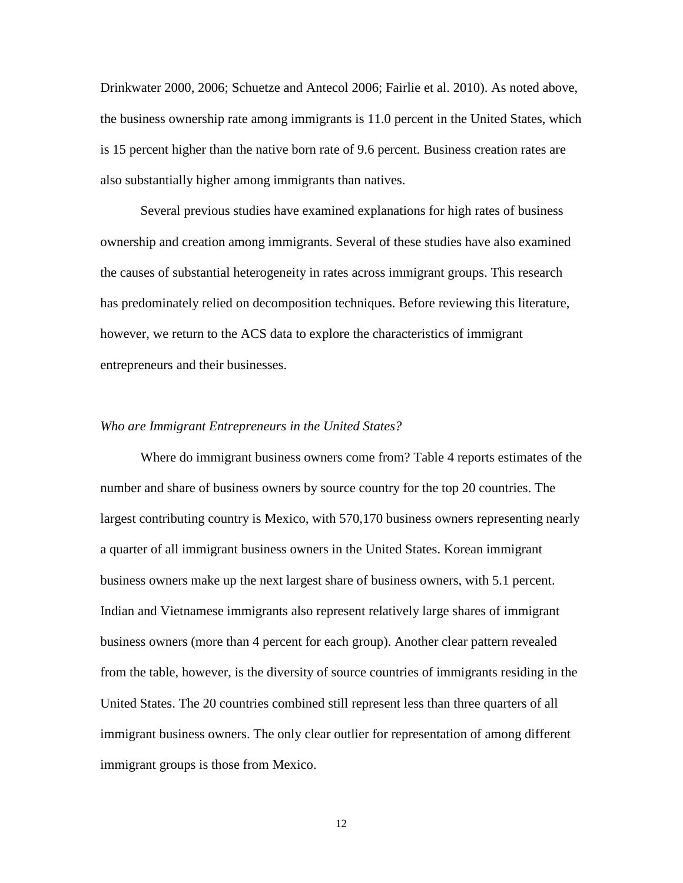Drinkwater 2000, 2006; Schuetze and Antecol 2006; Fairlie et al. 2010). As noted above, the business ownership rate among immigrants is 11.0 percent in the United States, which is 15 percent higher than the native born rate of 9.6 percent. Business creation rates are also substantially higher among immigrants than natives.

Several previous studies have examined explanations for high rates of business ownership and creation among immigrants. Several of these studies have also examined the causes of substantial heterogeneity in rates across immigrant groups. This research has predominately relied on decomposition techniques. Before reviewing this literature, however, we return to the ACS data to explore the characteristics of immigrant entrepreneurs and their businesses.

*Who are Immigrant Entrepreneurs in the United States?*

Where do immigrant business owners come from? Table 4 reports estimates of the number and share of business owners by source country for the top 20 countries. The largest contributing country is Mexico, with 570,170 business owners representing nearly a quarter of all immigrant business owners in the United States. Korean immigrant business owners make up the next largest share of business owners, with 5.1 percent. Indian and Vietnamese immigrants also represent relatively large shares of immigrant business owners (more than 4 percent for each group). Another clear pattern revealed from the table, however, is the diversity of source countries of immigrants residing in the United States. The 20 countries combined still represent less than three quarters of all immigrant business owners. The only clear outlier for representation of among different immigrant groups is those from Mexico.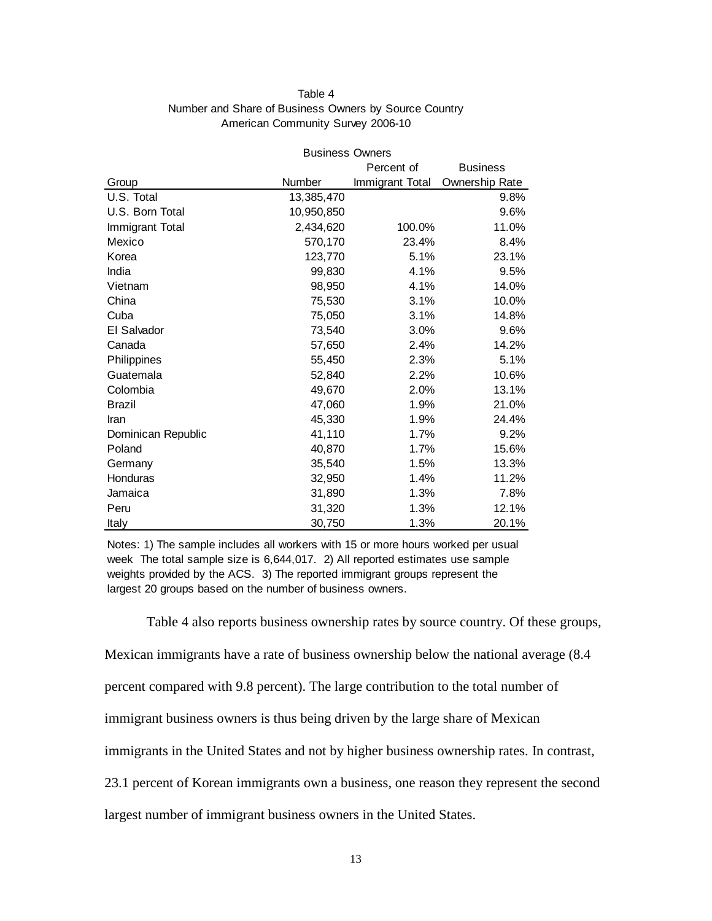Table 4
Number and Share of Business Owners by Source Country
American Community Survey 2006-10

| | Business Owners | | |
|---|---|---|---|
| Group | Number | Percent of Immigrant Total | Business Ownership Rate |
| U.S. Total | 13,385,470 | | 9.8% |
| U.S. Born Total | 10,950,850 | | 9.6% |
| Immigrant Total | 2,434,620 | 100.0% | 11.0% |
| Mexico | 570,170 | 23.4% | 8.4% |
| Korea | 123,770 | 5.1% | 23.1% |
| India | 99,830 | 4.1% | 9.5% |
| Vietnam | 98,950 | 4.1% | 14.0% |
| China | 75,530 | 3.1% | 10.0% |
| Cuba | 75,050 | 3.1% | 14.8% |
| El Salvador | 73,540 | 3.0% | 9.6% |
| Canada | 57,650 | 2.4% | 14.2% |
| Philippines | 55,450 | 2.3% | 5.1% |
| Guatemala | 52,840 | 2.2% | 10.6% |
| Colombia | 49,670 | 2.0% | 13.1% |
| Brazil | 47,060 | 1.9% | 21.0% |
| Iran | 45,330 | 1.9% | 24.4% |
| Dominican Republic | 41,110 | 1.7% | 9.2% |
| Poland | 40,870 | 1.7% | 15.6% |
| Germany | 35,540 | 1.5% | 13.3% |
| Honduras | 32,950 | 1.4% | 11.2% |
| Jamaica | 31,890 | 1.3% | 7.8% |
| Peru | 31,320 | 1.3% | 12.1% |
| Italy | 30,750 | 1.3% | 20.1% |

Notes: 1) The sample includes all workers with 15 or more hours worked per usual week The total sample size is 6,644,017. 2) All reported estimates use sample weights provided by the ACS. 3) The reported immigrant groups represent the largest 20 groups based on the number of business owners.

Table 4 also reports business ownership rates by source country. Of these groups, Mexican immigrants have a rate of business ownership below the national average (8.4 percent compared with 9.8 percent). The large contribution to the total number of immigrant business owners is thus being driven by the large share of Mexican immigrants in the United States and not by higher business ownership rates. In contrast, 23.1 percent of Korean immigrants own a business, one reason they represent the second largest number of immigrant business owners in the United States.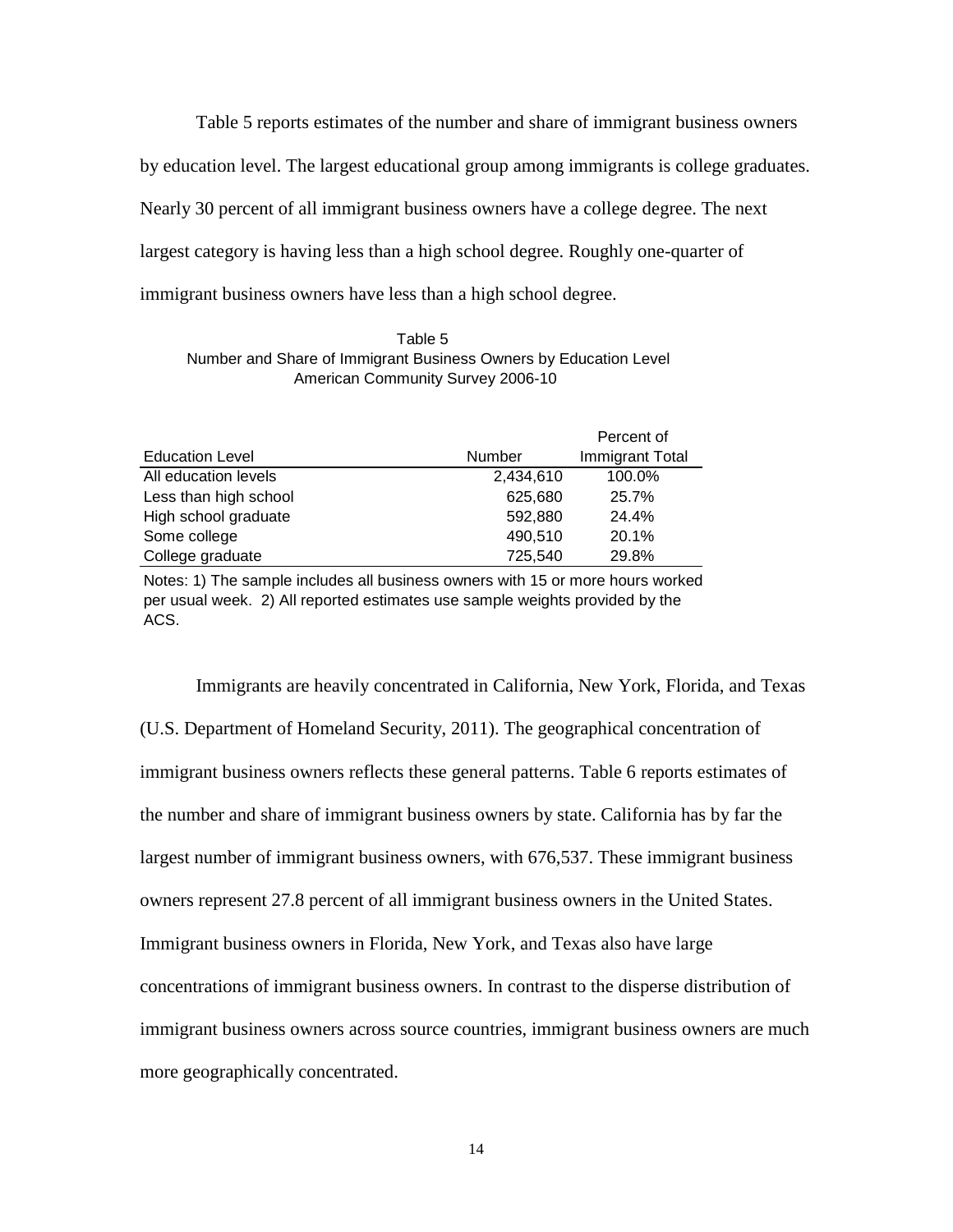Table 5 reports estimates of the number and share of immigrant business owners by education level. The largest educational group among immigrants is college graduates. Nearly 30 percent of all immigrant business owners have a college degree. The next largest category is having less than a high school degree. Roughly one-quarter of immigrant business owners have less than a high school degree.

Table 5
Number and Share of Immigrant Business Owners by Education Level
American Community Survey 2006-10

| Education Level | Number | Percent of Immigrant Total |
|---|---|---|
| All education levels | 2,434,610 | 100.0% |
| Less than high school | 625,680 | 25.7% |
| High school graduate | 592,880 | 24.4% |
| Some college | 490,510 | 20.1% |
| College graduate | 725,540 | 29.8% |

Notes: 1) The sample includes all business owners with 15 or more hours worked per usual week. 2) All reported estimates use sample weights provided by the ACS.

Immigrants are heavily concentrated in California, New York, Florida, and Texas (U.S. Department of Homeland Security, 2011). The geographical concentration of immigrant business owners reflects these general patterns. Table 6 reports estimates of the number and share of immigrant business owners by state. California has by far the largest number of immigrant business owners, with 676,537. These immigrant business owners represent 27.8 percent of all immigrant business owners in the United States. Immigrant business owners in Florida, New York, and Texas also have large concentrations of immigrant business owners. In contrast to the disperse distribution of immigrant business owners across source countries, immigrant business owners are much more geographically concentrated.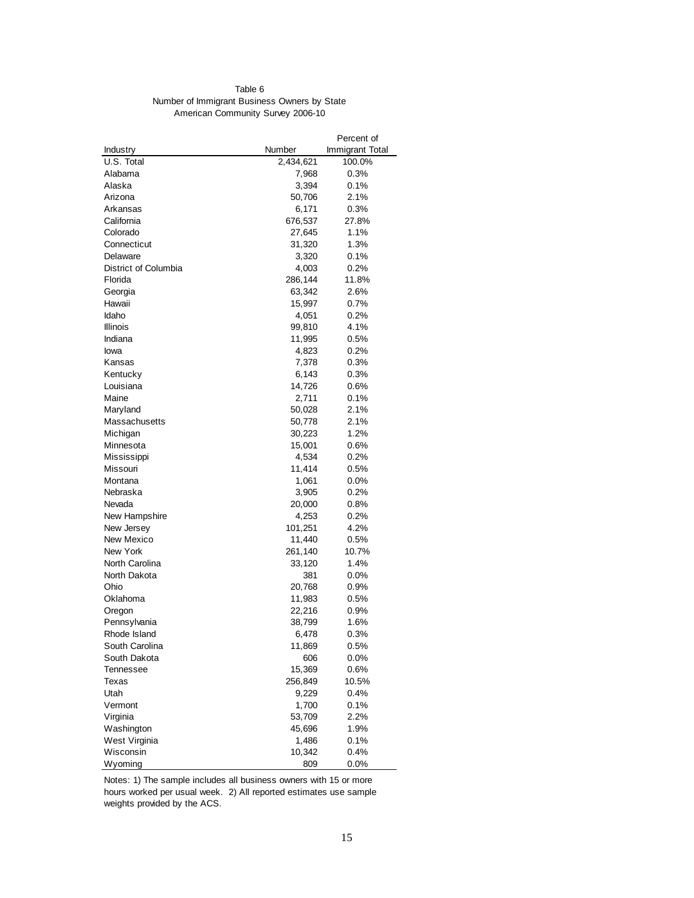Table 6
Number of Immigrant Business Owners by State
American Community Survey 2006-10

| Industry | Number | Percent of Immigrant Total |
|---|---|---|
| U.S. Total | 2,434,621 | 100.0% |
| Alabama | 7,968 | 0.3% |
| Alaska | 3,394 | 0.1% |
| Arizona | 50,706 | 2.1% |
| Arkansas | 6,171 | 0.3% |
| California | 676,537 | 27.8% |
| Colorado | 27,645 | 1.1% |
| Connecticut | 31,320 | 1.3% |
| Delaware | 3,320 | 0.1% |
| District of Columbia | 4,003 | 0.2% |
| Florida | 286,144 | 11.8% |
| Georgia | 63,342 | 2.6% |
| Hawaii | 15,997 | 0.7% |
| Idaho | 4,051 | 0.2% |
| Illinois | 99,810 | 4.1% |
| Indiana | 11,995 | 0.5% |
| Iowa | 4,823 | 0.2% |
| Kansas | 7,378 | 0.3% |
| Kentucky | 6,143 | 0.3% |
| Louisiana | 14,726 | 0.6% |
| Maine | 2,711 | 0.1% |
| Maryland | 50,028 | 2.1% |
| Massachusetts | 50,778 | 2.1% |
| Michigan | 30,223 | 1.2% |
| Minnesota | 15,001 | 0.6% |
| Mississippi | 4,534 | 0.2% |
| Missouri | 11,414 | 0.5% |
| Montana | 1,061 | 0.0% |
| Nebraska | 3,905 | 0.2% |
| Nevada | 20,000 | 0.8% |
| New Hampshire | 4,253 | 0.2% |
| New Jersey | 101,251 | 4.2% |
| New Mexico | 11,440 | 0.5% |
| New York | 261,140 | 10.7% |
| North Carolina | 33,120 | 1.4% |
| North Dakota | 381 | 0.0% |
| Ohio | 20,768 | 0.9% |
| Oklahoma | 11,983 | 0.5% |
| Oregon | 22,216 | 0.9% |
| Pennsylvania | 38,799 | 1.6% |
| Rhode Island | 6,478 | 0.3% |
| South Carolina | 11,869 | 0.5% |
| South Dakota | 606 | 0.0% |
| Tennessee | 15,369 | 0.6% |
| Texas | 256,849 | 10.5% |
| Utah | 9,229 | 0.4% |
| Vermont | 1,700 | 0.1% |
| Virginia | 53,709 | 2.2% |
| Washington | 45,696 | 1.9% |
| West Virginia | 1,486 | 0.1% |
| Wisconsin | 10,342 | 0.4% |
| Wyoming | 809 | 0.0% |

Notes: 1) The sample includes all business owners with 15 or more hours worked per usual week. 2) All reported estimates use sample weights provided by the ACS.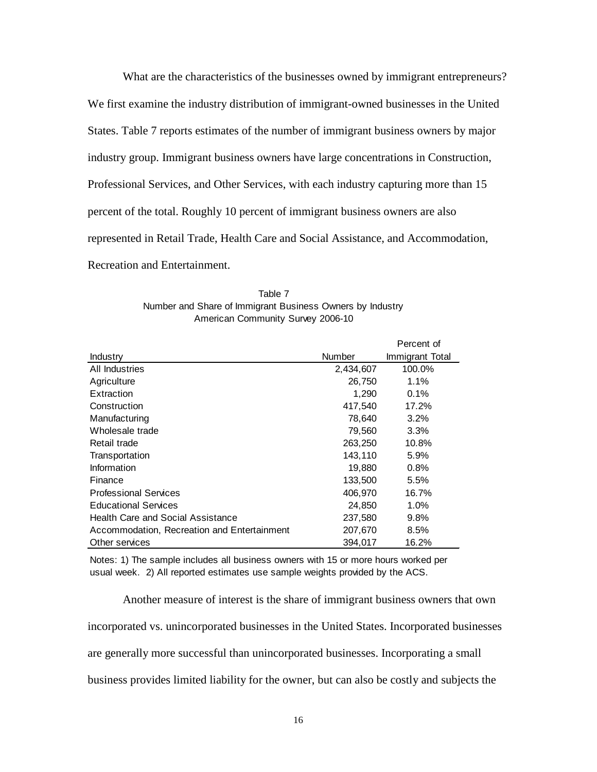What are the characteristics of the businesses owned by immigrant entrepreneurs? We first examine the industry distribution of immigrant-owned businesses in the United States. Table 7 reports estimates of the number of immigrant business owners by major industry group. Immigrant business owners have large concentrations in Construction, Professional Services, and Other Services, with each industry capturing more than 15 percent of the total. Roughly 10 percent of immigrant business owners are also represented in Retail Trade, Health Care and Social Assistance, and Accommodation, Recreation and Entertainment.

Table 7
Number and Share of Immigrant Business Owners by Industry
American Community Survey 2006-10

| Industry | Number | Percent of Immigrant Total |
|---|---|---|
| All Industries | 2,434,607 | 100.0% |
| Agriculture | 26,750 | 1.1% |
| Extraction | 1,290 | 0.1% |
| Construction | 417,540 | 17.2% |
| Manufacturing | 78,640 | 3.2% |
| Wholesale trade | 79,560 | 3.3% |
| Retail trade | 263,250 | 10.8% |
| Transportation | 143,110 | 5.9% |
| Information | 19,880 | 0.8% |
| Finance | 133,500 | 5.5% |
| Professional Services | 406,970 | 16.7% |
| Educational Services | 24,850 | 1.0% |
| Health Care and Social Assistance | 237,580 | 9.8% |
| Accommodation, Recreation and Entertainment | 207,670 | 8.5% |
| Other services | 394,017 | 16.2% |

Notes: 1) The sample includes all business owners with 15 or more hours worked per usual week. 2) All reported estimates use sample weights provided by the ACS.

Another measure of interest is the share of immigrant business owners that own incorporated vs. unincorporated businesses in the United States. Incorporated businesses are generally more successful than unincorporated businesses. Incorporating a small business provides limited liability for the owner, but can also be costly and subjects the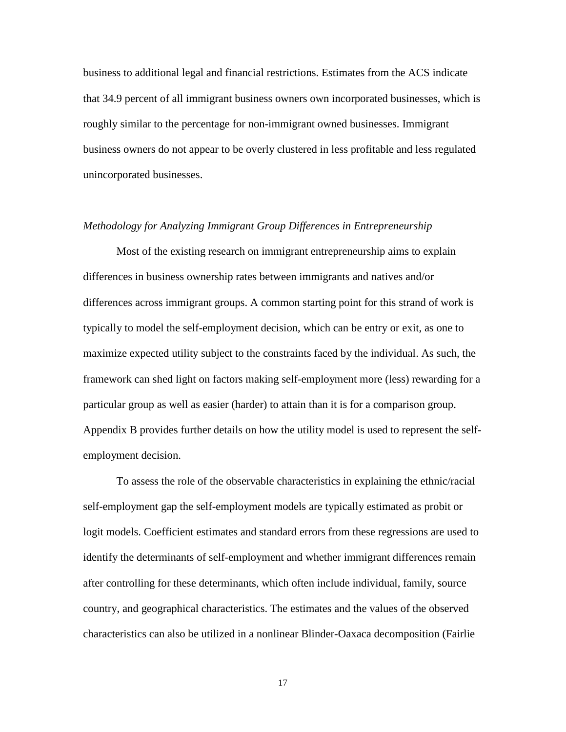business to additional legal and financial restrictions. Estimates from the ACS indicate that 34.9 percent of all immigrant business owners own incorporated businesses, which is roughly similar to the percentage for non-immigrant owned businesses. Immigrant business owners do not appear to be overly clustered in less profitable and less regulated unincorporated businesses.

*Methodology for Analyzing Immigrant Group Differences in Entrepreneurship*

Most of the existing research on immigrant entrepreneurship aims to explain differences in business ownership rates between immigrants and natives and/or differences across immigrant groups. A common starting point for this strand of work is typically to model the self-employment decision, which can be entry or exit, as one to maximize expected utility subject to the constraints faced by the individual. As such, the framework can shed light on factors making self-employment more (less) rewarding for a particular group as well as easier (harder) to attain than it is for a comparison group. Appendix B provides further details on how the utility model is used to represent the self-employment decision.

To assess the role of the observable characteristics in explaining the ethnic/racial self-employment gap the self-employment models are typically estimated as probit or logit models. Coefficient estimates and standard errors from these regressions are used to identify the determinants of self-employment and whether immigrant differences remain after controlling for these determinants, which often include individual, family, source country, and geographical characteristics. The estimates and the values of the observed characteristics can also be utilized in a nonlinear Blinder-Oaxaca decomposition (Fairlie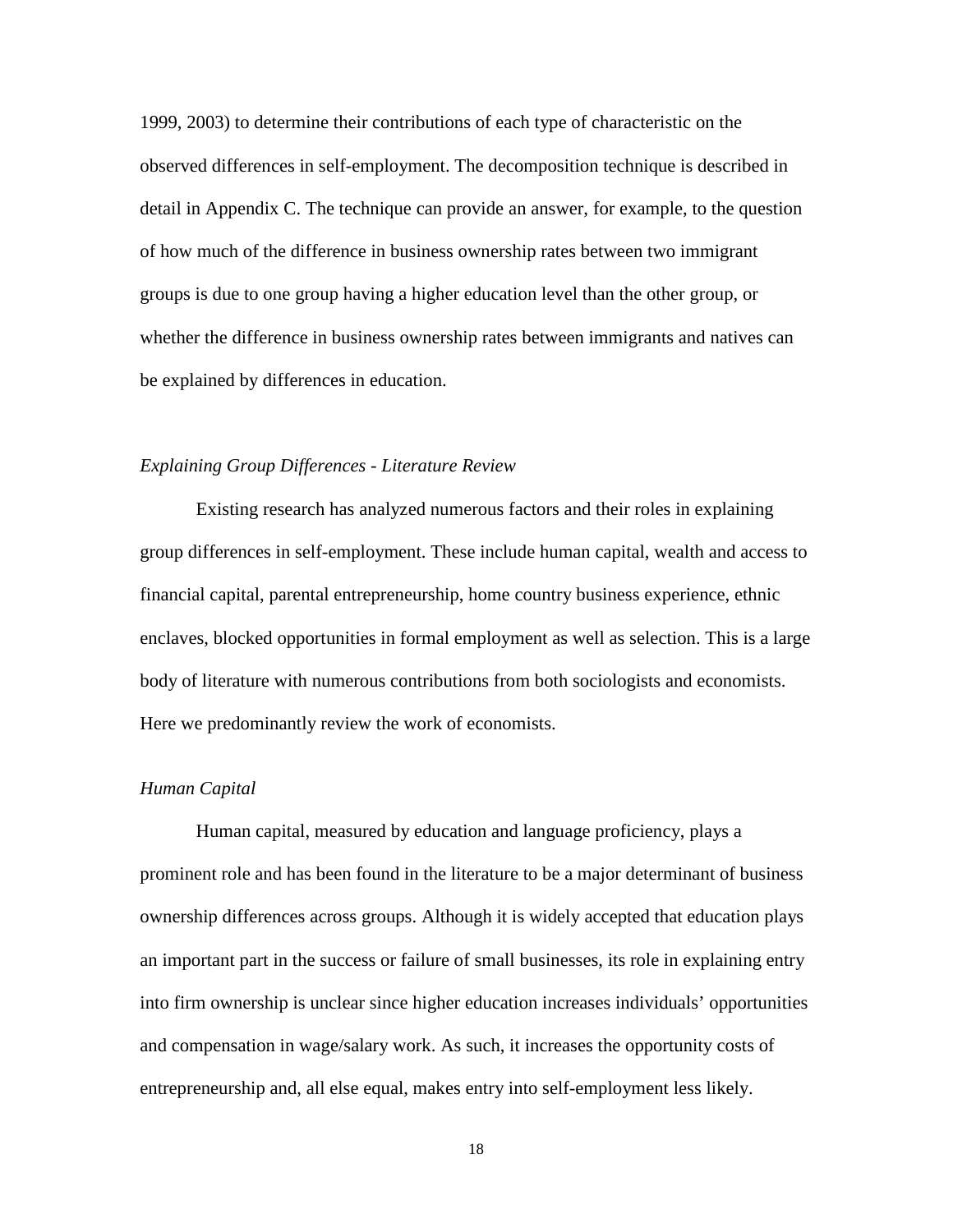1999, 2003) to determine their contributions of each type of characteristic on the observed differences in self-employment. The decomposition technique is described in detail in Appendix C. The technique can provide an answer, for example, to the question of how much of the difference in business ownership rates between two immigrant groups is due to one group having a higher education level than the other group, or whether the difference in business ownership rates between immigrants and natives can be explained by differences in education.

*Explaining Group Differences - Literature Review*

Existing research has analyzed numerous factors and their roles in explaining group differences in self-employment. These include human capital, wealth and access to financial capital, parental entrepreneurship, home country business experience, ethnic enclaves, blocked opportunities in formal employment as well as selection. This is a large body of literature with numerous contributions from both sociologists and economists. Here we predominantly review the work of economists.

*Human Capital*

Human capital, measured by education and language proficiency, plays a prominent role and has been found in the literature to be a major determinant of business ownership differences across groups. Although it is widely accepted that education plays an important part in the success or failure of small businesses, its role in explaining entry into firm ownership is unclear since higher education increases individuals' opportunities and compensation in wage/salary work. As such, it increases the opportunity costs of entrepreneurship and, all else equal, makes entry into self-employment less likely.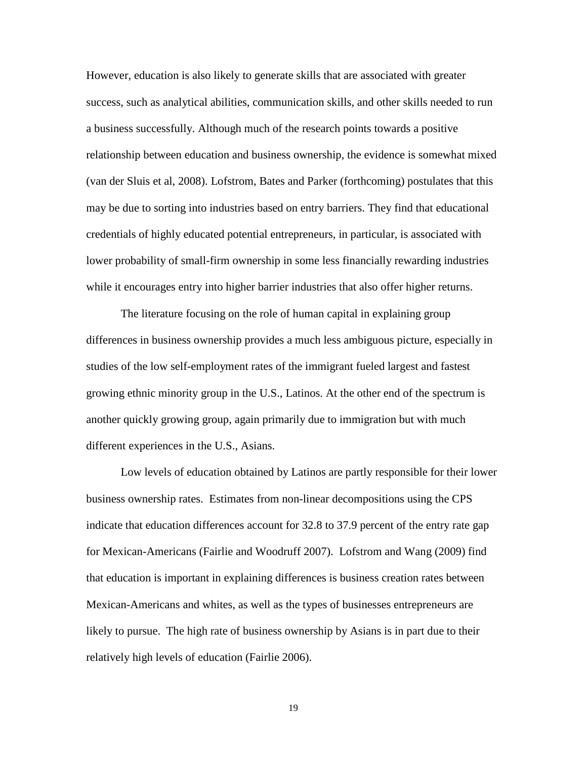However, education is also likely to generate skills that are associated with greater success, such as analytical abilities, communication skills, and other skills needed to run a business successfully. Although much of the research points towards a positive relationship between education and business ownership, the evidence is somewhat mixed (van der Sluis et al, 2008). Lofstrom, Bates and Parker (forthcoming) postulates that this may be due to sorting into industries based on entry barriers. They find that educational credentials of highly educated potential entrepreneurs, in particular, is associated with lower probability of small-firm ownership in some less financially rewarding industries while it encourages entry into higher barrier industries that also offer higher returns.

The literature focusing on the role of human capital in explaining group differences in business ownership provides a much less ambiguous picture, especially in studies of the low self-employment rates of the immigrant fueled largest and fastest growing ethnic minority group in the U.S., Latinos. At the other end of the spectrum is another quickly growing group, again primarily due to immigration but with much different experiences in the U.S., Asians.

Low levels of education obtained by Latinos are partly responsible for their lower business ownership rates. Estimates from non-linear decompositions using the CPS indicate that education differences account for 32.8 to 37.9 percent of the entry rate gap for Mexican-Americans (Fairlie and Woodruff 2007). Lofstrom and Wang (2009) find that education is important in explaining differences is business creation rates between Mexican-Americans and whites, as well as the types of businesses entrepreneurs are likely to pursue. The high rate of business ownership by Asians is in part due to their relatively high levels of education (Fairlie 2006).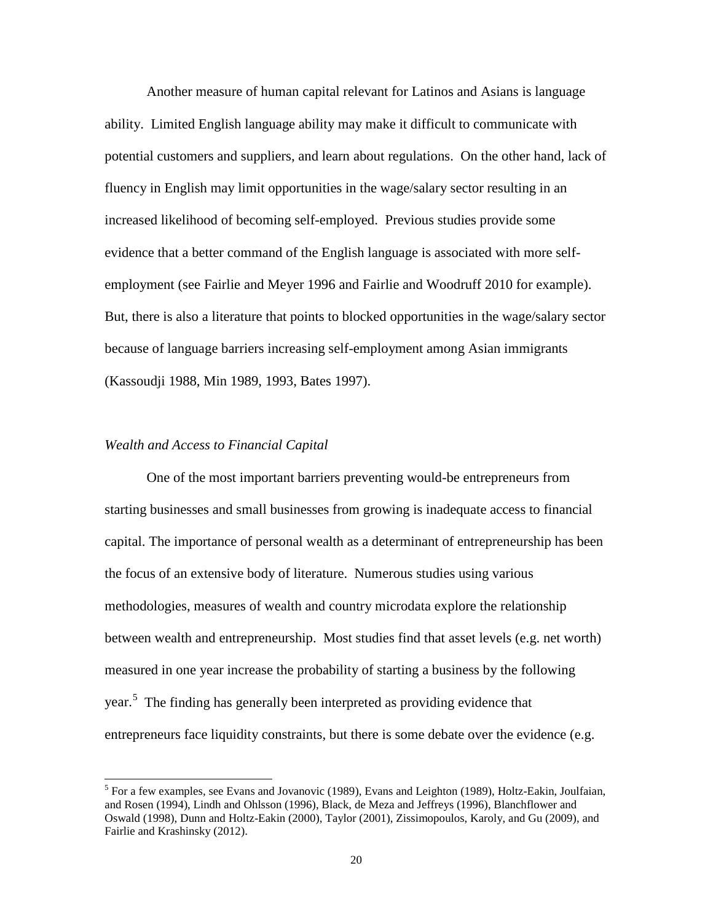Another measure of human capital relevant for Latinos and Asians is language ability. Limited English language ability may make it difficult to communicate with potential customers and suppliers, and learn about regulations. On the other hand, lack of fluency in English may limit opportunities in the wage/salary sector resulting in an increased likelihood of becoming self-employed. Previous studies provide some evidence that a better command of the English language is associated with more self-employment (see Fairlie and Meyer 1996 and Fairlie and Woodruff 2010 for example). But, there is also a literature that points to blocked opportunities in the wage/salary sector because of language barriers increasing self-employment among Asian immigrants (Kassoudji 1988, Min 1989, 1993, Bates 1997).

*Wealth and Access to Financial Capital*

One of the most important barriers preventing would-be entrepreneurs from starting businesses and small businesses from growing is inadequate access to financial capital. The importance of personal wealth as a determinant of entrepreneurship has been the focus of an extensive body of literature. Numerous studies using various methodologies, measures of wealth and country microdata explore the relationship between wealth and entrepreneurship. Most studies find that asset levels (e.g. net worth) measured in one year increase the probability of starting a business by the following year.[5] The finding has generally been interpreted as providing evidence that entrepreneurs face liquidity constraints, but there is some debate over the evidence (e.g.

[5] For a few examples, see Evans and Jovanovic (1989), Evans and Leighton (1989), Holtz-Eakin, Joulfaian, and Rosen (1994), Lindh and Ohlsson (1996), Black, de Meza and Jeffreys (1996), Blanchflower and Oswald (1998), Dunn and Holtz-Eakin (2000), Taylor (2001), Zissimopoulos, Karoly, and Gu (2009), and Fairlie and Krashinsky (2012).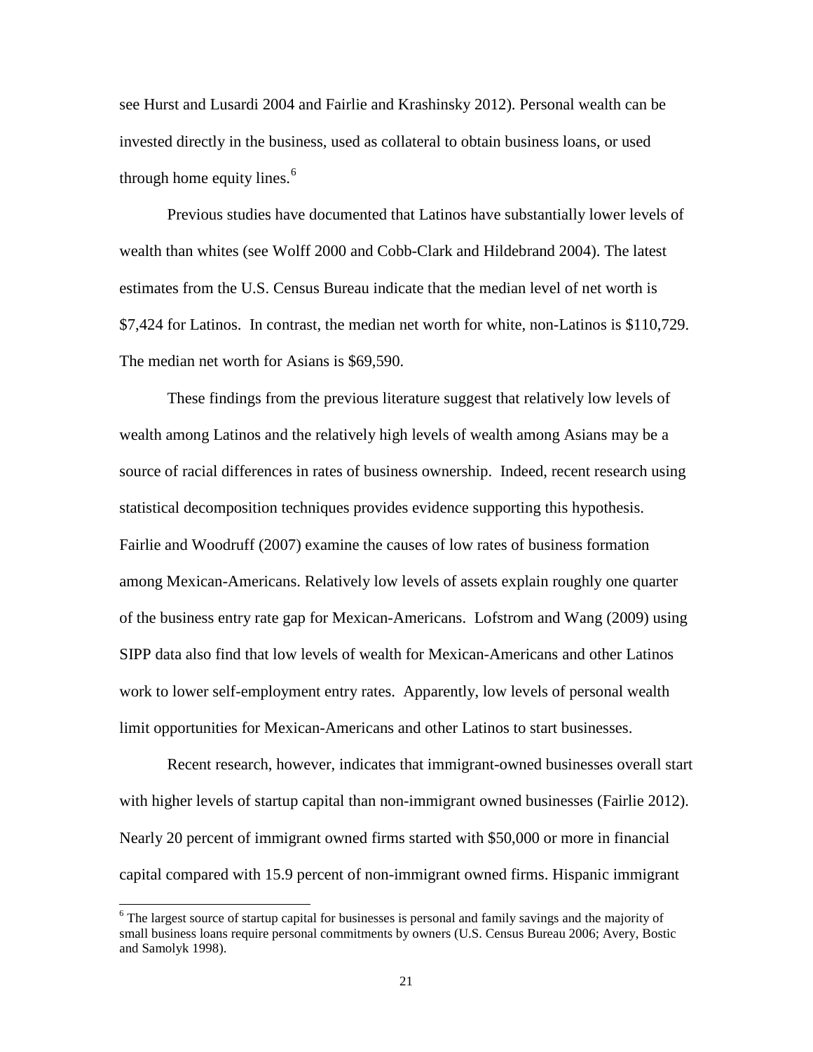see Hurst and Lusardi 2004 and Fairlie and Krashinsky 2012). Personal wealth can be invested directly in the business, used as collateral to obtain business loans, or used through home equity lines.[6]

Previous studies have documented that Latinos have substantially lower levels of wealth than whites (see Wolff 2000 and Cobb-Clark and Hildebrand 2004). The latest estimates from the U.S. Census Bureau indicate that the median level of net worth is $7,424 for Latinos. In contrast, the median net worth for white, non-Latinos is $110,729. The median net worth for Asians is $69,590.

These findings from the previous literature suggest that relatively low levels of wealth among Latinos and the relatively high levels of wealth among Asians may be a source of racial differences in rates of business ownership. Indeed, recent research using statistical decomposition techniques provides evidence supporting this hypothesis. Fairlie and Woodruff (2007) examine the causes of low rates of business formation among Mexican-Americans. Relatively low levels of assets explain roughly one quarter of the business entry rate gap for Mexican-Americans. Lofstrom and Wang (2009) using SIPP data also find that low levels of wealth for Mexican-Americans and other Latinos work to lower self-employment entry rates. Apparently, low levels of personal wealth limit opportunities for Mexican-Americans and other Latinos to start businesses.

Recent research, however, indicates that immigrant-owned businesses overall start with higher levels of startup capital than non-immigrant owned businesses (Fairlie 2012). Nearly 20 percent of immigrant owned firms started with $50,000 or more in financial capital compared with 15.9 percent of non-immigrant owned firms. Hispanic immigrant

[6] The largest source of startup capital for businesses is personal and family savings and the majority of small business loans require personal commitments by owners (U.S. Census Bureau 2006; Avery, Bostic and Samolyk 1998).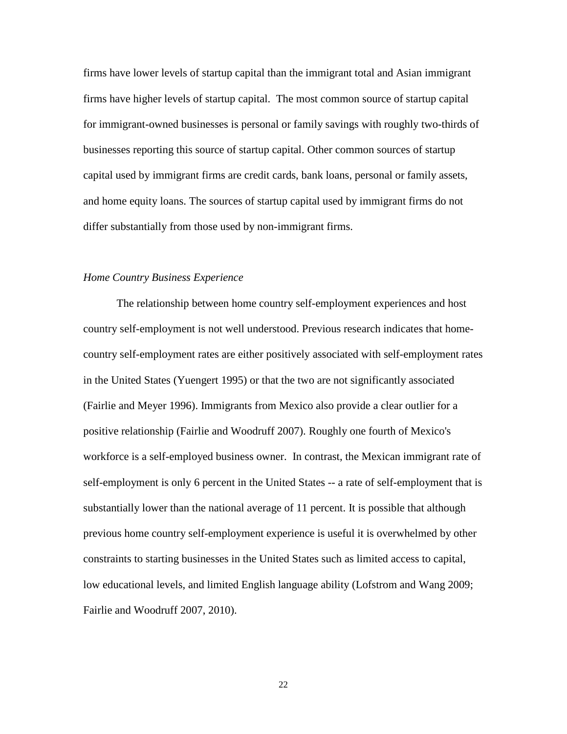firms have lower levels of startup capital than the immigrant total and Asian immigrant firms have higher levels of startup capital. The most common source of startup capital for immigrant-owned businesses is personal or family savings with roughly two-thirds of businesses reporting this source of startup capital. Other common sources of startup capital used by immigrant firms are credit cards, bank loans, personal or family assets, and home equity loans. The sources of startup capital used by immigrant firms do not differ substantially from those used by non-immigrant firms.

*Home Country Business Experience*

The relationship between home country self-employment experiences and host country self-employment is not well understood. Previous research indicates that home-country self-employment rates are either positively associated with self-employment rates in the United States (Yuengert 1995) or that the two are not significantly associated (Fairlie and Meyer 1996). Immigrants from Mexico also provide a clear outlier for a positive relationship (Fairlie and Woodruff 2007). Roughly one fourth of Mexico's workforce is a self-employed business owner. In contrast, the Mexican immigrant rate of self-employment is only 6 percent in the United States -- a rate of self-employment that is substantially lower than the national average of 11 percent. It is possible that although previous home country self-employment experience is useful it is overwhelmed by other constraints to starting businesses in the United States such as limited access to capital, low educational levels, and limited English language ability (Lofstrom and Wang 2009; Fairlie and Woodruff 2007, 2010).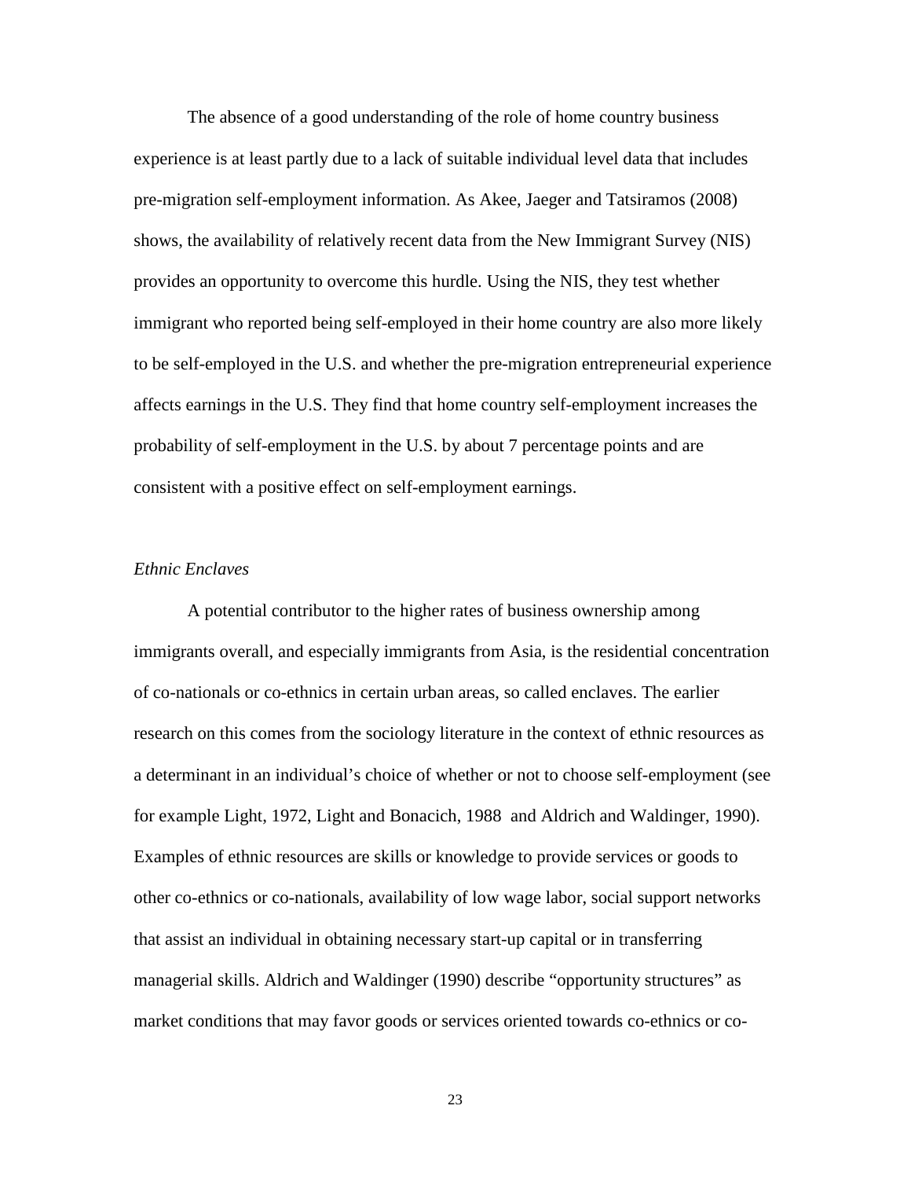The absence of a good understanding of the role of home country business experience is at least partly due to a lack of suitable individual level data that includes pre-migration self-employment information. As Akee, Jaeger and Tatsiramos (2008) shows, the availability of relatively recent data from the New Immigrant Survey (NIS) provides an opportunity to overcome this hurdle. Using the NIS, they test whether immigrant who reported being self-employed in their home country are also more likely to be self-employed in the U.S. and whether the pre-migration entrepreneurial experience affects earnings in the U.S. They find that home country self-employment increases the probability of self-employment in the U.S. by about 7 percentage points and are consistent with a positive effect on self-employment earnings.

### *Ethnic Enclaves*

A potential contributor to the higher rates of business ownership among immigrants overall, and especially immigrants from Asia, is the residential concentration of co-nationals or co-ethnics in certain urban areas, so called enclaves. The earlier research on this comes from the sociology literature in the context of ethnic resources as a determinant in an individual's choice of whether or not to choose self-employment (see for example Light, 1972, Light and Bonacich, 1988 and Aldrich and Waldinger, 1990). Examples of ethnic resources are skills or knowledge to provide services or goods to other co-ethnics or co-nationals, availability of low wage labor, social support networks that assist an individual in obtaining necessary start-up capital or in transferring managerial skills. Aldrich and Waldinger (1990) describe "opportunity structures" as market conditions that may favor goods or services oriented towards co-ethnics or co-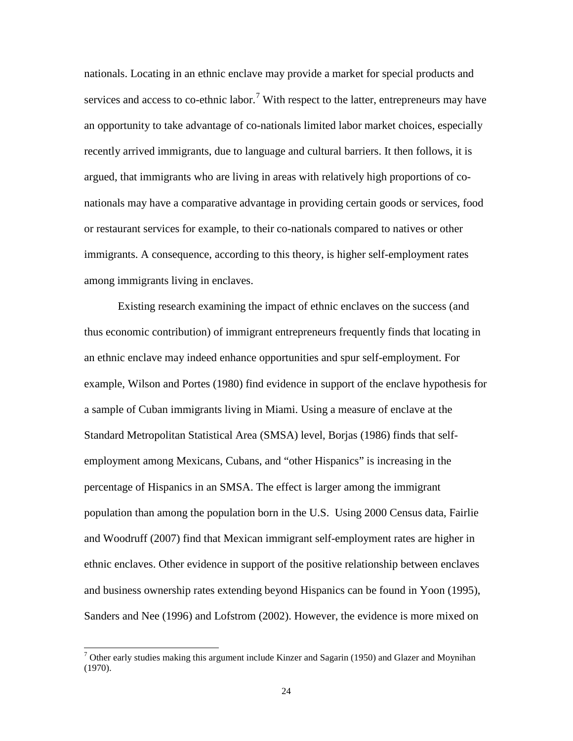nationals. Locating in an ethnic enclave may provide a market for special products and services and access to co-ethnic labor.[7] With respect to the latter, entrepreneurs may have an opportunity to take advantage of co-nationals limited labor market choices, especially recently arrived immigrants, due to language and cultural barriers. It then follows, it is argued, that immigrants who are living in areas with relatively high proportions of co-nationals may have a comparative advantage in providing certain goods or services, food or restaurant services for example, to their co-nationals compared to natives or other immigrants. A consequence, according to this theory, is higher self-employment rates among immigrants living in enclaves.

Existing research examining the impact of ethnic enclaves on the success (and thus economic contribution) of immigrant entrepreneurs frequently finds that locating in an ethnic enclave may indeed enhance opportunities and spur self-employment. For example, Wilson and Portes (1980) find evidence in support of the enclave hypothesis for a sample of Cuban immigrants living in Miami. Using a measure of enclave at the Standard Metropolitan Statistical Area (SMSA) level, Borjas (1986) finds that self-employment among Mexicans, Cubans, and "other Hispanics" is increasing in the percentage of Hispanics in an SMSA. The effect is larger among the immigrant population than among the population born in the U.S. Using 2000 Census data, Fairlie and Woodruff (2007) find that Mexican immigrant self-employment rates are higher in ethnic enclaves. Other evidence in support of the positive relationship between enclaves and business ownership rates extending beyond Hispanics can be found in Yoon (1995), Sanders and Nee (1996) and Lofstrom (2002). However, the evidence is more mixed on

[7] Other early studies making this argument include Kinzer and Sagarin (1950) and Glazer and Moynihan (1970).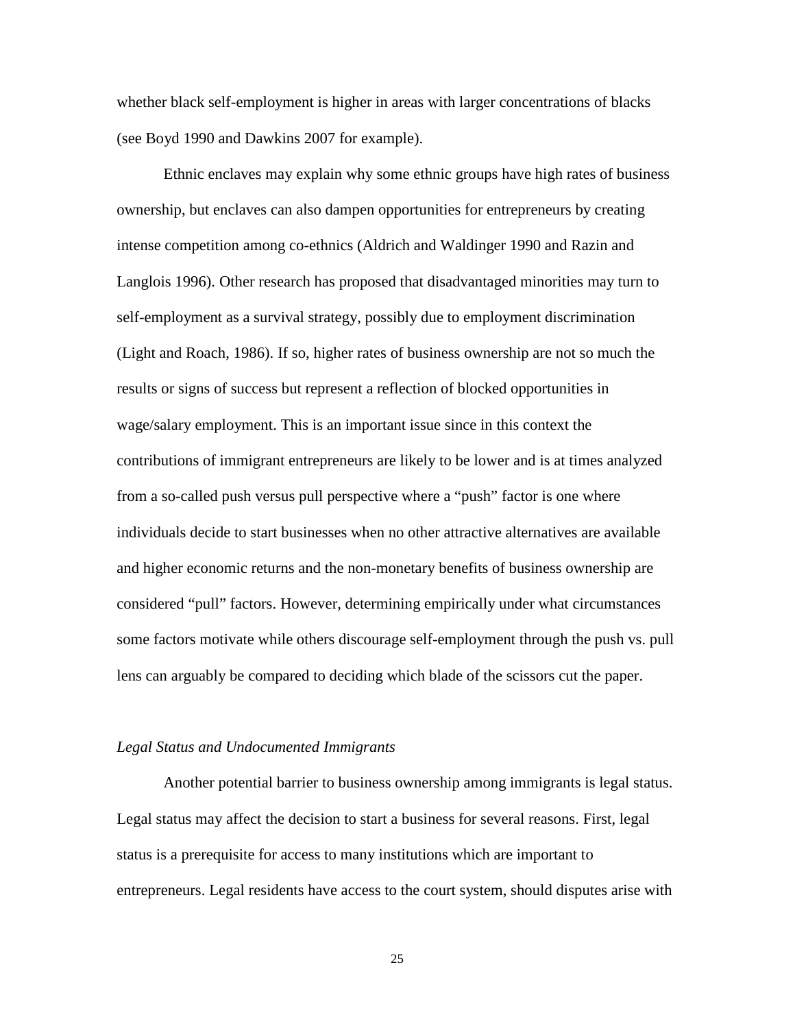whether black self-employment is higher in areas with larger concentrations of blacks (see Boyd 1990 and Dawkins 2007 for example).

Ethnic enclaves may explain why some ethnic groups have high rates of business ownership, but enclaves can also dampen opportunities for entrepreneurs by creating intense competition among co-ethnics (Aldrich and Waldinger 1990 and Razin and Langlois 1996). Other research has proposed that disadvantaged minorities may turn to self-employment as a survival strategy, possibly due to employment discrimination (Light and Roach, 1986). If so, higher rates of business ownership are not so much the results or signs of success but represent a reflection of blocked opportunities in wage/salary employment. This is an important issue since in this context the contributions of immigrant entrepreneurs are likely to be lower and is at times analyzed from a so-called push versus pull perspective where a "push" factor is one where individuals decide to start businesses when no other attractive alternatives are available and higher economic returns and the non-monetary benefits of business ownership are considered "pull" factors. However, determining empirically under what circumstances some factors motivate while others discourage self-employment through the push vs. pull lens can arguably be compared to deciding which blade of the scissors cut the paper.

*Legal Status and Undocumented Immigrants*

Another potential barrier to business ownership among immigrants is legal status. Legal status may affect the decision to start a business for several reasons. First, legal status is a prerequisite for access to many institutions which are important to entrepreneurs. Legal residents have access to the court system, should disputes arise with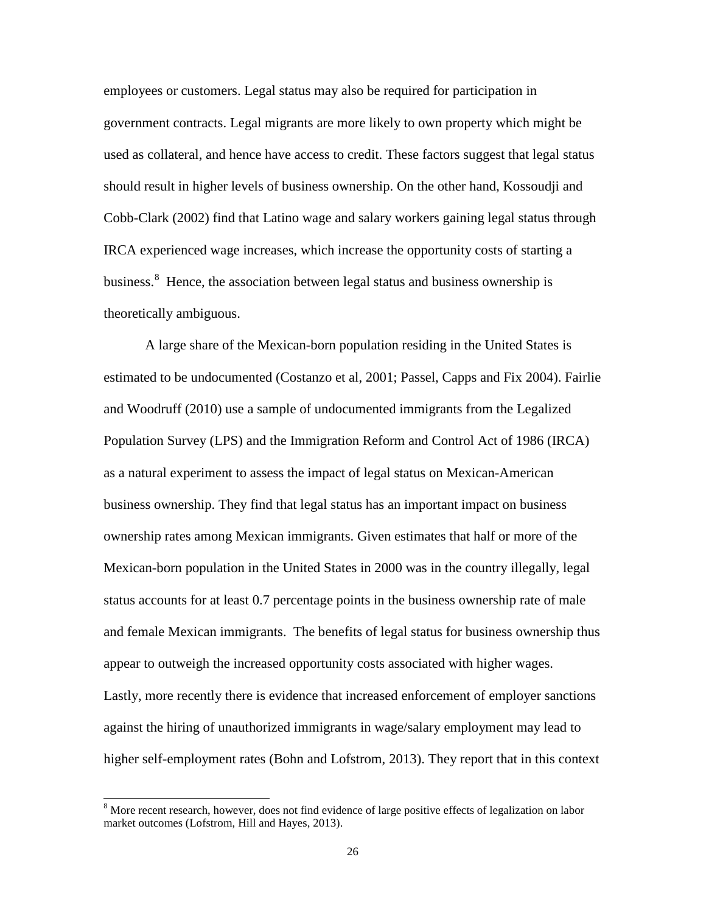employees or customers. Legal status may also be required for participation in government contracts. Legal migrants are more likely to own property which might be used as collateral, and hence have access to credit. These factors suggest that legal status should result in higher levels of business ownership. On the other hand, Kossoudji and Cobb-Clark (2002) find that Latino wage and salary workers gaining legal status through IRCA experienced wage increases, which increase the opportunity costs of starting a business.[8] Hence, the association between legal status and business ownership is theoretically ambiguous.

A large share of the Mexican-born population residing in the United States is estimated to be undocumented (Costanzo et al, 2001; Passel, Capps and Fix 2004). Fairlie and Woodruff (2010) use a sample of undocumented immigrants from the Legalized Population Survey (LPS) and the Immigration Reform and Control Act of 1986 (IRCA) as a natural experiment to assess the impact of legal status on Mexican-American business ownership. They find that legal status has an important impact on business ownership rates among Mexican immigrants. Given estimates that half or more of the Mexican-born population in the United States in 2000 was in the country illegally, legal status accounts for at least 0.7 percentage points in the business ownership rate of male and female Mexican immigrants. The benefits of legal status for business ownership thus appear to outweigh the increased opportunity costs associated with higher wages. Lastly, more recently there is evidence that increased enforcement of employer sanctions against the hiring of unauthorized immigrants in wage/salary employment may lead to higher self-employment rates (Bohn and Lofstrom, 2013). They report that in this context

[8] More recent research, however, does not find evidence of large positive effects of legalization on labor market outcomes (Lofstrom, Hill and Hayes, 2013).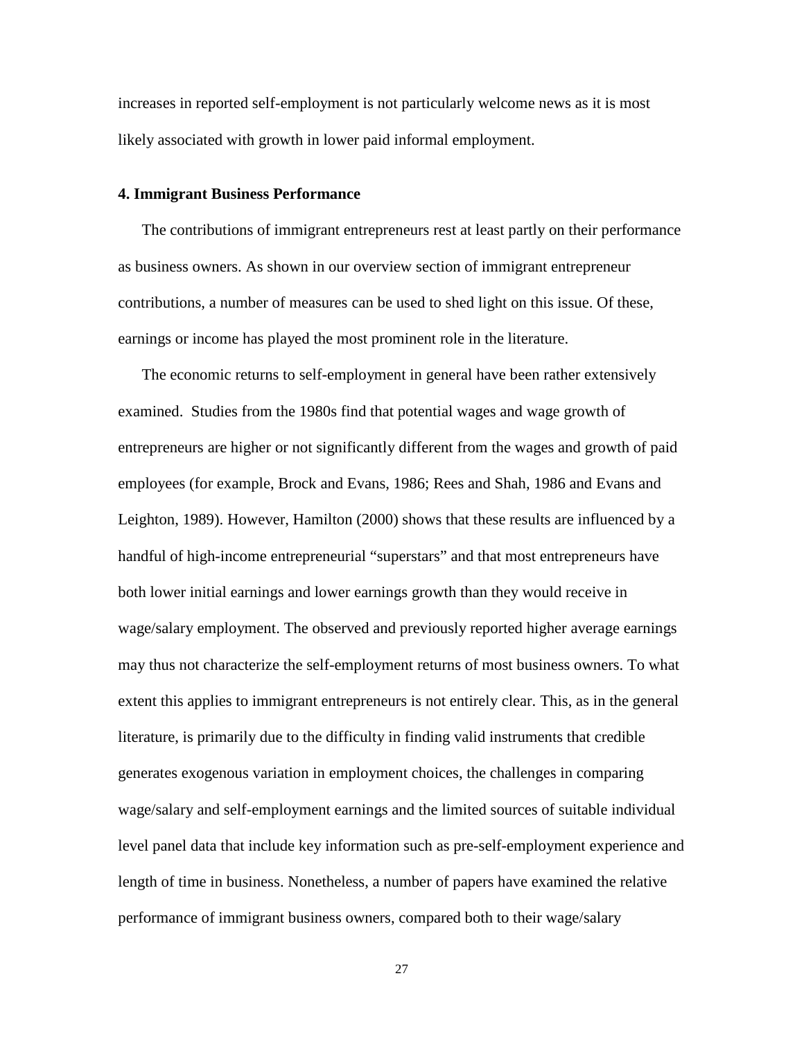increases in reported self-employment is not particularly welcome news as it is most likely associated with growth in lower paid informal employment.

### 4. Immigrant Business Performance

The contributions of immigrant entrepreneurs rest at least partly on their performance as business owners. As shown in our overview section of immigrant entrepreneur contributions, a number of measures can be used to shed light on this issue. Of these, earnings or income has played the most prominent role in the literature.

The economic returns to self-employment in general have been rather extensively examined. Studies from the 1980s find that potential wages and wage growth of entrepreneurs are higher or not significantly different from the wages and growth of paid employees (for example, Brock and Evans, 1986; Rees and Shah, 1986 and Evans and Leighton, 1989). However, Hamilton (2000) shows that these results are influenced by a handful of high-income entrepreneurial "superstars" and that most entrepreneurs have both lower initial earnings and lower earnings growth than they would receive in wage/salary employment. The observed and previously reported higher average earnings may thus not characterize the self-employment returns of most business owners. To what extent this applies to immigrant entrepreneurs is not entirely clear. This, as in the general literature, is primarily due to the difficulty in finding valid instruments that credible generates exogenous variation in employment choices, the challenges in comparing wage/salary and self-employment earnings and the limited sources of suitable individual level panel data that include key information such as pre-self-employment experience and length of time in business. Nonetheless, a number of papers have examined the relative performance of immigrant business owners, compared both to their wage/salary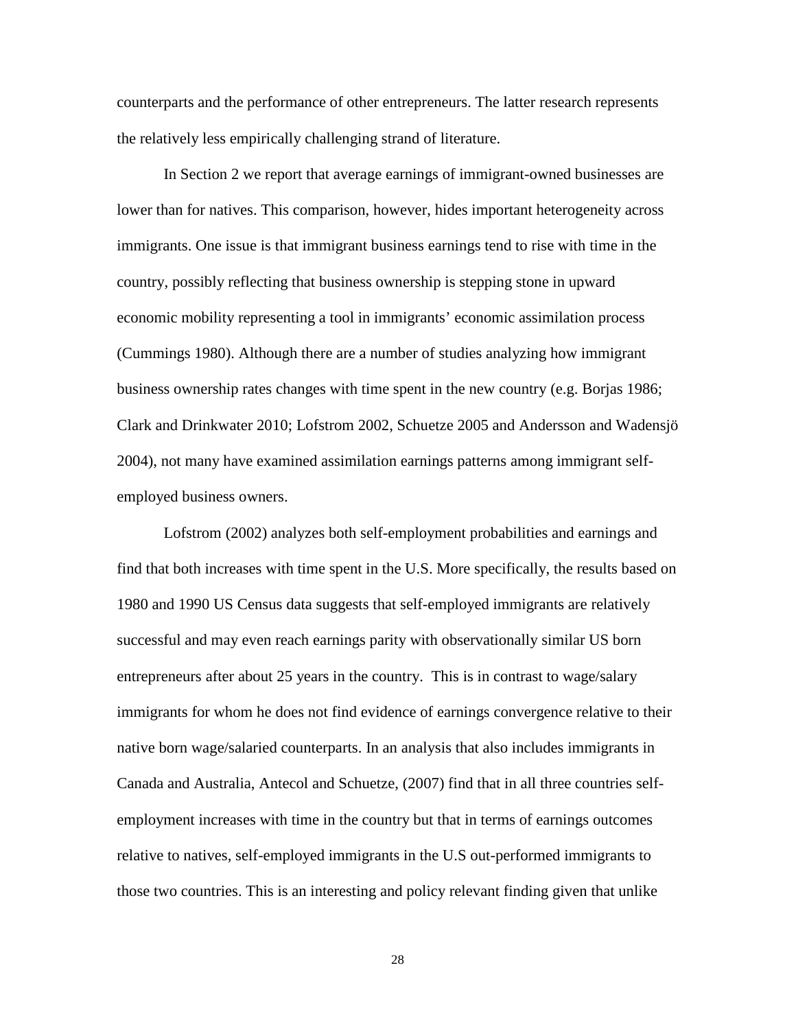counterparts and the performance of other entrepreneurs. The latter research represents the relatively less empirically challenging strand of literature.

In Section 2 we report that average earnings of immigrant-owned businesses are lower than for natives. This comparison, however, hides important heterogeneity across immigrants. One issue is that immigrant business earnings tend to rise with time in the country, possibly reflecting that business ownership is stepping stone in upward economic mobility representing a tool in immigrants' economic assimilation process (Cummings 1980). Although there are a number of studies analyzing how immigrant business ownership rates changes with time spent in the new country (e.g. Borjas 1986; Clark and Drinkwater 2010; Lofstrom 2002, Schuetze 2005 and Andersson and Wadensjö 2004), not many have examined assimilation earnings patterns among immigrant self-employed business owners.

Lofstrom (2002) analyzes both self-employment probabilities and earnings and find that both increases with time spent in the U.S. More specifically, the results based on 1980 and 1990 US Census data suggests that self-employed immigrants are relatively successful and may even reach earnings parity with observationally similar US born entrepreneurs after about 25 years in the country. This is in contrast to wage/salary immigrants for whom he does not find evidence of earnings convergence relative to their native born wage/salaried counterparts. In an analysis that also includes immigrants in Canada and Australia, Antecol and Schuetze, (2007) find that in all three countries self-employment increases with time in the country but that in terms of earnings outcomes relative to natives, self-employed immigrants in the U.S out-performed immigrants to those two countries. This is an interesting and policy relevant finding given that unlike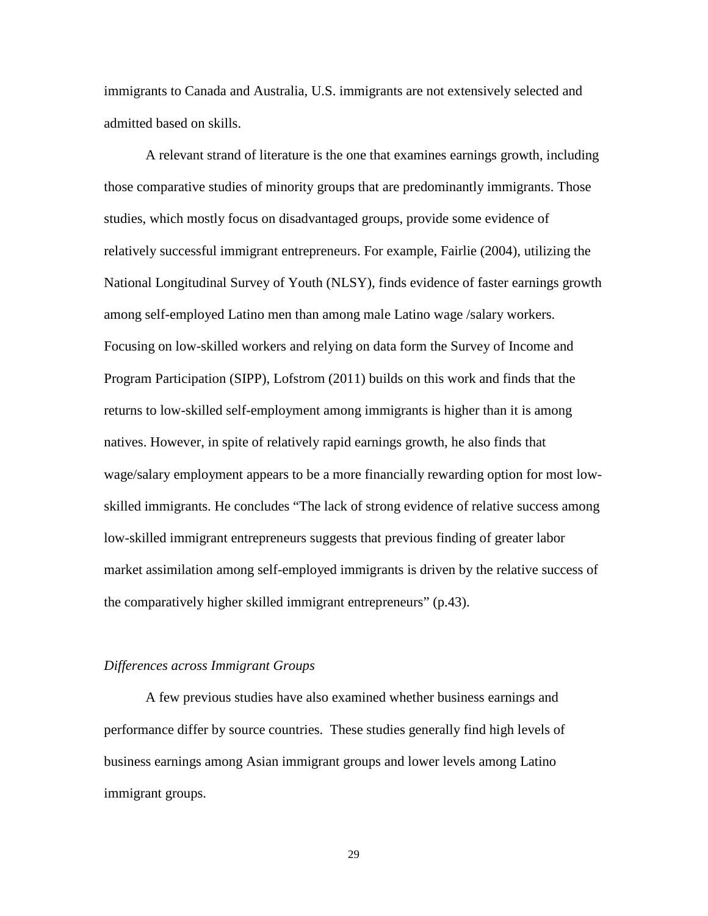immigrants to Canada and Australia, U.S. immigrants are not extensively selected and admitted based on skills.

A relevant strand of literature is the one that examines earnings growth, including those comparative studies of minority groups that are predominantly immigrants. Those studies, which mostly focus on disadvantaged groups, provide some evidence of relatively successful immigrant entrepreneurs. For example, Fairlie (2004), utilizing the National Longitudinal Survey of Youth (NLSY), finds evidence of faster earnings growth among self-employed Latino men than among male Latino wage /salary workers. Focusing on low-skilled workers and relying on data form the Survey of Income and Program Participation (SIPP), Lofstrom (2011) builds on this work and finds that the returns to low-skilled self-employment among immigrants is higher than it is among natives. However, in spite of relatively rapid earnings growth, he also finds that wage/salary employment appears to be a more financially rewarding option for most low-skilled immigrants. He concludes "The lack of strong evidence of relative success among low-skilled immigrant entrepreneurs suggests that previous finding of greater labor market assimilation among self-employed immigrants is driven by the relative success of the comparatively higher skilled immigrant entrepreneurs" (p.43).

*Differences across Immigrant Groups*

A few previous studies have also examined whether business earnings and performance differ by source countries. These studies generally find high levels of business earnings among Asian immigrant groups and lower levels among Latino immigrant groups.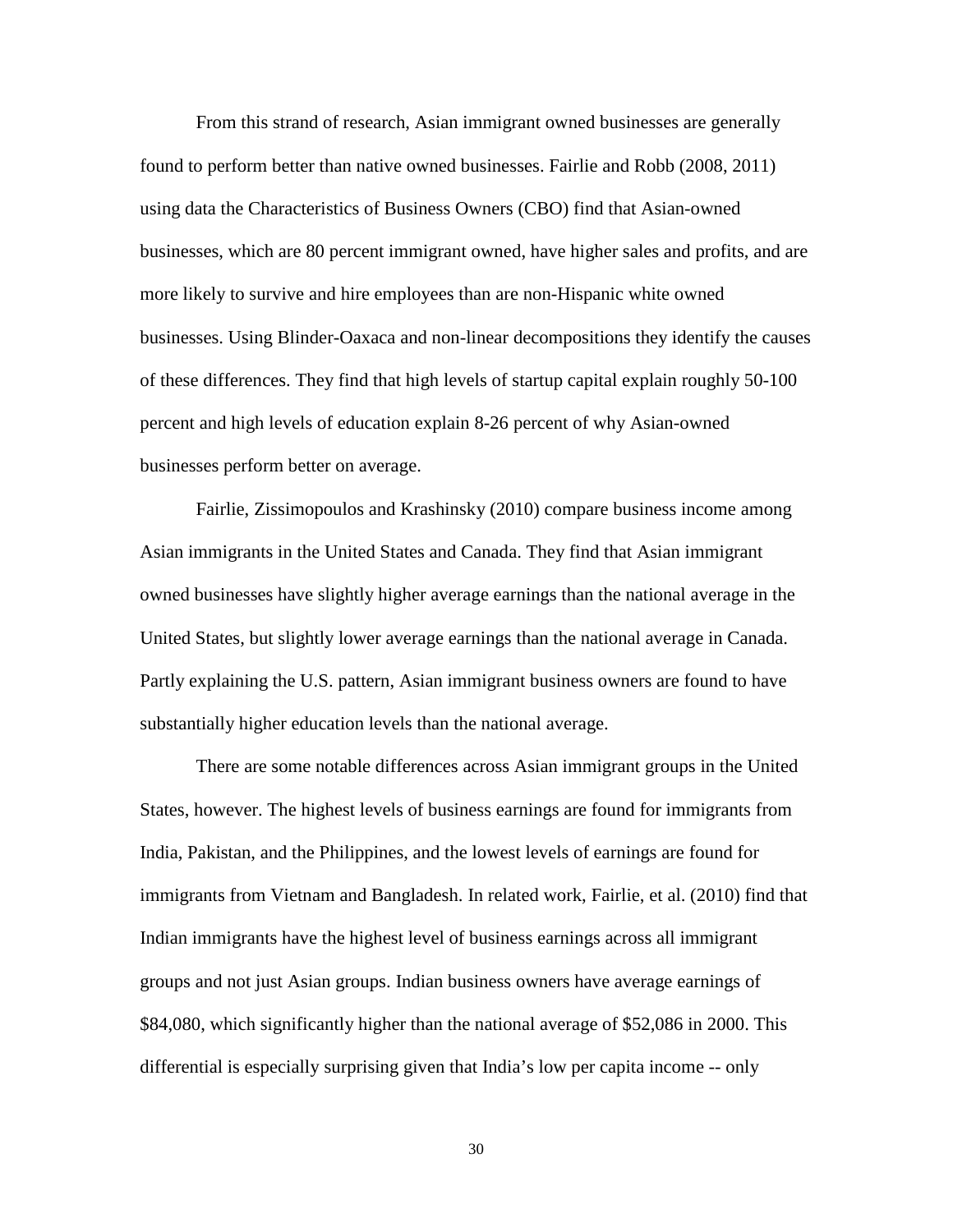From this strand of research, Asian immigrant owned businesses are generally found to perform better than native owned businesses. Fairlie and Robb (2008, 2011) using data the Characteristics of Business Owners (CBO) find that Asian-owned businesses, which are 80 percent immigrant owned, have higher sales and profits, and are more likely to survive and hire employees than are non-Hispanic white owned businesses. Using Blinder-Oaxaca and non-linear decompositions they identify the causes of these differences. They find that high levels of startup capital explain roughly 50-100 percent and high levels of education explain 8-26 percent of why Asian-owned businesses perform better on average.

Fairlie, Zissimopoulos and Krashinsky (2010) compare business income among Asian immigrants in the United States and Canada. They find that Asian immigrant owned businesses have slightly higher average earnings than the national average in the United States, but slightly lower average earnings than the national average in Canada. Partly explaining the U.S. pattern, Asian immigrant business owners are found to have substantially higher education levels than the national average.

There are some notable differences across Asian immigrant groups in the United States, however. The highest levels of business earnings are found for immigrants from India, Pakistan, and the Philippines, and the lowest levels of earnings are found for immigrants from Vietnam and Bangladesh. In related work, Fairlie, et al. (2010) find that Indian immigrants have the highest level of business earnings across all immigrant groups and not just Asian groups. Indian business owners have average earnings of \$84,080, which significantly higher than the national average of \$52,086 in 2000. This differential is especially surprising given that India's low per capita income -- only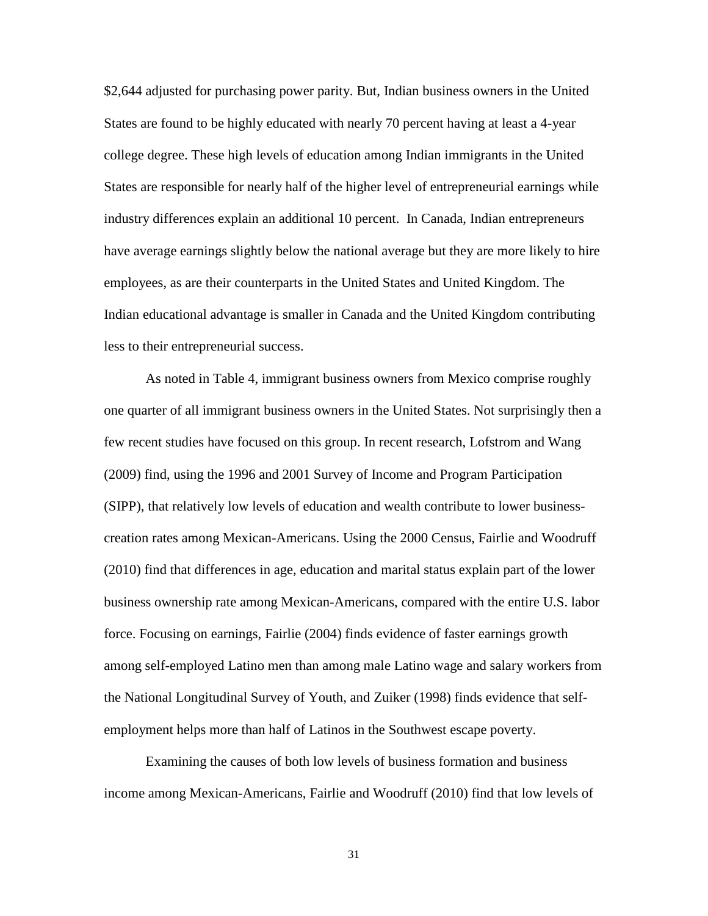$2,644 adjusted for purchasing power parity. But, Indian business owners in the United States are found to be highly educated with nearly 70 percent having at least a 4-year college degree. These high levels of education among Indian immigrants in the United States are responsible for nearly half of the higher level of entrepreneurial earnings while industry differences explain an additional 10 percent. In Canada, Indian entrepreneurs have average earnings slightly below the national average but they are more likely to hire employees, as are their counterparts in the United States and United Kingdom. The Indian educational advantage is smaller in Canada and the United Kingdom contributing less to their entrepreneurial success.

As noted in Table 4, immigrant business owners from Mexico comprise roughly one quarter of all immigrant business owners in the United States. Not surprisingly then a few recent studies have focused on this group. In recent research, Lofstrom and Wang (2009) find, using the 1996 and 2001 Survey of Income and Program Participation (SIPP), that relatively low levels of education and wealth contribute to lower business-creation rates among Mexican-Americans. Using the 2000 Census, Fairlie and Woodruff (2010) find that differences in age, education and marital status explain part of the lower business ownership rate among Mexican-Americans, compared with the entire U.S. labor force. Focusing on earnings, Fairlie (2004) finds evidence of faster earnings growth among self-employed Latino men than among male Latino wage and salary workers from the National Longitudinal Survey of Youth, and Zuiker (1998) finds evidence that self-employment helps more than half of Latinos in the Southwest escape poverty.

Examining the causes of both low levels of business formation and business income among Mexican-Americans, Fairlie and Woodruff (2010) find that low levels of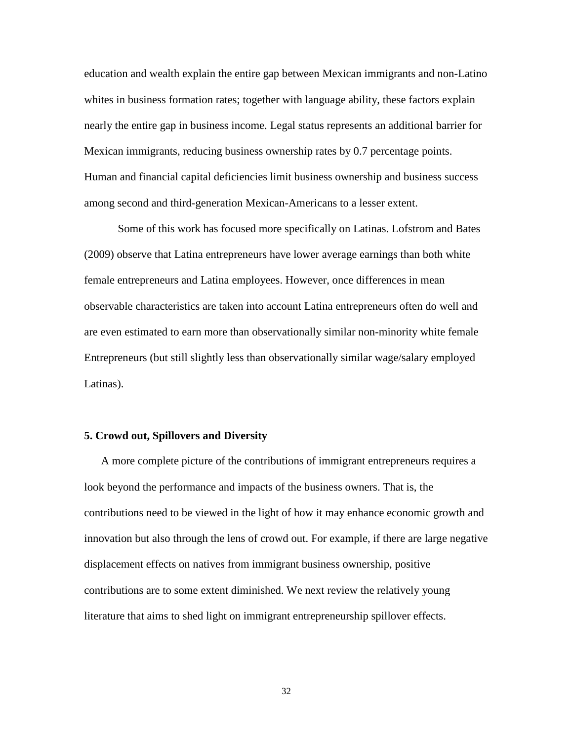education and wealth explain the entire gap between Mexican immigrants and non-Latino whites in business formation rates; together with language ability, these factors explain nearly the entire gap in business income. Legal status represents an additional barrier for Mexican immigrants, reducing business ownership rates by 0.7 percentage points. Human and financial capital deficiencies limit business ownership and business success among second and third-generation Mexican-Americans to a lesser extent.

Some of this work has focused more specifically on Latinas. Lofstrom and Bates (2009) observe that Latina entrepreneurs have lower average earnings than both white female entrepreneurs and Latina employees. However, once differences in mean observable characteristics are taken into account Latina entrepreneurs often do well and are even estimated to earn more than observationally similar non-minority white female Entrepreneurs (but still slightly less than observationally similar wage/salary employed Latinas).

## 5. Crowd out, Spillovers and Diversity

A more complete picture of the contributions of immigrant entrepreneurs requires a look beyond the performance and impacts of the business owners. That is, the contributions need to be viewed in the light of how it may enhance economic growth and innovation but also through the lens of crowd out. For example, if there are large negative displacement effects on natives from immigrant business ownership, positive contributions are to some extent diminished. We next review the relatively young literature that aims to shed light on immigrant entrepreneurship spillover effects.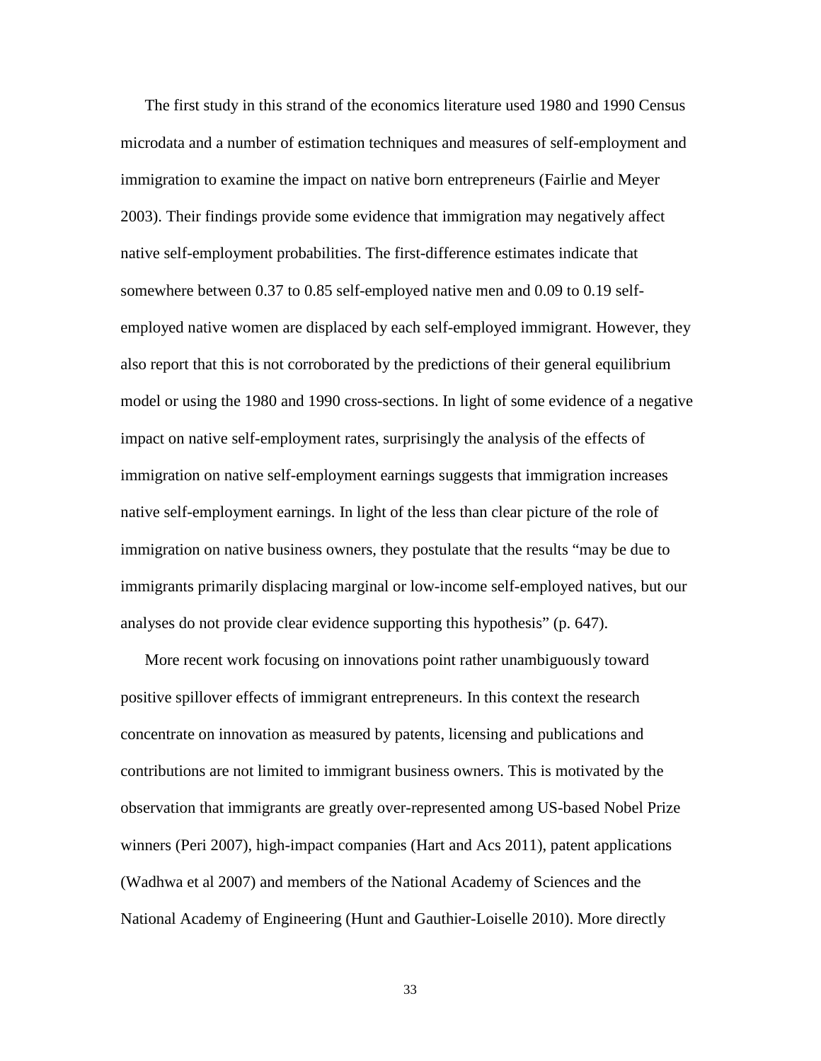The first study in this strand of the economics literature used 1980 and 1990 Census microdata and a number of estimation techniques and measures of self-employment and immigration to examine the impact on native born entrepreneurs (Fairlie and Meyer 2003). Their findings provide some evidence that immigration may negatively affect native self-employment probabilities. The first-difference estimates indicate that somewhere between 0.37 to 0.85 self-employed native men and 0.09 to 0.19 self-employed native women are displaced by each self-employed immigrant. However, they also report that this is not corroborated by the predictions of their general equilibrium model or using the 1980 and 1990 cross-sections. In light of some evidence of a negative impact on native self-employment rates, surprisingly the analysis of the effects of immigration on native self-employment earnings suggests that immigration increases native self-employment earnings. In light of the less than clear picture of the role of immigration on native business owners, they postulate that the results "may be due to immigrants primarily displacing marginal or low-income self-employed natives, but our analyses do not provide clear evidence supporting this hypothesis" (p. 647).

More recent work focusing on innovations point rather unambiguously toward positive spillover effects of immigrant entrepreneurs. In this context the research concentrate on innovation as measured by patents, licensing and publications and contributions are not limited to immigrant business owners. This is motivated by the observation that immigrants are greatly over-represented among US-based Nobel Prize winners (Peri 2007), high-impact companies (Hart and Acs 2011), patent applications (Wadhwa et al 2007) and members of the National Academy of Sciences and the National Academy of Engineering (Hunt and Gauthier-Loiselle 2010). More directly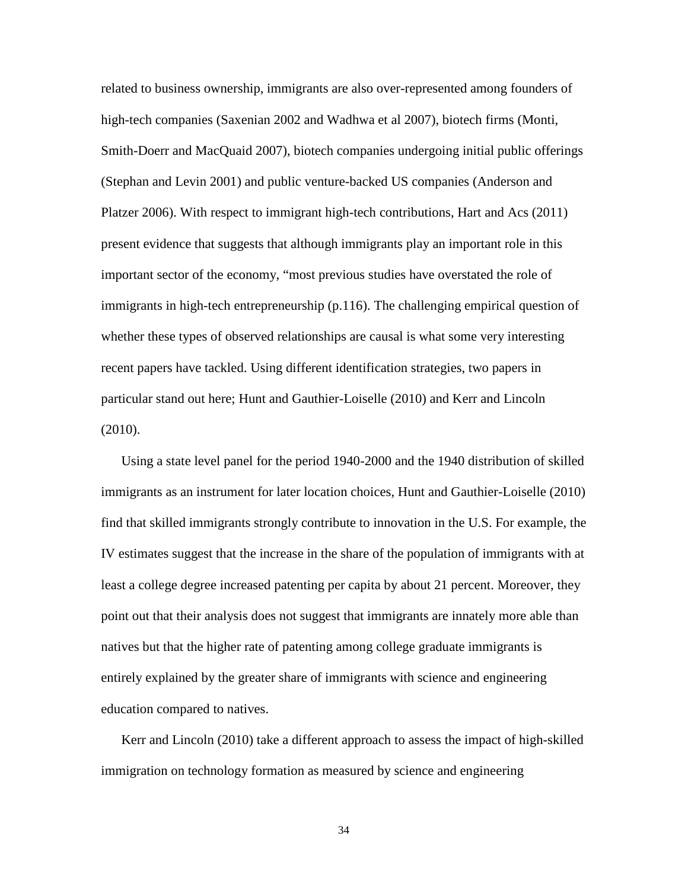related to business ownership, immigrants are also over-represented among founders of high-tech companies (Saxenian 2002 and Wadhwa et al 2007), biotech firms (Monti, Smith-Doerr and MacQuaid 2007), biotech companies undergoing initial public offerings (Stephan and Levin 2001) and public venture-backed US companies (Anderson and Platzer 2006). With respect to immigrant high-tech contributions, Hart and Acs (2011) present evidence that suggests that although immigrants play an important role in this important sector of the economy, "most previous studies have overstated the role of immigrants in high-tech entrepreneurship (p.116). The challenging empirical question of whether these types of observed relationships are causal is what some very interesting recent papers have tackled. Using different identification strategies, two papers in particular stand out here; Hunt and Gauthier-Loiselle (2010) and Kerr and Lincoln (2010).

Using a state level panel for the period 1940-2000 and the 1940 distribution of skilled immigrants as an instrument for later location choices, Hunt and Gauthier-Loiselle (2010) find that skilled immigrants strongly contribute to innovation in the U.S. For example, the IV estimates suggest that the increase in the share of the population of immigrants with at least a college degree increased patenting per capita by about 21 percent. Moreover, they point out that their analysis does not suggest that immigrants are innately more able than natives but that the higher rate of patenting among college graduate immigrants is entirely explained by the greater share of immigrants with science and engineering education compared to natives.

Kerr and Lincoln (2010) take a different approach to assess the impact of high-skilled immigration on technology formation as measured by science and engineering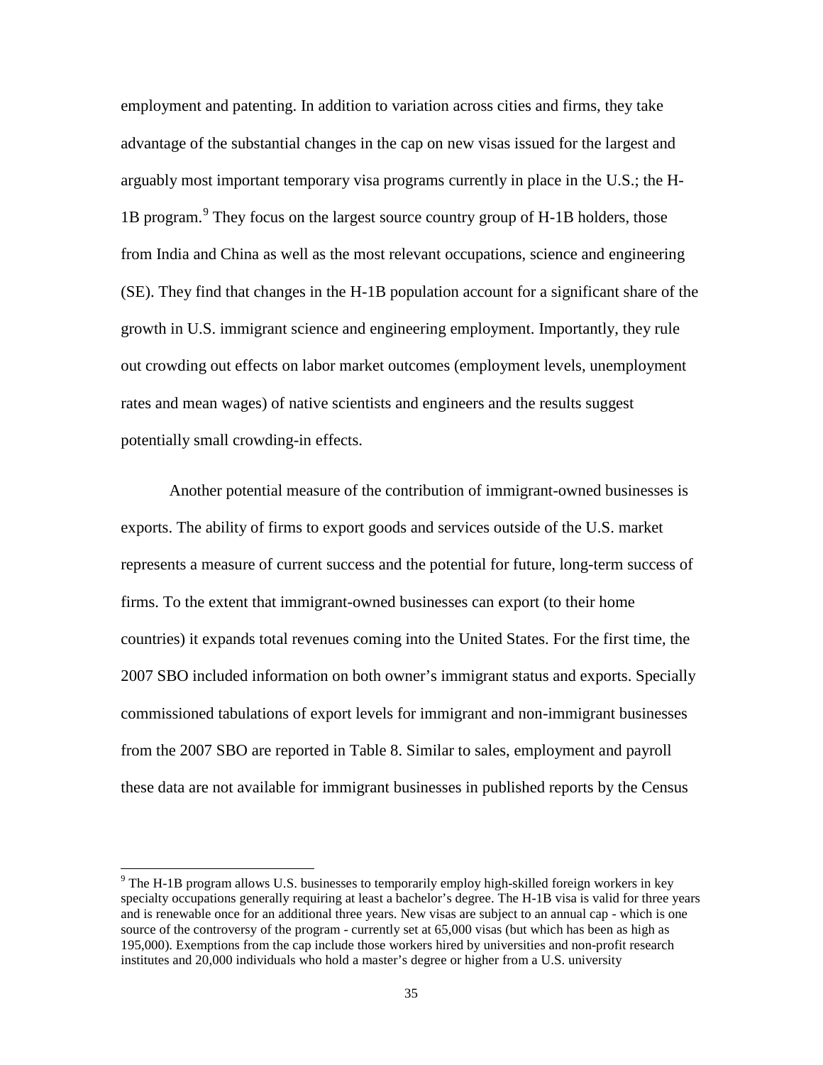employment and patenting. In addition to variation across cities and firms, they take advantage of the substantial changes in the cap on new visas issued for the largest and arguably most important temporary visa programs currently in place in the U.S.; the H-1B program.[9] They focus on the largest source country group of H-1B holders, those from India and China as well as the most relevant occupations, science and engineering (SE). They find that changes in the H-1B population account for a significant share of the growth in U.S. immigrant science and engineering employment. Importantly, they rule out crowding out effects on labor market outcomes (employment levels, unemployment rates and mean wages) of native scientists and engineers and the results suggest potentially small crowding-in effects.

Another potential measure of the contribution of immigrant-owned businesses is exports. The ability of firms to export goods and services outside of the U.S. market represents a measure of current success and the potential for future, long-term success of firms. To the extent that immigrant-owned businesses can export (to their home countries) it expands total revenues coming into the United States. For the first time, the 2007 SBO included information on both owner's immigrant status and exports. Specially commissioned tabulations of export levels for immigrant and non-immigrant businesses from the 2007 SBO are reported in Table 8. Similar to sales, employment and payroll these data are not available for immigrant businesses in published reports by the Census

[9] The H-1B program allows U.S. businesses to temporarily employ high-skilled foreign workers in key specialty occupations generally requiring at least a bachelor's degree. The H-1B visa is valid for three years and is renewable once for an additional three years. New visas are subject to an annual cap - which is one source of the controversy of the program - currently set at 65,000 visas (but which has been as high as 195,000). Exemptions from the cap include those workers hired by universities and non-profit research institutes and 20,000 individuals who hold a master's degree or higher from a U.S. university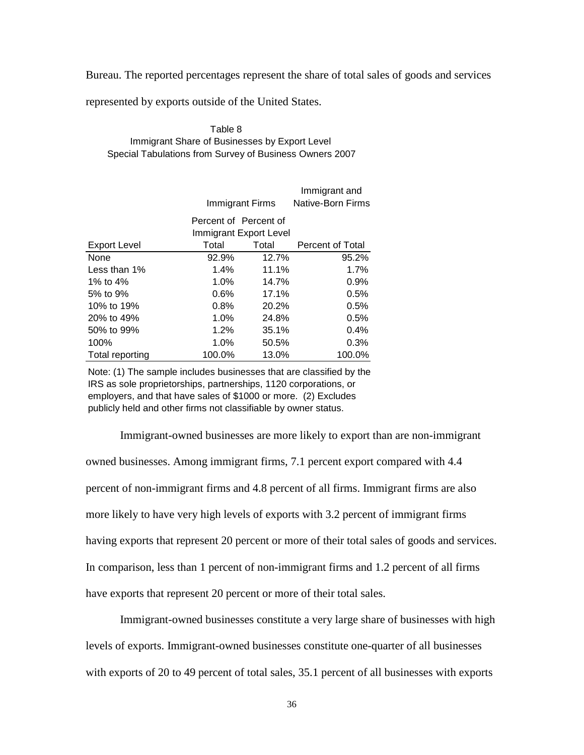Bureau. The reported percentages represent the share of total sales of goods and services represented by exports outside of the United States.

Table 8
Immigrant Share of Businesses by Export Level
Special Tabulations from Survey of Business Owners 2007

| | Immigrant Firms | | Immigrant and Native-Born Firms |
|---|---|---|---|
| Export Level | Percent of Total | Percent of Immigrant Export Level Total | Percent of Total |
| None | 92.9% | 12.7% | 95.2% |
| Less than 1% | 1.4% | 11.1% | 1.7% |
| 1% to 4% | 1.0% | 14.7% | 0.9% |
| 5% to 9% | 0.6% | 17.1% | 0.5% |
| 10% to 19% | 0.8% | 20.2% | 0.5% |
| 20% to 49% | 1.0% | 24.8% | 0.5% |
| 50% to 99% | 1.2% | 35.1% | 0.4% |
| 100% | 1.0% | 50.5% | 0.3% |
| Total reporting | 100.0% | 13.0% | 100.0% |

Note: (1) The sample includes businesses that are classified by the IRS as sole proprietorships, partnerships, 1120 corporations, or employers, and that have sales of $1000 or more. (2) Excludes publicly held and other firms not classifiable by owner status.

Immigrant-owned businesses are more likely to export than are non-immigrant owned businesses. Among immigrant firms, 7.1 percent export compared with 4.4 percent of non-immigrant firms and 4.8 percent of all firms. Immigrant firms are also more likely to have very high levels of exports with 3.2 percent of immigrant firms having exports that represent 20 percent or more of their total sales of goods and services. In comparison, less than 1 percent of non-immigrant firms and 1.2 percent of all firms have exports that represent 20 percent or more of their total sales.

Immigrant-owned businesses constitute a very large share of businesses with high levels of exports. Immigrant-owned businesses constitute one-quarter of all businesses with exports of 20 to 49 percent of total sales, 35.1 percent of all businesses with exports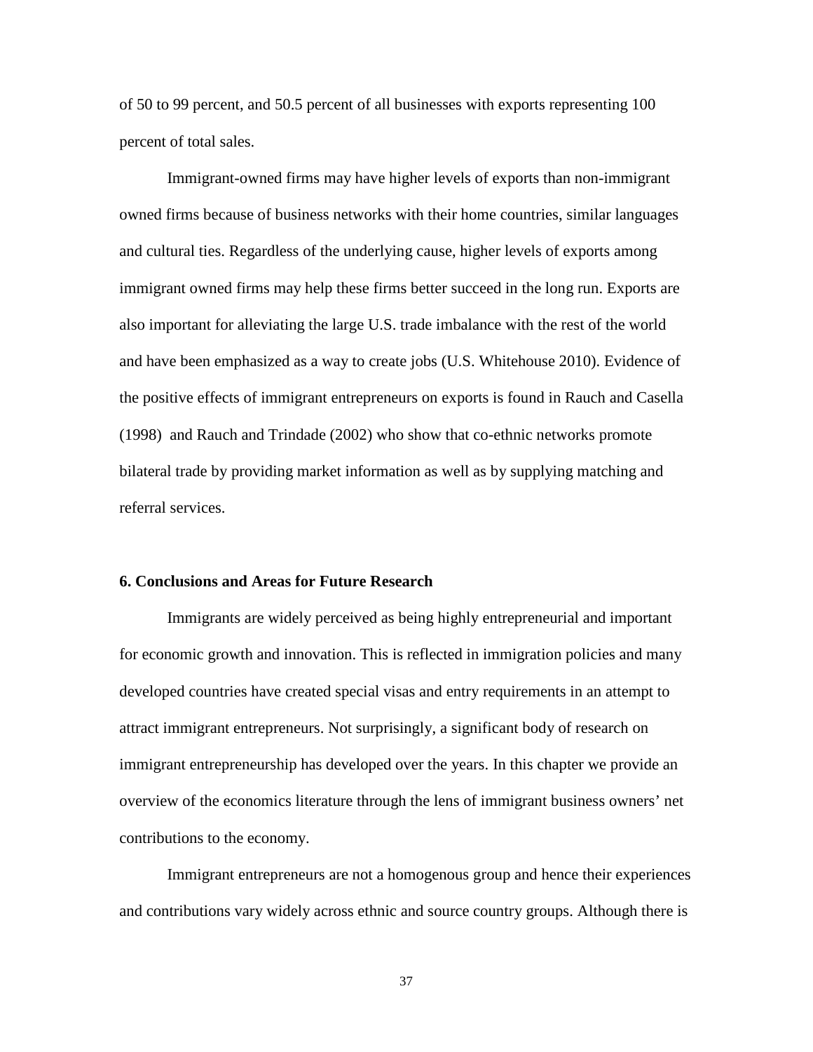of 50 to 99 percent, and 50.5 percent of all businesses with exports representing 100 percent of total sales.

Immigrant-owned firms may have higher levels of exports than non-immigrant owned firms because of business networks with their home countries, similar languages and cultural ties. Regardless of the underlying cause, higher levels of exports among immigrant owned firms may help these firms better succeed in the long run. Exports are also important for alleviating the large U.S. trade imbalance with the rest of the world and have been emphasized as a way to create jobs (U.S. Whitehouse 2010). Evidence of the positive effects of immigrant entrepreneurs on exports is found in Rauch and Casella (1998) and Rauch and Trindade (2002) who show that co-ethnic networks promote bilateral trade by providing market information as well as by supplying matching and referral services.

## 6. Conclusions and Areas for Future Research

Immigrants are widely perceived as being highly entrepreneurial and important for economic growth and innovation. This is reflected in immigration policies and many developed countries have created special visas and entry requirements in an attempt to attract immigrant entrepreneurs. Not surprisingly, a significant body of research on immigrant entrepreneurship has developed over the years. In this chapter we provide an overview of the economics literature through the lens of immigrant business owners' net contributions to the economy.

Immigrant entrepreneurs are not a homogenous group and hence their experiences and contributions vary widely across ethnic and source country groups. Although there is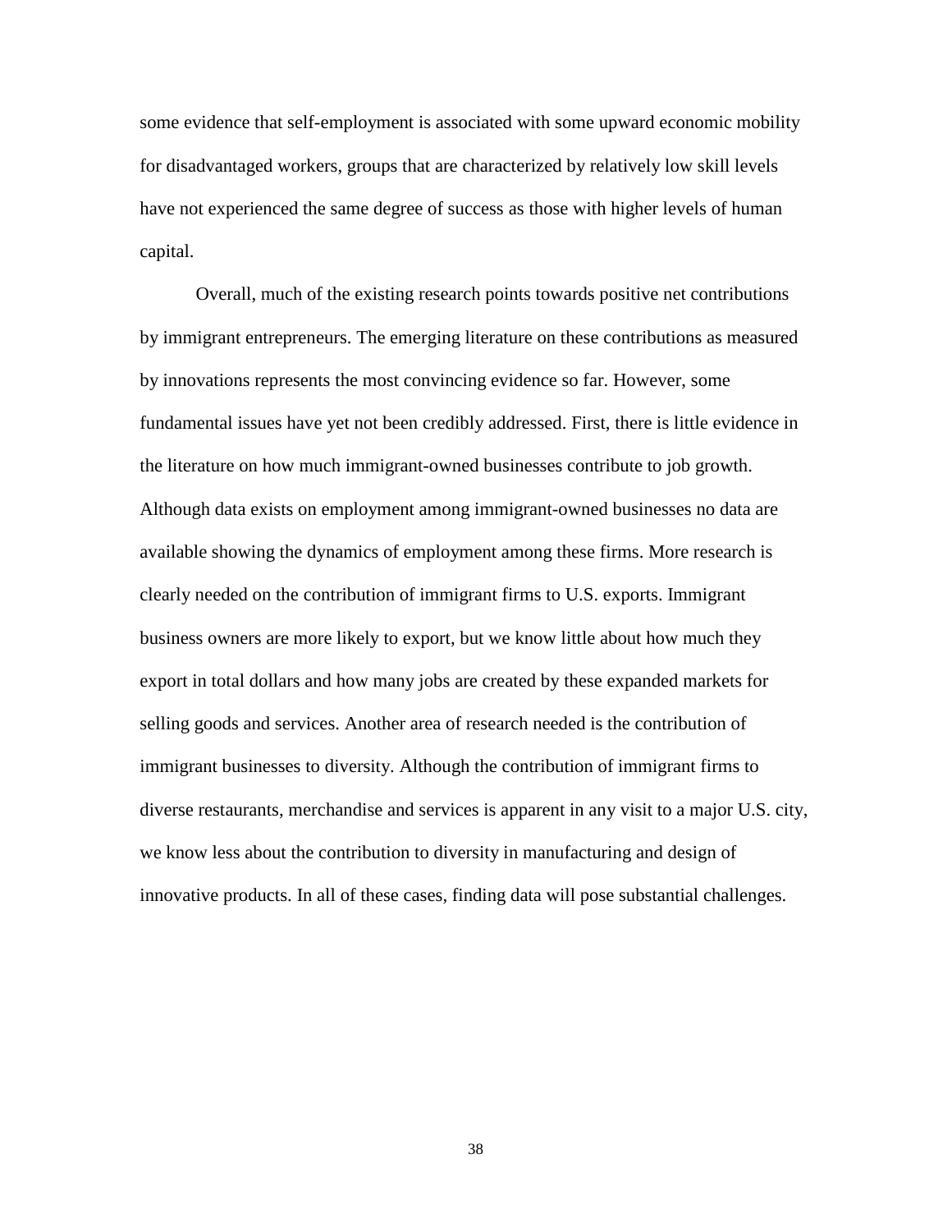some evidence that self-employment is associated with some upward economic mobility for disadvantaged workers, groups that are characterized by relatively low skill levels have not experienced the same degree of success as those with higher levels of human capital.

Overall, much of the existing research points towards positive net contributions by immigrant entrepreneurs. The emerging literature on these contributions as measured by innovations represents the most convincing evidence so far. However, some fundamental issues have yet not been credibly addressed. First, there is little evidence in the literature on how much immigrant-owned businesses contribute to job growth. Although data exists on employment among immigrant-owned businesses no data are available showing the dynamics of employment among these firms. More research is clearly needed on the contribution of immigrant firms to U.S. exports. Immigrant business owners are more likely to export, but we know little about how much they export in total dollars and how many jobs are created by these expanded markets for selling goods and services. Another area of research needed is the contribution of immigrant businesses to diversity. Although the contribution of immigrant firms to diverse restaurants, merchandise and services is apparent in any visit to a major U.S. city, we know less about the contribution to diversity in manufacturing and design of innovative products. In all of these cases, finding data will pose substantial challenges.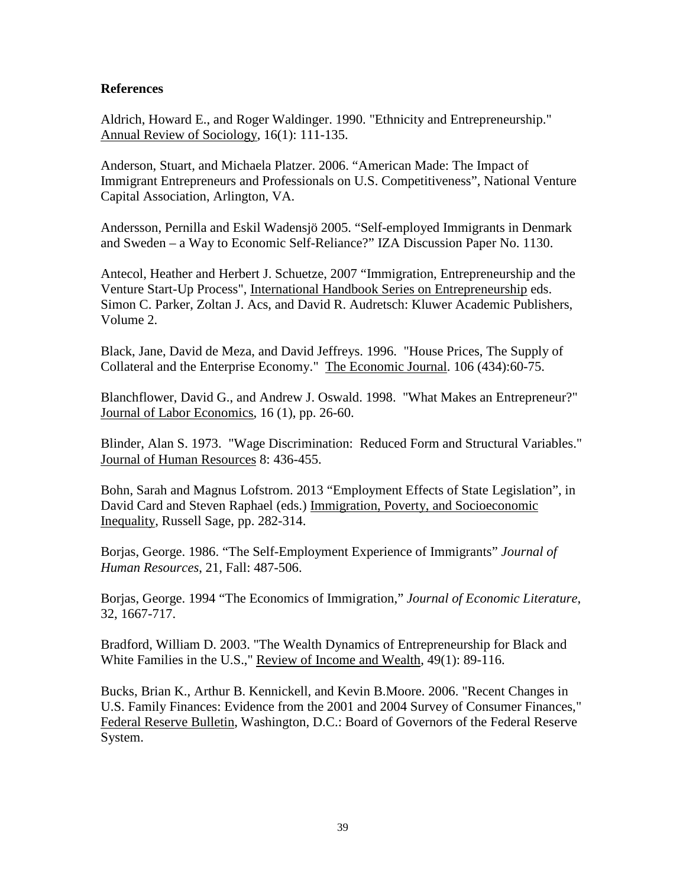**References**

Aldrich, Howard E., and Roger Waldinger. 1990. "Ethnicity and Entrepreneurship." Annual Review of Sociology, 16(1): 111-135.

Anderson, Stuart, and Michaela Platzer. 2006. "American Made: The Impact of Immigrant Entrepreneurs and Professionals on U.S. Competitiveness", National Venture Capital Association, Arlington, VA.

Andersson, Pernilla and Eskil Wadensjö 2005. "Self-employed Immigrants in Denmark and Sweden – a Way to Economic Self-Reliance?" IZA Discussion Paper No. 1130.

Antecol, Heather and Herbert J. Schuetze, 2007 "Immigration, Entrepreneurship and the Venture Start-Up Process", International Handbook Series on Entrepreneurship eds. Simon C. Parker, Zoltan J. Acs, and David R. Audretsch: Kluwer Academic Publishers, Volume 2.

Black, Jane, David de Meza, and David Jeffreys. 1996. "House Prices, The Supply of Collateral and the Enterprise Economy." The Economic Journal. 106 (434):60-75.

Blanchflower, David G., and Andrew J. Oswald. 1998. "What Makes an Entrepreneur?" Journal of Labor Economics, 16 (1), pp. 26-60.

Blinder, Alan S. 1973. "Wage Discrimination: Reduced Form and Structural Variables." Journal of Human Resources 8: 436-455.

Bohn, Sarah and Magnus Lofstrom. 2013 "Employment Effects of State Legislation", in David Card and Steven Raphael (eds.) Immigration, Poverty, and Socioeconomic Inequality, Russell Sage, pp. 282-314.

Borjas, George. 1986. "The Self-Employment Experience of Immigrants" *Journal of Human Resources*, 21, Fall: 487-506.

Borjas, George. 1994 "The Economics of Immigration," *Journal of Economic Literature*, 32, 1667-717.

Bradford, William D. 2003. "The Wealth Dynamics of Entrepreneurship for Black and White Families in the U.S.," Review of Income and Wealth, 49(1): 89-116.

Bucks, Brian K., Arthur B. Kennickell, and Kevin B.Moore. 2006. "Recent Changes in U.S. Family Finances: Evidence from the 2001 and 2004 Survey of Consumer Finances," Federal Reserve Bulletin, Washington, D.C.: Board of Governors of the Federal Reserve System.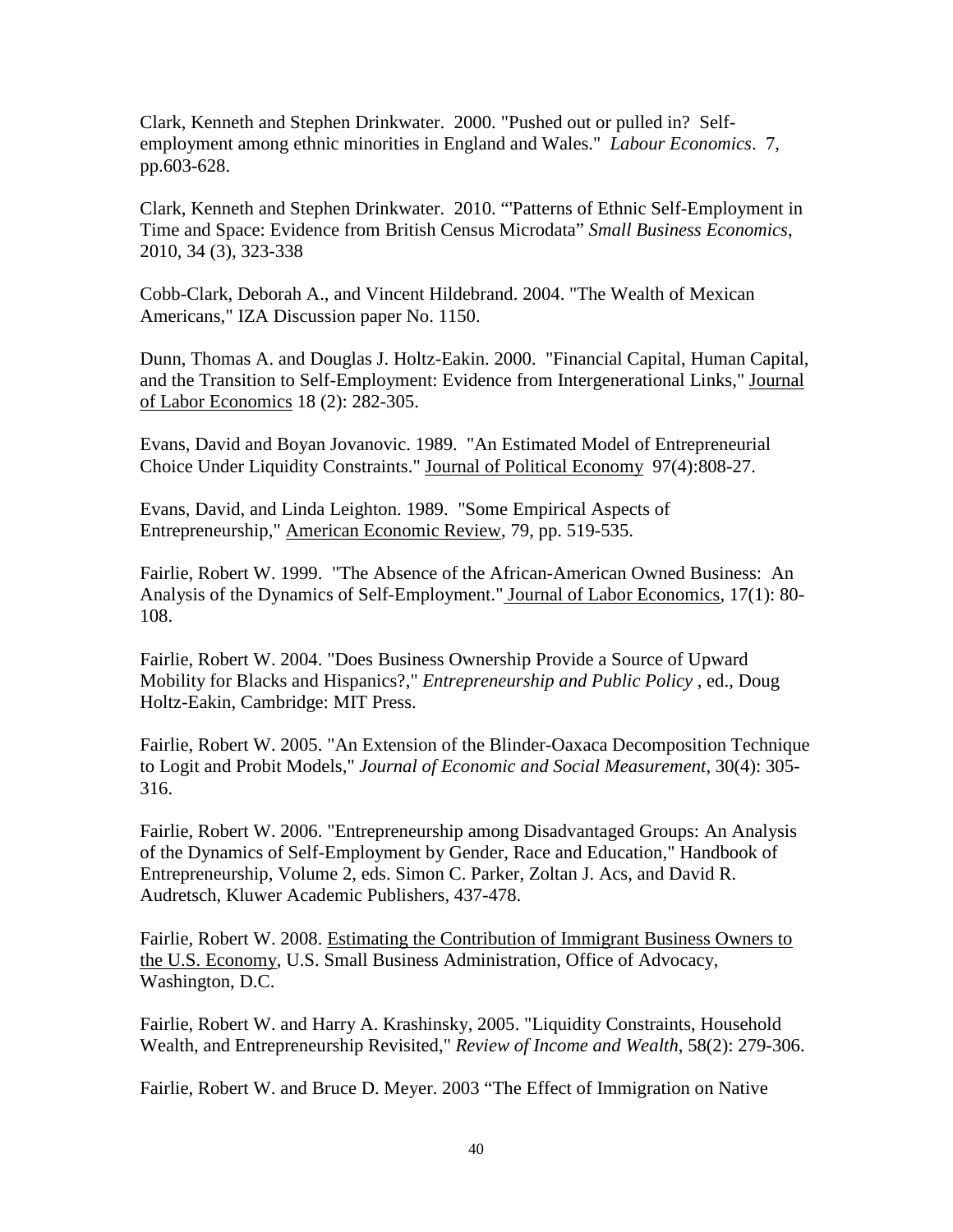Clark, Kenneth and Stephen Drinkwater. 2000. "Pushed out or pulled in? Self-employment among ethnic minorities in England and Wales." *Labour Economics*. 7, pp.603-628.

Clark, Kenneth and Stephen Drinkwater. 2010. "'Patterns of Ethnic Self-Employment in Time and Space: Evidence from British Census Microdata" *Small Business Economics*, 2010, 34 (3), 323-338

Cobb-Clark, Deborah A., and Vincent Hildebrand. 2004. "The Wealth of Mexican Americans," IZA Discussion paper No. 1150.

Dunn, Thomas A. and Douglas J. Holtz-Eakin. 2000. "Financial Capital, Human Capital, and the Transition to Self-Employment: Evidence from Intergenerational Links," Journal of Labor Economics 18 (2): 282-305.

Evans, David and Boyan Jovanovic. 1989. "An Estimated Model of Entrepreneurial Choice Under Liquidity Constraints." Journal of Political Economy 97(4):808-27.

Evans, David, and Linda Leighton. 1989. "Some Empirical Aspects of Entrepreneurship," American Economic Review, 79, pp. 519-535.

Fairlie, Robert W. 1999. "The Absence of the African-American Owned Business: An Analysis of the Dynamics of Self-Employment." Journal of Labor Economics, 17(1): 80-108.

Fairlie, Robert W. 2004. "Does Business Ownership Provide a Source of Upward Mobility for Blacks and Hispanics?," *Entrepreneurship and Public Policy* , ed., Doug Holtz-Eakin, Cambridge: MIT Press.

Fairlie, Robert W. 2005. "An Extension of the Blinder-Oaxaca Decomposition Technique to Logit and Probit Models," *Journal of Economic and Social Measurement*, 30(4): 305-316.

Fairlie, Robert W. 2006. "Entrepreneurship among Disadvantaged Groups: An Analysis of the Dynamics of Self-Employment by Gender, Race and Education," Handbook of Entrepreneurship, Volume 2, eds. Simon C. Parker, Zoltan J. Acs, and David R. Audretsch, Kluwer Academic Publishers, 437-478.

Fairlie, Robert W. 2008. Estimating the Contribution of Immigrant Business Owners to the U.S. Economy, U.S. Small Business Administration, Office of Advocacy, Washington, D.C.

Fairlie, Robert W. and Harry A. Krashinsky, 2005. "Liquidity Constraints, Household Wealth, and Entrepreneurship Revisited," *Review of Income and Wealth*, 58(2): 279-306.

Fairlie, Robert W. and Bruce D. Meyer. 2003 "The Effect of Immigration on Native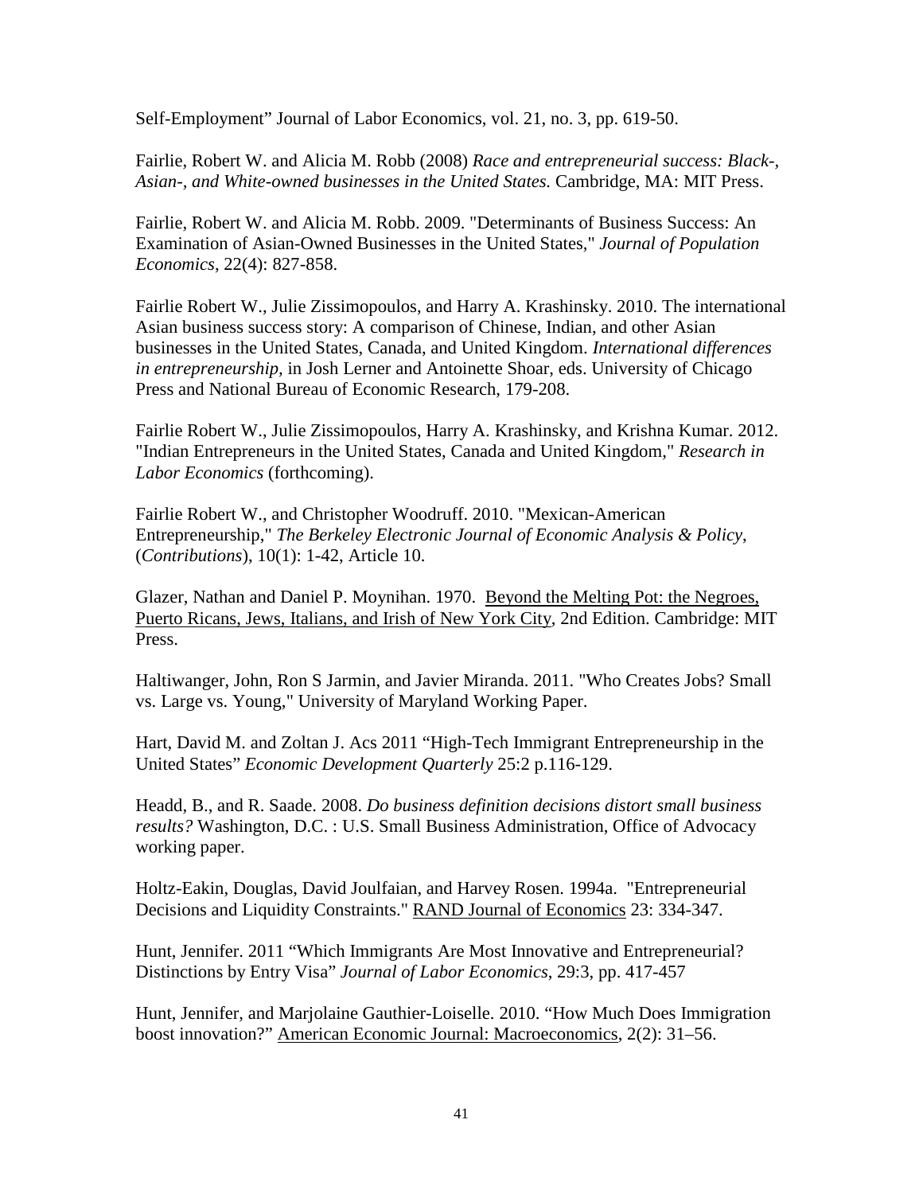Self-Employment" Journal of Labor Economics, vol. 21, no. 3, pp. 619-50.

Fairlie, Robert W. and Alicia M. Robb (2008) *Race and entrepreneurial success: Black-, Asian-, and White-owned businesses in the United States.* Cambridge, MA: MIT Press.

Fairlie, Robert W. and Alicia M. Robb. 2009. "Determinants of Business Success: An Examination of Asian-Owned Businesses in the United States," *Journal of Population Economics*, 22(4): 827-858.

Fairlie Robert W., Julie Zissimopoulos, and Harry A. Krashinsky. 2010. The international Asian business success story: A comparison of Chinese, Indian, and other Asian businesses in the United States, Canada, and United Kingdom. *International differences in entrepreneurship,* in Josh Lerner and Antoinette Shoar, eds. University of Chicago Press and National Bureau of Economic Research, 179-208.

Fairlie Robert W., Julie Zissimopoulos, Harry A. Krashinsky, and Krishna Kumar. 2012. "Indian Entrepreneurs in the United States, Canada and United Kingdom," *Research in Labor Economics* (forthcoming).

Fairlie Robert W., and Christopher Woodruff. 2010. "Mexican-American Entrepreneurship," *The Berkeley Electronic Journal of Economic Analysis & Policy*, (*Contributions*), 10(1): 1-42, Article 10.

Glazer, Nathan and Daniel P. Moynihan. 1970. Beyond the Melting Pot: the Negroes, Puerto Ricans, Jews, Italians, and Irish of New York City, 2nd Edition. Cambridge: MIT Press.

Haltiwanger, John, Ron S Jarmin, and Javier Miranda. 2011. "Who Creates Jobs? Small vs. Large vs. Young," University of Maryland Working Paper.

Hart, David M. and Zoltan J. Acs 2011 "High-Tech Immigrant Entrepreneurship in the United States" *Economic Development Quarterly* 25:2 p.116-129.

Headd, B., and R. Saade. 2008. *Do business definition decisions distort small business results?* Washington, D.C. : U.S. Small Business Administration, Office of Advocacy working paper.

Holtz-Eakin, Douglas, David Joulfaian, and Harvey Rosen. 1994a. "Entrepreneurial Decisions and Liquidity Constraints." RAND Journal of Economics 23: 334-347.

Hunt, Jennifer. 2011 "Which Immigrants Are Most Innovative and Entrepreneurial? Distinctions by Entry Visa" *Journal of Labor Economics*, 29:3, pp. 417-457

Hunt, Jennifer, and Marjolaine Gauthier-Loiselle. 2010. "How Much Does Immigration boost innovation?" American Economic Journal: Macroeconomics, 2(2): 31–56.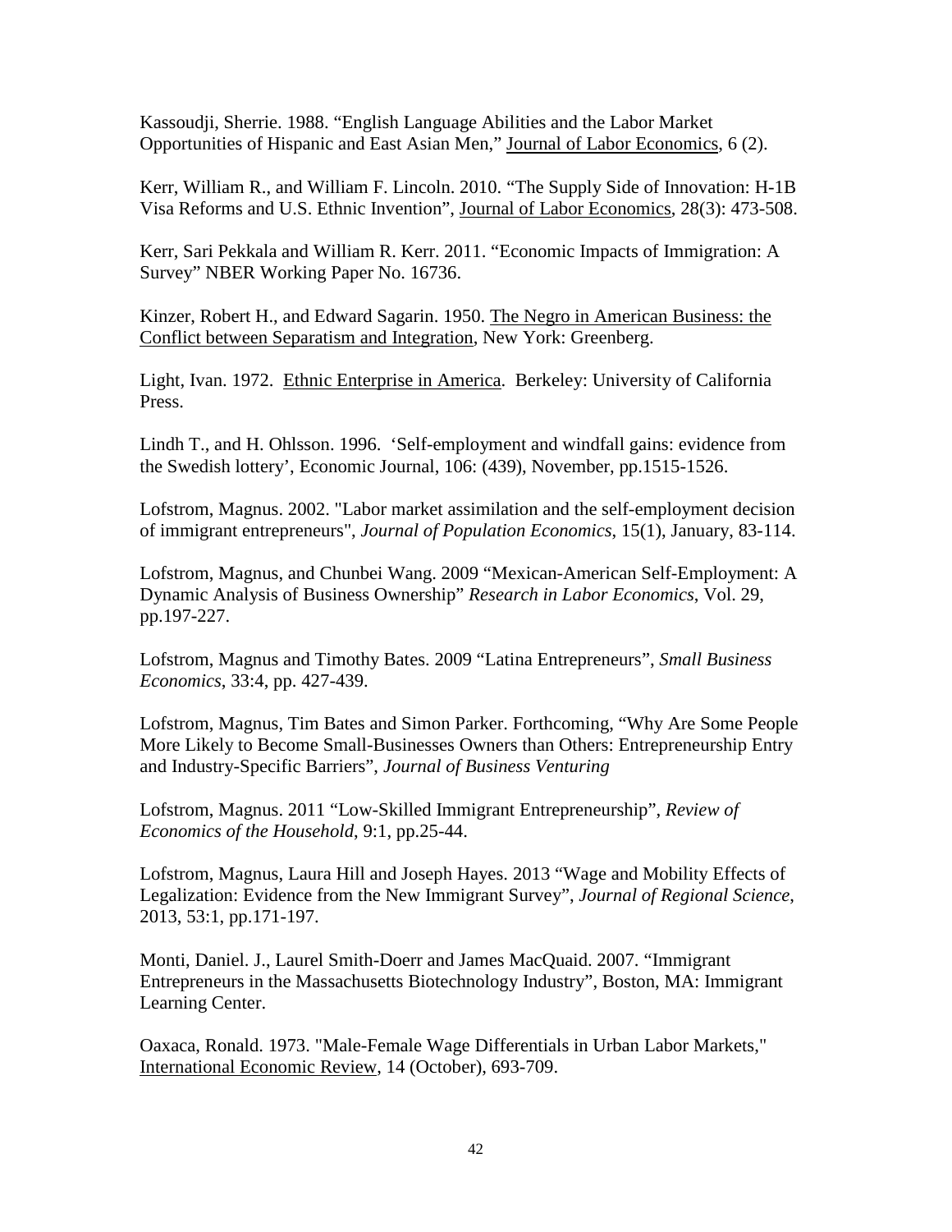Kassoudji, Sherrie. 1988. “English Language Abilities and the Labor Market Opportunities of Hispanic and East Asian Men,” Journal of Labor Economics, 6 (2).

Kerr, William R., and William F. Lincoln. 2010. “The Supply Side of Innovation: H-1B Visa Reforms and U.S. Ethnic Invention”, Journal of Labor Economics, 28(3): 473-508.

Kerr, Sari Pekkala and William R. Kerr. 2011. “Economic Impacts of Immigration: A Survey” NBER Working Paper No. 16736.

Kinzer, Robert H., and Edward Sagarin. 1950. The Negro in American Business: the Conflict between Separatism and Integration, New York: Greenberg.

Light, Ivan. 1972. Ethnic Enterprise in America. Berkeley: University of California Press.

Lindh T., and H. Ohlsson. 1996. ‘Self-employment and windfall gains: evidence from the Swedish lottery’, Economic Journal, 106: (439), November, pp.1515-1526.

Lofstrom, Magnus. 2002. "Labor market assimilation and the self-employment decision of immigrant entrepreneurs", *Journal of Population Economics*, 15(1), January, 83-114.

Lofstrom, Magnus, and Chunbei Wang. 2009 “Mexican-American Self-Employment: A Dynamic Analysis of Business Ownership” *Research in Labor Economics*, Vol. 29, pp.197-227.

Lofstrom, Magnus and Timothy Bates. 2009 “Latina Entrepreneurs”, *Small Business Economics*, 33:4, pp. 427-439.

Lofstrom, Magnus, Tim Bates and Simon Parker. Forthcoming, “Why Are Some People More Likely to Become Small-Businesses Owners than Others: Entrepreneurship Entry and Industry-Specific Barriers”, *Journal of Business Venturing*

Lofstrom, Magnus. 2011 “Low-Skilled Immigrant Entrepreneurship”, *Review of Economics of the Household*, 9:1, pp.25-44.

Lofstrom, Magnus, Laura Hill and Joseph Hayes. 2013 “Wage and Mobility Effects of Legalization: Evidence from the New Immigrant Survey”, *Journal of Regional Science*, 2013, 53:1, pp.171-197.

Monti, Daniel. J., Laurel Smith-Doerr and James MacQuaid. 2007. “Immigrant Entrepreneurs in the Massachusetts Biotechnology Industry”, Boston, MA: Immigrant Learning Center.

Oaxaca, Ronald. 1973. "Male-Female Wage Differentials in Urban Labor Markets," International Economic Review, 14 (October), 693-709.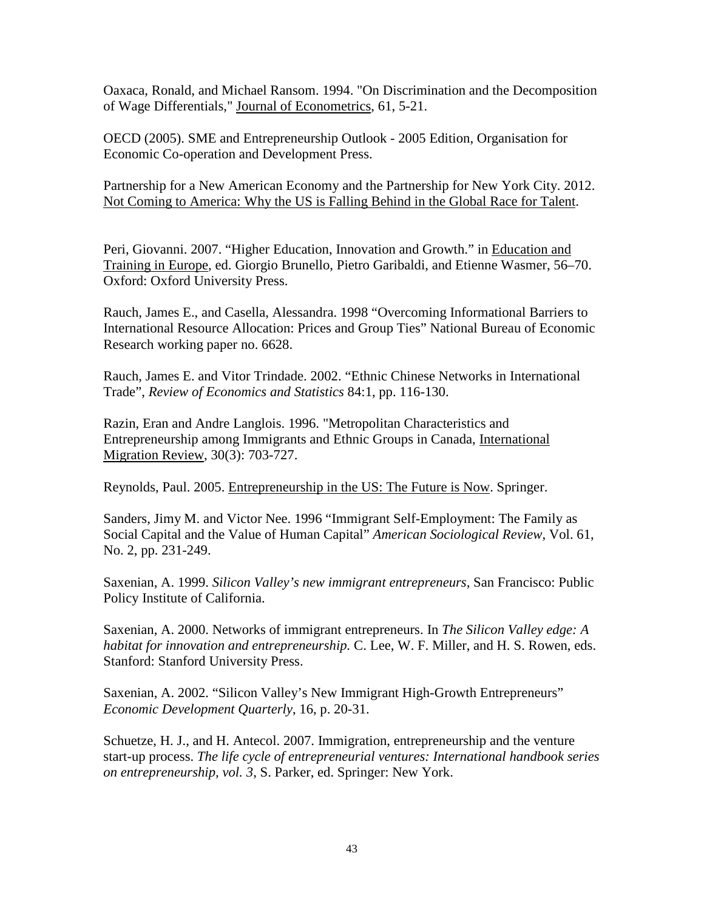Oaxaca, Ronald, and Michael Ransom. 1994. "On Discrimination and the Decomposition of Wage Differentials," Journal of Econometrics, 61, 5-21.

OECD (2005). SME and Entrepreneurship Outlook - 2005 Edition, Organisation for Economic Co-operation and Development Press.

Partnership for a New American Economy and the Partnership for New York City. 2012. Not Coming to America: Why the US is Falling Behind in the Global Race for Talent.

Peri, Giovanni. 2007. "Higher Education, Innovation and Growth." in Education and Training in Europe, ed. Giorgio Brunello, Pietro Garibaldi, and Etienne Wasmer, 56–70. Oxford: Oxford University Press.

Rauch, James E., and Casella, Alessandra. 1998 "Overcoming Informational Barriers to International Resource Allocation: Prices and Group Ties" National Bureau of Economic Research working paper no. 6628.

Rauch, James E. and Vitor Trindade. 2002. "Ethnic Chinese Networks in International Trade", *Review of Economics and Statistics* 84:1, pp. 116-130.

Razin, Eran and Andre Langlois. 1996. "Metropolitan Characteristics and Entrepreneurship among Immigrants and Ethnic Groups in Canada, International Migration Review, 30(3): 703-727.

Reynolds, Paul. 2005. Entrepreneurship in the US: The Future is Now. Springer.

Sanders, Jimy M. and Victor Nee. 1996 "Immigrant Self-Employment: The Family as Social Capital and the Value of Human Capital" *American Sociological Review*, Vol. 61, No. 2, pp. 231-249.

Saxenian, A. 1999. *Silicon Valley's new immigrant entrepreneurs*, San Francisco: Public Policy Institute of California.

Saxenian, A. 2000. Networks of immigrant entrepreneurs. In *The Silicon Valley edge: A habitat for innovation and entrepreneurship.* C. Lee, W. F. Miller, and H. S. Rowen, eds. Stanford: Stanford University Press.

Saxenian, A. 2002. "Silicon Valley's New Immigrant High-Growth Entrepreneurs" *Economic Development Quarterly*, 16, p. 20-31.

Schuetze, H. J., and H. Antecol. 2007. Immigration, entrepreneurship and the venture start-up process. *The life cycle of entrepreneurial ventures: International handbook series on entrepreneurship, vol. 3,* S. Parker, ed. Springer: New York.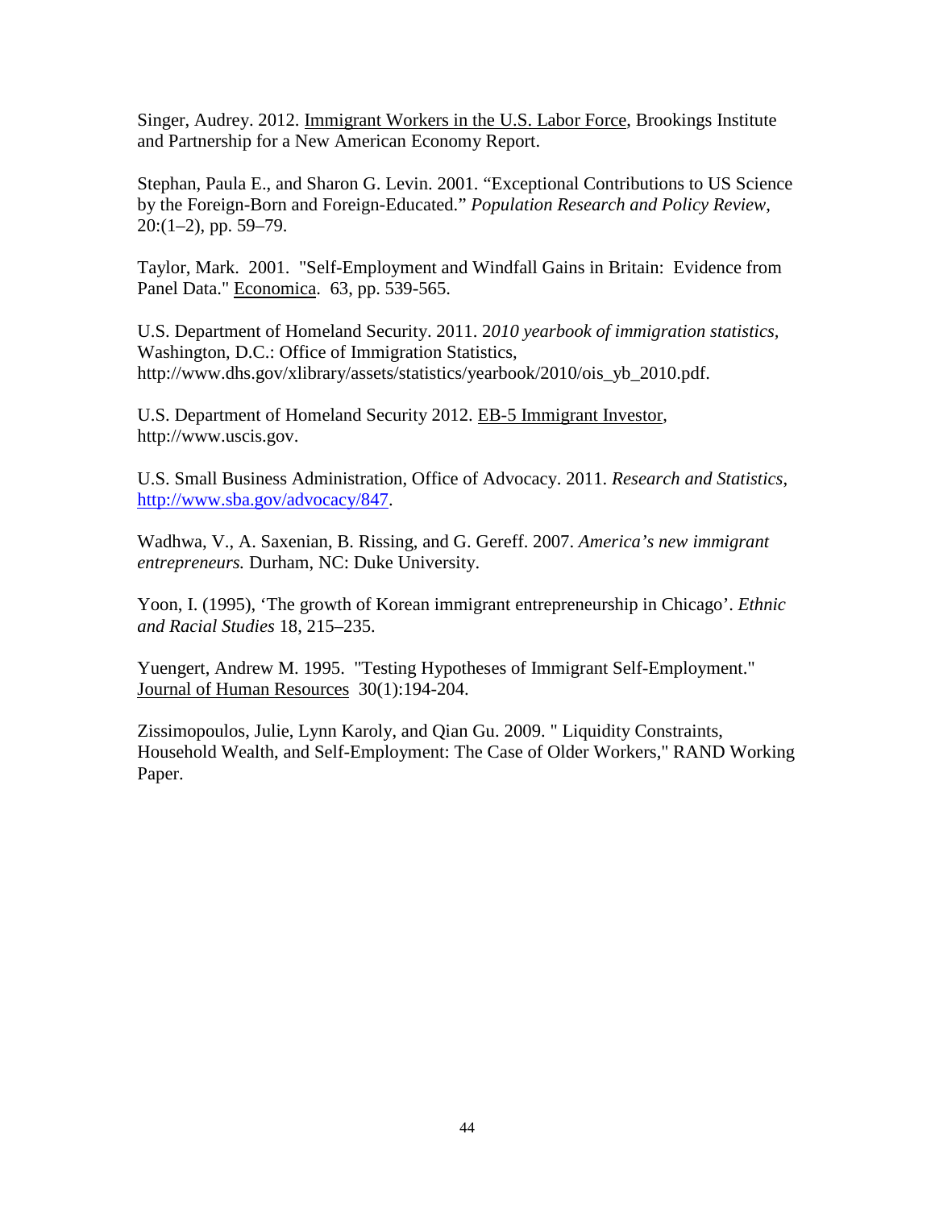Singer, Audrey. 2012. Immigrant Workers in the U.S. Labor Force, Brookings Institute and Partnership for a New American Economy Report.

Stephan, Paula E., and Sharon G. Levin. 2001. "Exceptional Contributions to US Science by the Foreign-Born and Foreign-Educated." *Population Research and Policy Review*, 20:(1–2), pp. 59–79.

Taylor, Mark. 2001. "Self-Employment and Windfall Gains in Britain: Evidence from Panel Data." Economica. 63, pp. 539-565.

U.S. Department of Homeland Security. 2011. 2*010 yearbook of immigration statistics*, Washington, D.C.: Office of Immigration Statistics, http://www.dhs.gov/xlibrary/assets/statistics/yearbook/2010/ois_yb_2010.pdf.

U.S. Department of Homeland Security 2012. EB-5 Immigrant Investor, http://www.uscis.gov.

U.S. Small Business Administration, Office of Advocacy. 2011. *Research and Statistics*, http://www.sba.gov/advocacy/847.

Wadhwa, V., A. Saxenian, B. Rissing, and G. Gereff. 2007. *America's new immigrant entrepreneurs.* Durham, NC: Duke University.

Yoon, I. (1995), 'The growth of Korean immigrant entrepreneurship in Chicago'. *Ethnic and Racial Studies* 18, 215–235.

Yuengert, Andrew M. 1995. "Testing Hypotheses of Immigrant Self-Employment." Journal of Human Resources 30(1):194-204.

Zissimopoulos, Julie, Lynn Karoly, and Qian Gu. 2009. " Liquidity Constraints, Household Wealth, and Self-Employment: The Case of Older Workers," RAND Working Paper.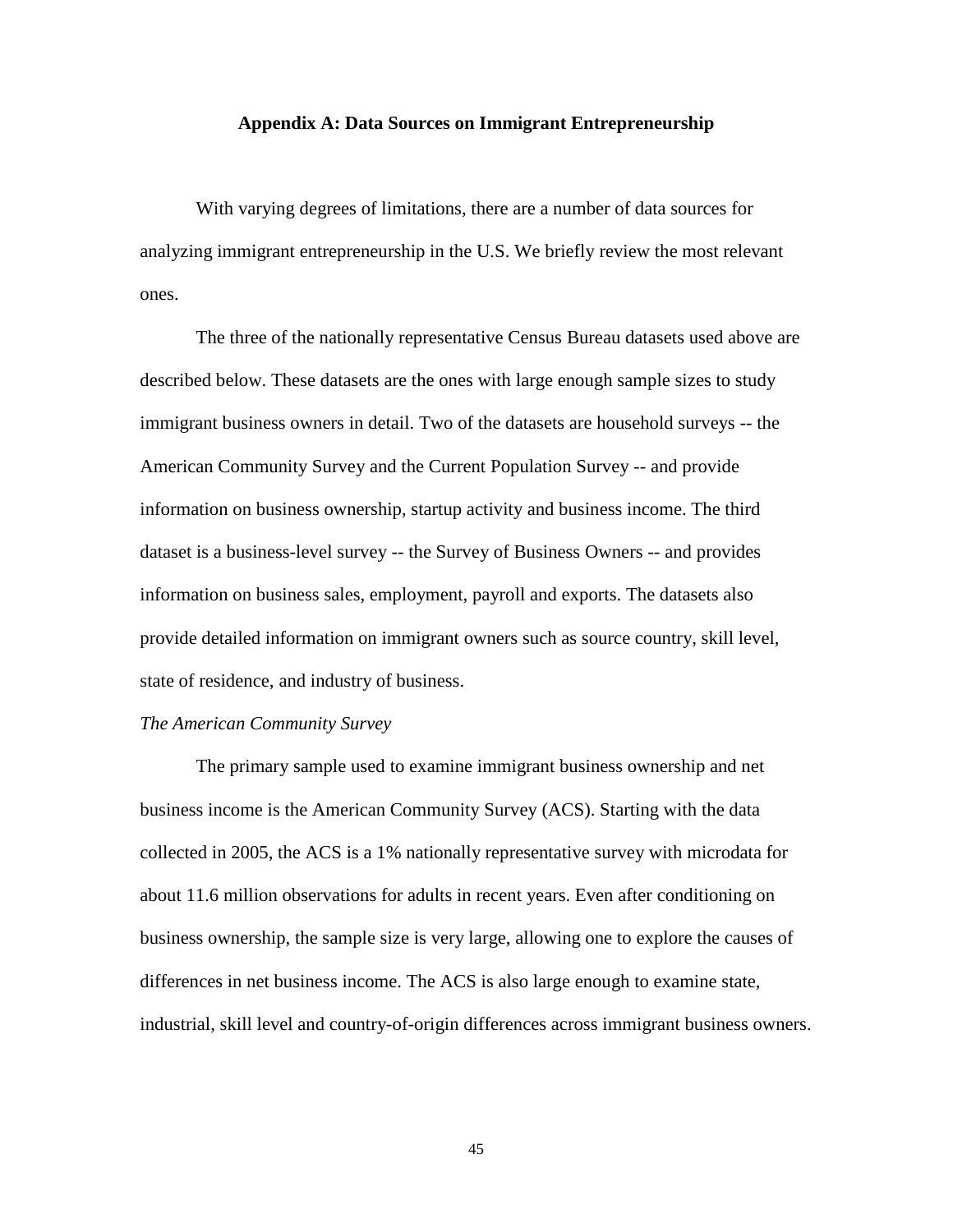## Appendix A: Data Sources on Immigrant Entrepreneurship

With varying degrees of limitations, there are a number of data sources for analyzing immigrant entrepreneurship in the U.S. We briefly review the most relevant ones.

The three of the nationally representative Census Bureau datasets used above are described below. These datasets are the ones with large enough sample sizes to study immigrant business owners in detail. Two of the datasets are household surveys -- the American Community Survey and the Current Population Survey -- and provide information on business ownership, startup activity and business income. The third dataset is a business-level survey -- the Survey of Business Owners -- and provides information on business sales, employment, payroll and exports. The datasets also provide detailed information on immigrant owners such as source country, skill level, state of residence, and industry of business.

*The American Community Survey*

The primary sample used to examine immigrant business ownership and net business income is the American Community Survey (ACS). Starting with the data collected in 2005, the ACS is a 1% nationally representative survey with microdata for about 11.6 million observations for adults in recent years. Even after conditioning on business ownership, the sample size is very large, allowing one to explore the causes of differences in net business income. The ACS is also large enough to examine state, industrial, skill level and country-of-origin differences across immigrant business owners.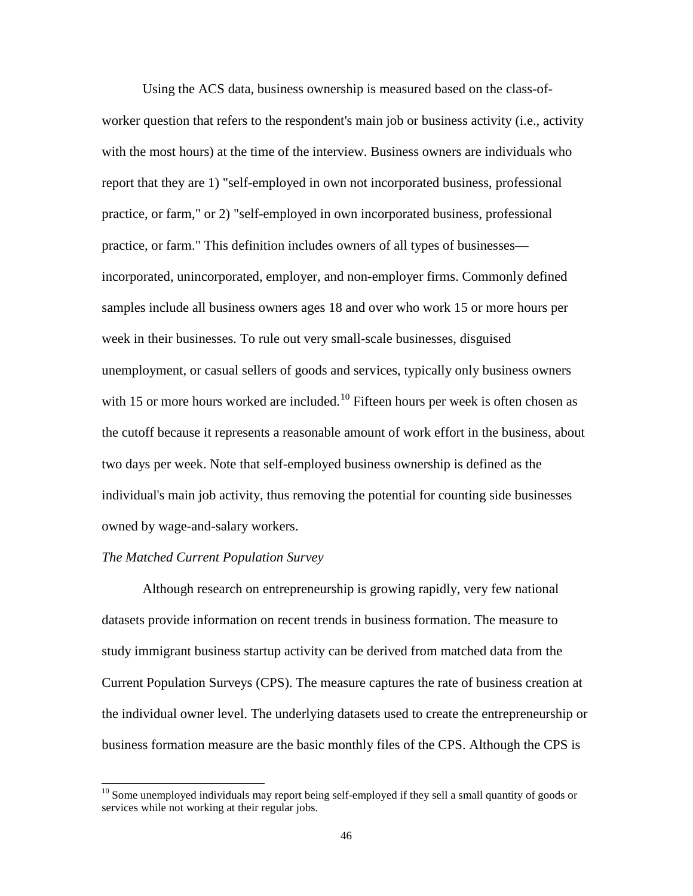Using the ACS data, business ownership is measured based on the class-of-worker question that refers to the respondent's main job or business activity (i.e., activity with the most hours) at the time of the interview. Business owners are individuals who report that they are 1) "self-employed in own not incorporated business, professional practice, or farm," or 2) "self-employed in own incorporated business, professional practice, or farm." This definition includes owners of all types of businesses—incorporated, unincorporated, employer, and non-employer firms. Commonly defined samples include all business owners ages 18 and over who work 15 or more hours per week in their businesses. To rule out very small-scale businesses, disguised unemployment, or casual sellers of goods and services, typically only business owners with 15 or more hours worked are included.[10] Fifteen hours per week is often chosen as the cutoff because it represents a reasonable amount of work effort in the business, about two days per week. Note that self-employed business ownership is defined as the individual's main job activity, thus removing the potential for counting side businesses owned by wage-and-salary workers.

*The Matched Current Population Survey*

Although research on entrepreneurship is growing rapidly, very few national datasets provide information on recent trends in business formation. The measure to study immigrant business startup activity can be derived from matched data from the Current Population Surveys (CPS). The measure captures the rate of business creation at the individual owner level. The underlying datasets used to create the entrepreneurship or business formation measure are the basic monthly files of the CPS. Although the CPS is

[10] Some unemployed individuals may report being self-employed if they sell a small quantity of goods or services while not working at their regular jobs.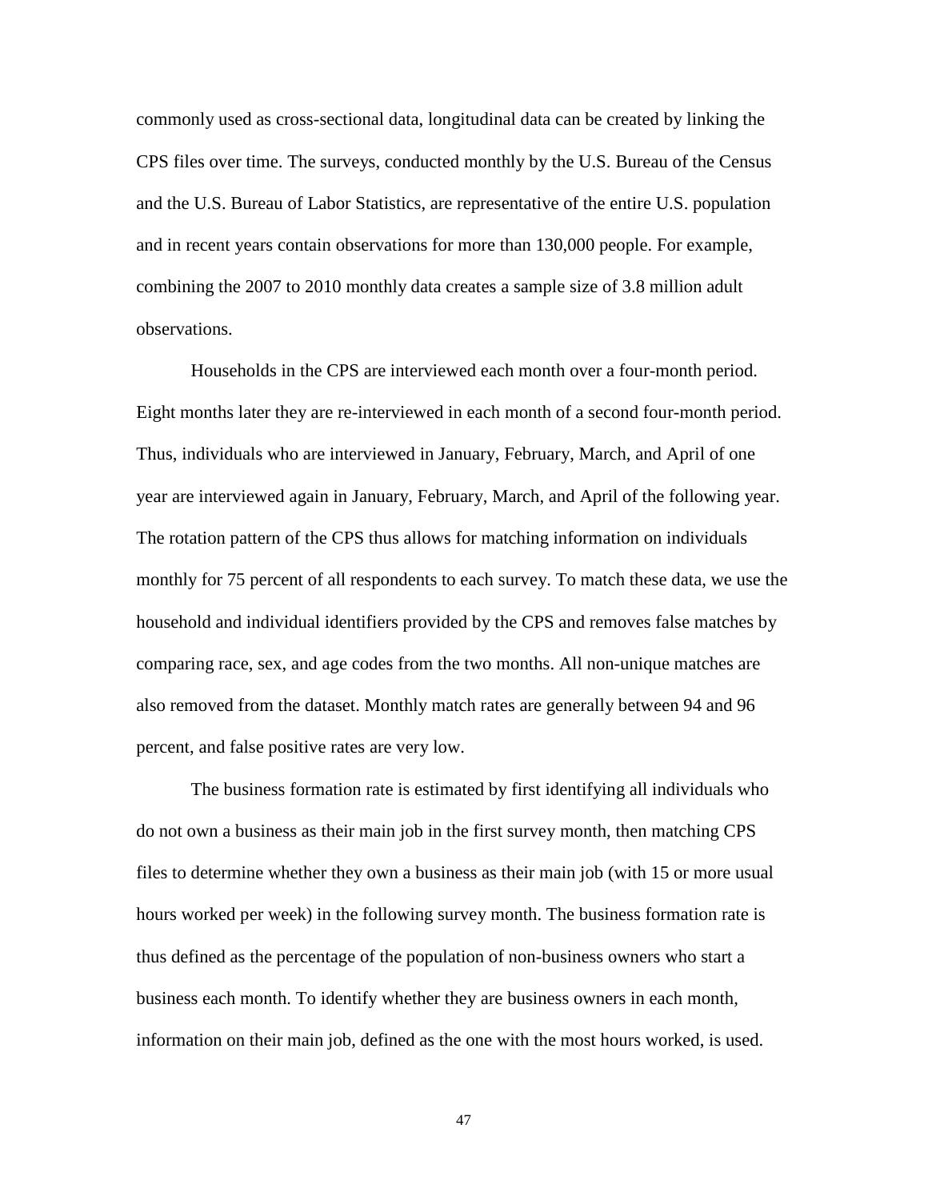commonly used as cross-sectional data, longitudinal data can be created by linking the CPS files over time. The surveys, conducted monthly by the U.S. Bureau of the Census and the U.S. Bureau of Labor Statistics, are representative of the entire U.S. population and in recent years contain observations for more than 130,000 people. For example, combining the 2007 to 2010 monthly data creates a sample size of 3.8 million adult observations.

Households in the CPS are interviewed each month over a four-month period. Eight months later they are re-interviewed in each month of a second four-month period. Thus, individuals who are interviewed in January, February, March, and April of one year are interviewed again in January, February, March, and April of the following year. The rotation pattern of the CPS thus allows for matching information on individuals monthly for 75 percent of all respondents to each survey. To match these data, we use the household and individual identifiers provided by the CPS and removes false matches by comparing race, sex, and age codes from the two months. All non-unique matches are also removed from the dataset. Monthly match rates are generally between 94 and 96 percent, and false positive rates are very low.

The business formation rate is estimated by first identifying all individuals who do not own a business as their main job in the first survey month, then matching CPS files to determine whether they own a business as their main job (with 15 or more usual hours worked per week) in the following survey month. The business formation rate is thus defined as the percentage of the population of non-business owners who start a business each month. To identify whether they are business owners in each month, information on their main job, defined as the one with the most hours worked, is used.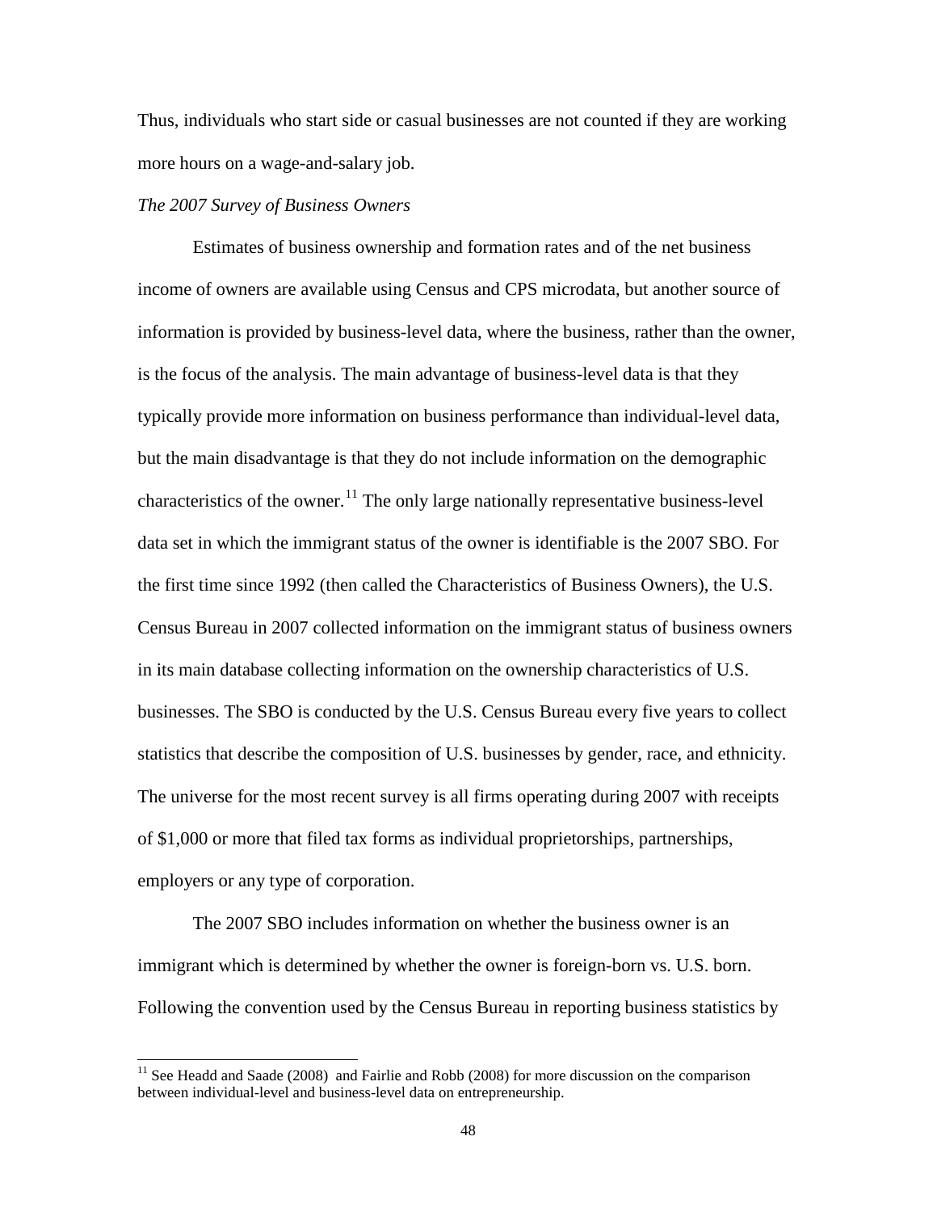Thus, individuals who start side or casual businesses are not counted if they are working more hours on a wage-and-salary job.

*The 2007 Survey of Business Owners*

Estimates of business ownership and formation rates and of the net business income of owners are available using Census and CPS microdata, but another source of information is provided by business-level data, where the business, rather than the owner, is the focus of the analysis. The main advantage of business-level data is that they typically provide more information on business performance than individual-level data, but the main disadvantage is that they do not include information on the demographic characteristics of the owner.[11] The only large nationally representative business-level data set in which the immigrant status of the owner is identifiable is the 2007 SBO. For the first time since 1992 (then called the Characteristics of Business Owners), the U.S. Census Bureau in 2007 collected information on the immigrant status of business owners in its main database collecting information on the ownership characteristics of U.S. businesses. The SBO is conducted by the U.S. Census Bureau every five years to collect statistics that describe the composition of U.S. businesses by gender, race, and ethnicity. The universe for the most recent survey is all firms operating during 2007 with receipts of $1,000 or more that filed tax forms as individual proprietorships, partnerships, employers or any type of corporation.

The 2007 SBO includes information on whether the business owner is an immigrant which is determined by whether the owner is foreign-born vs. U.S. born. Following the convention used by the Census Bureau in reporting business statistics by

[11] See Headd and Saade (2008) and Fairlie and Robb (2008) for more discussion on the comparison between individual-level and business-level data on entrepreneurship.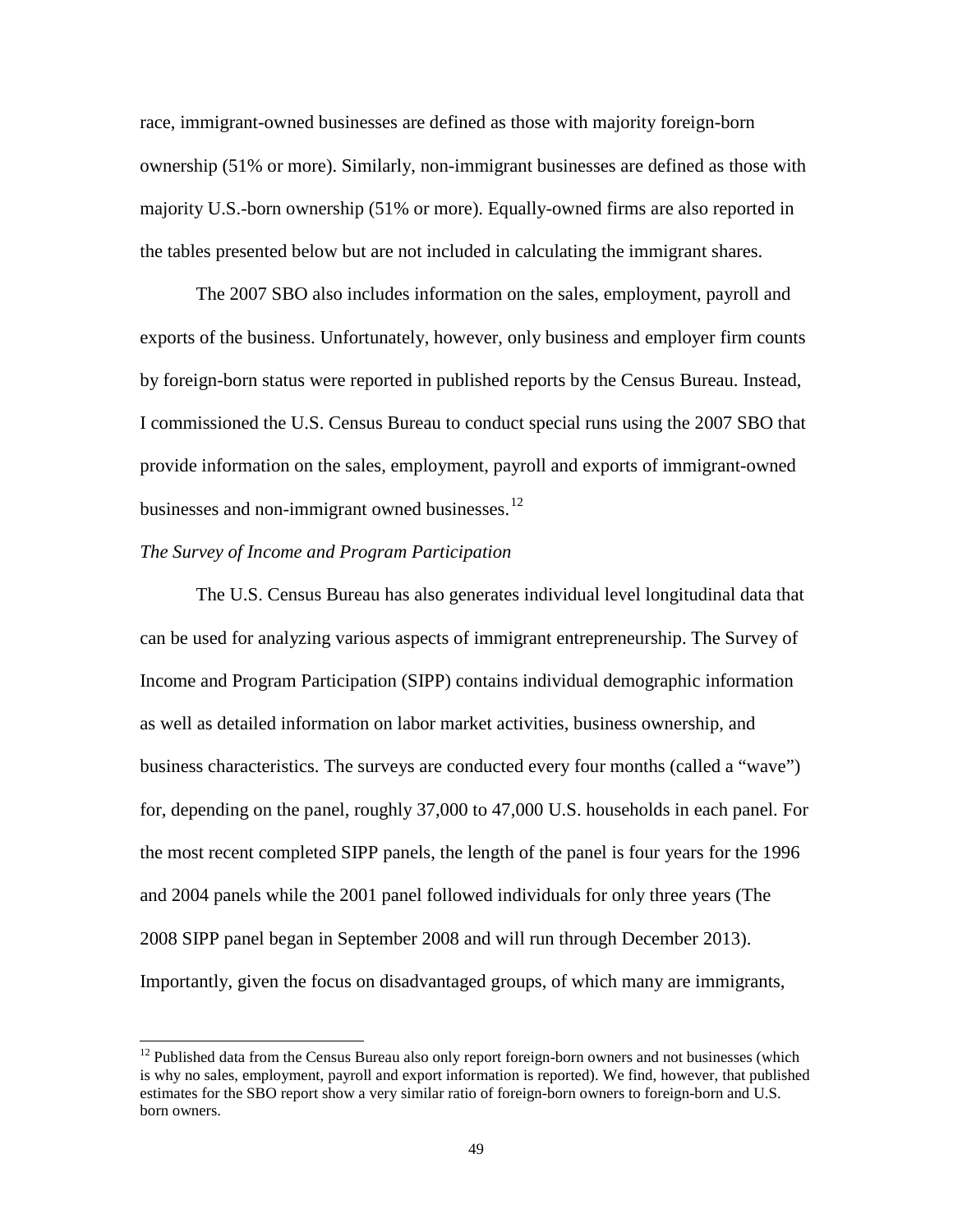race, immigrant-owned businesses are defined as those with majority foreign-born ownership (51% or more). Similarly, non-immigrant businesses are defined as those with majority U.S.-born ownership (51% or more). Equally-owned firms are also reported in the tables presented below but are not included in calculating the immigrant shares.

The 2007 SBO also includes information on the sales, employment, payroll and exports of the business. Unfortunately, however, only business and employer firm counts by foreign-born status were reported in published reports by the Census Bureau. Instead, I commissioned the U.S. Census Bureau to conduct special runs using the 2007 SBO that provide information on the sales, employment, payroll and exports of immigrant-owned businesses and non-immigrant owned businesses.[12]

*The Survey of Income and Program Participation*

The U.S. Census Bureau has also generates individual level longitudinal data that can be used for analyzing various aspects of immigrant entrepreneurship. The Survey of Income and Program Participation (SIPP) contains individual demographic information as well as detailed information on labor market activities, business ownership, and business characteristics. The surveys are conducted every four months (called a "wave") for, depending on the panel, roughly 37,000 to 47,000 U.S. households in each panel. For the most recent completed SIPP panels, the length of the panel is four years for the 1996 and 2004 panels while the 2001 panel followed individuals for only three years (The 2008 SIPP panel began in September 2008 and will run through December 2013). Importantly, given the focus on disadvantaged groups, of which many are immigrants,

---

[12] Published data from the Census Bureau also only report foreign-born owners and not businesses (which is why no sales, employment, payroll and export information is reported). We find, however, that published estimates for the SBO report show a very similar ratio of foreign-born owners to foreign-born and U.S. born owners.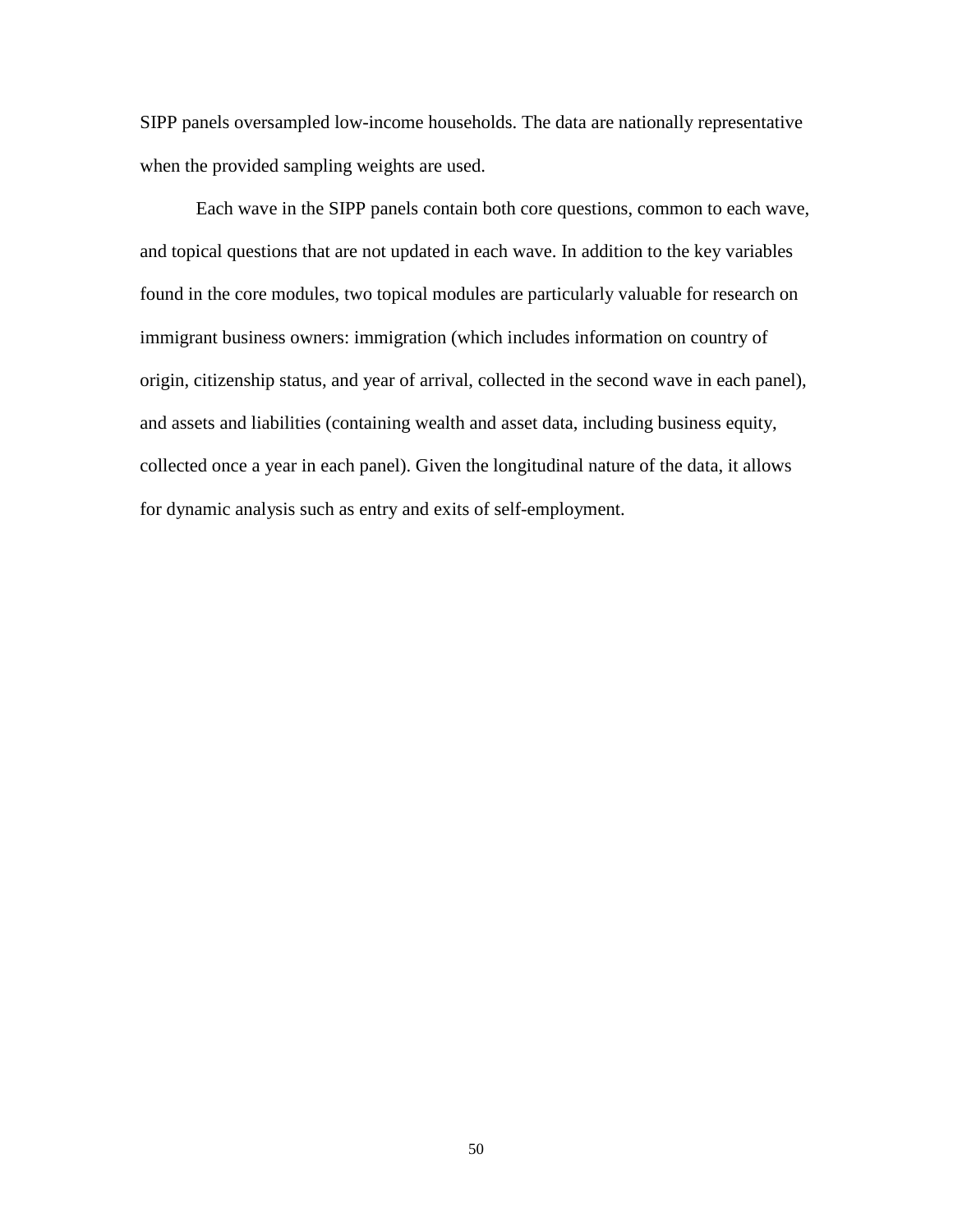SIPP panels oversampled low-income households. The data are nationally representative when the provided sampling weights are used.

Each wave in the SIPP panels contain both core questions, common to each wave, and topical questions that are not updated in each wave. In addition to the key variables found in the core modules, two topical modules are particularly valuable for research on immigrant business owners: immigration (which includes information on country of origin, citizenship status, and year of arrival, collected in the second wave in each panel), and assets and liabilities (containing wealth and asset data, including business equity, collected once a year in each panel). Given the longitudinal nature of the data, it allows for dynamic analysis such as entry and exits of self-employment.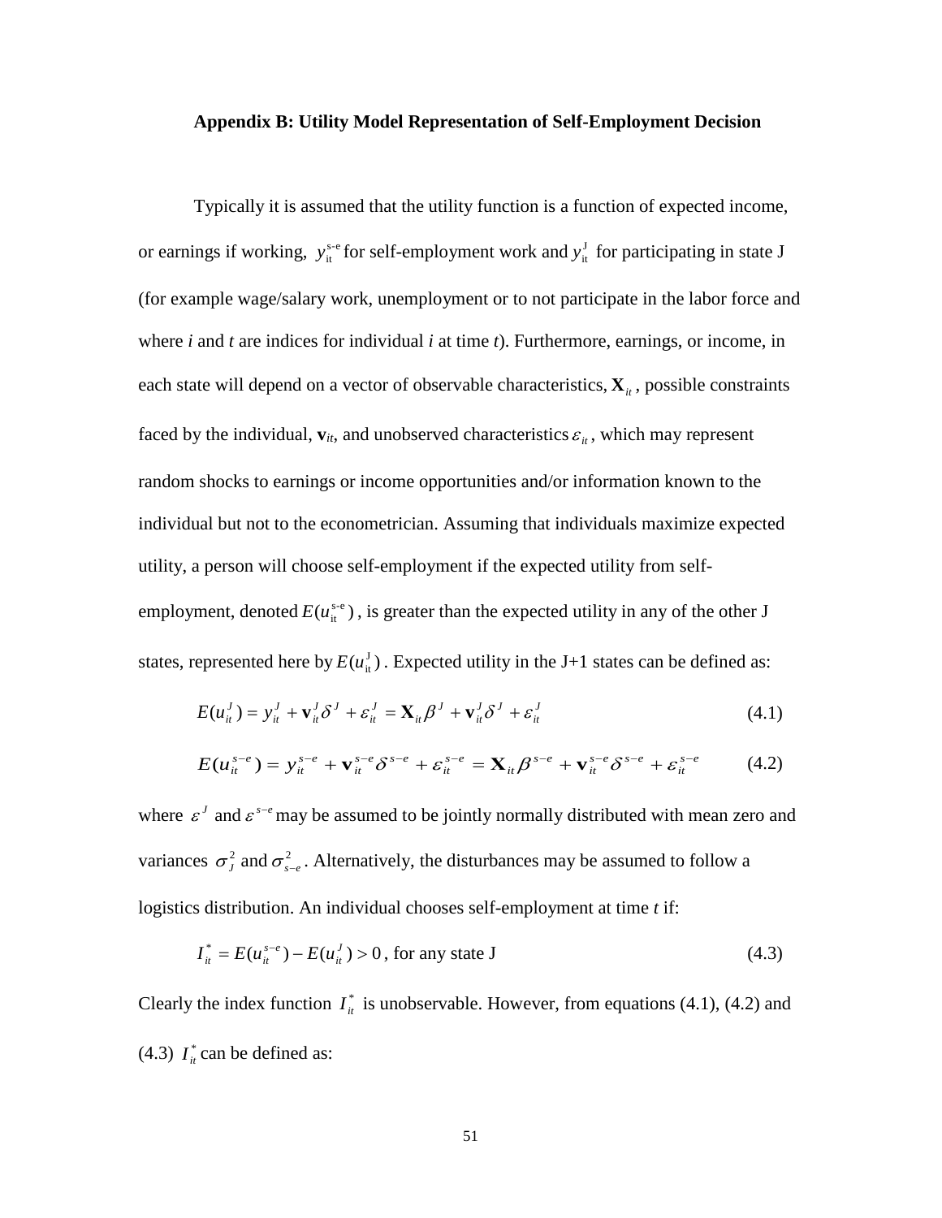## Appendix B: Utility Model Representation of Self-Employment Decision

Typically it is assumed that the utility function is a function of expected income, or earnings if working, $y_{\mathrm{it}}^{\mathrm{s\text{-}e}}$ for self-employment work and $y_{\mathrm{it}}^{\mathrm{J}}$ for participating in state J (for example wage/salary work, unemployment or to not participate in the labor force and where *i* and *t* are indices for individual *i* at time *t*). Furthermore, earnings, or income, in each state will depend on a vector of observable characteristics, $\mathbf{X}_{it}$, possible constraints faced by the individual, $\mathbf{v}_{it}$, and unobserved characteristics $\varepsilon_{it}$, which may represent random shocks to earnings or income opportunities and/or information known to the individual but not to the econometrician. Assuming that individuals maximize expected utility, a person will choose self-employment if the expected utility from self-employment, denoted $E(u_{\mathrm{it}}^{\mathrm{s\text{-}e}})$, is greater than the expected utility in any of the other J states, represented here by $E(u_{\mathrm{it}}^{\mathrm{J}})$. Expected utility in the J+1 states can be defined as:

$$E(u_{it}^{J}) = y_{it}^{J} + \mathbf{v}_{it}^{J}\delta^{J} + \varepsilon_{it}^{J} = \mathbf{X}_{it}\beta^{J} + \mathbf{v}_{it}^{J}\delta^{J} + \varepsilon_{it}^{J} \tag{4.1}$$

$$E(u_{it}^{s-e}) = y_{it}^{s-e} + \mathbf{v}_{it}^{s-e}\delta^{s-e} + \varepsilon_{it}^{s-e} = \mathbf{X}_{it}\beta^{s-e} + \mathbf{v}_{it}^{s-e}\delta^{s-e} + \varepsilon_{it}^{s-e} \tag{4.2}$$

where $\varepsilon^{J}$ and $\varepsilon^{s-e}$ may be assumed to be jointly normally distributed with mean zero and variances $\sigma_{J}^{2}$ and $\sigma_{s-e}^{2}$. Alternatively, the disturbances may be assumed to follow a logistics distribution. An individual chooses self-employment at time *t* if:

$$I_{it}^{*} = E(u_{it}^{s-e}) - E(u_{it}^{J}) > 0 \text{, for any state J} \tag{4.3}$$

Clearly the index function $I_{it}^{*}$ is unobservable. However, from equations (4.1), (4.2) and (4.3) $I_{it}^{*}$ can be defined as: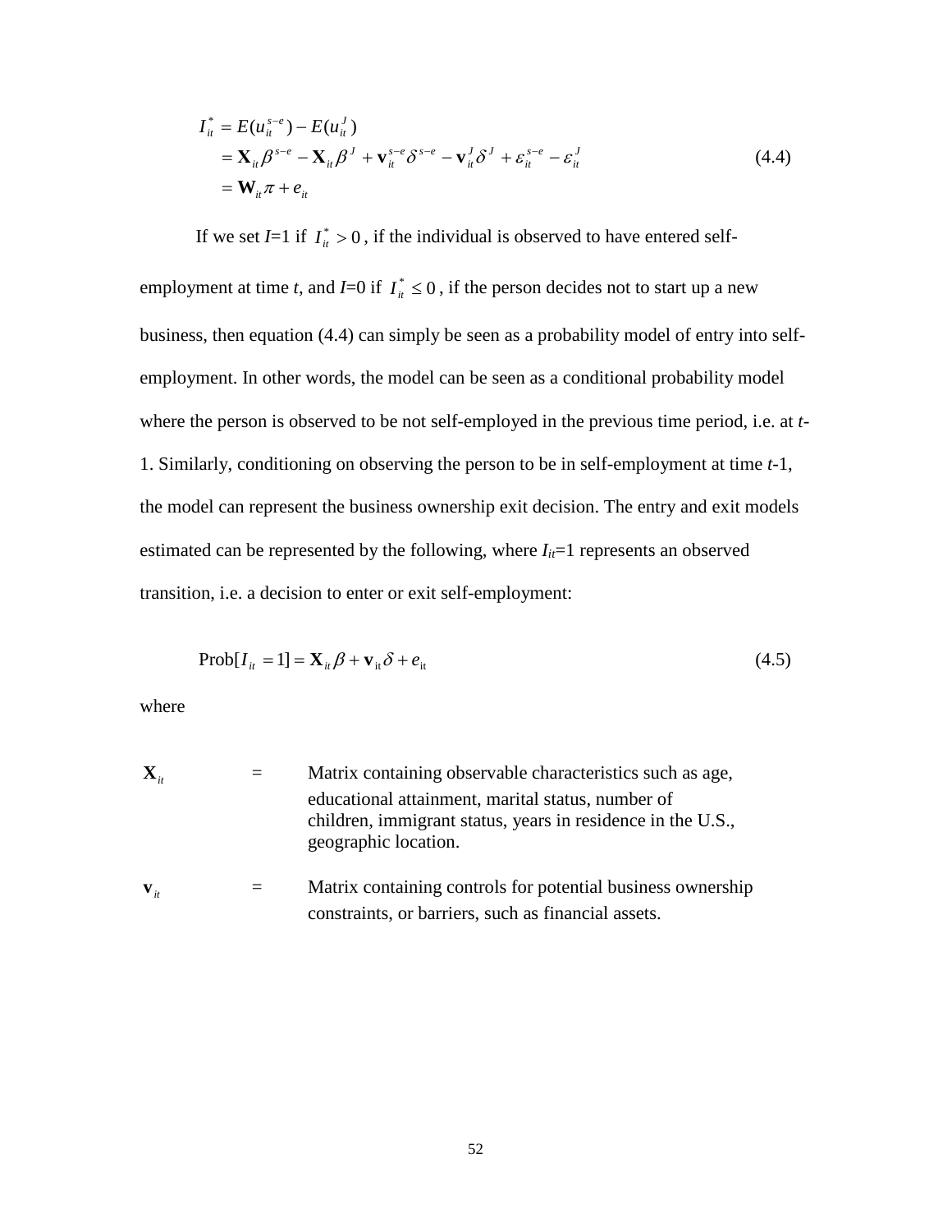$$
\begin{aligned}
I_{it}^{*} &= E(u_{it}^{s-e}) - E(u_{it}^{J}) \\
&= \mathbf{X}_{it}\beta^{s-e} - \mathbf{X}_{it}\beta^{J} + \mathbf{v}_{it}^{s-e}\delta^{s-e} - \mathbf{v}_{it}^{J}\delta^{J} + \varepsilon_{it}^{s-e} - \varepsilon_{it}^{J} \\
&= \mathbf{W}_{it}\pi + e_{it}
\end{aligned}
\tag{4.4}
$$

If we set *I*=1 if $I_{it}^{*} > 0$, if the individual is observed to have entered self-employment at time *t*, and *I*=0 if $I_{it}^{*} \leq 0$, if the person decides not to start up a new business, then equation (4.4) can simply be seen as a probability model of entry into self-employment. In other words, the model can be seen as a conditional probability model where the person is observed to be not self-employed in the previous time period, i.e. at *t*-1. Similarly, conditioning on observing the person to be in self-employment at time *t*-1, the model can represent the business ownership exit decision. The entry and exit models estimated can be represented by the following, where $I_{it}$=1 represents an observed transition, i.e. a decision to enter or exit self-employment:

$$
\text{Prob}[I_{it} = 1] = \mathbf{X}_{it}\beta + \mathbf{v}_{it}\delta + e_{it} \tag{4.5}
$$

where

| | | |
|---|---|---|
| $\mathbf{X}_{it}$ | = | Matrix containing observable characteristics such as age, educational attainment, marital status, number of children, immigrant status, years in residence in the U.S., geographic location. |
| $\mathbf{v}_{it}$ | = | Matrix containing controls for potential business ownership constraints, or barriers, such as financial assets. |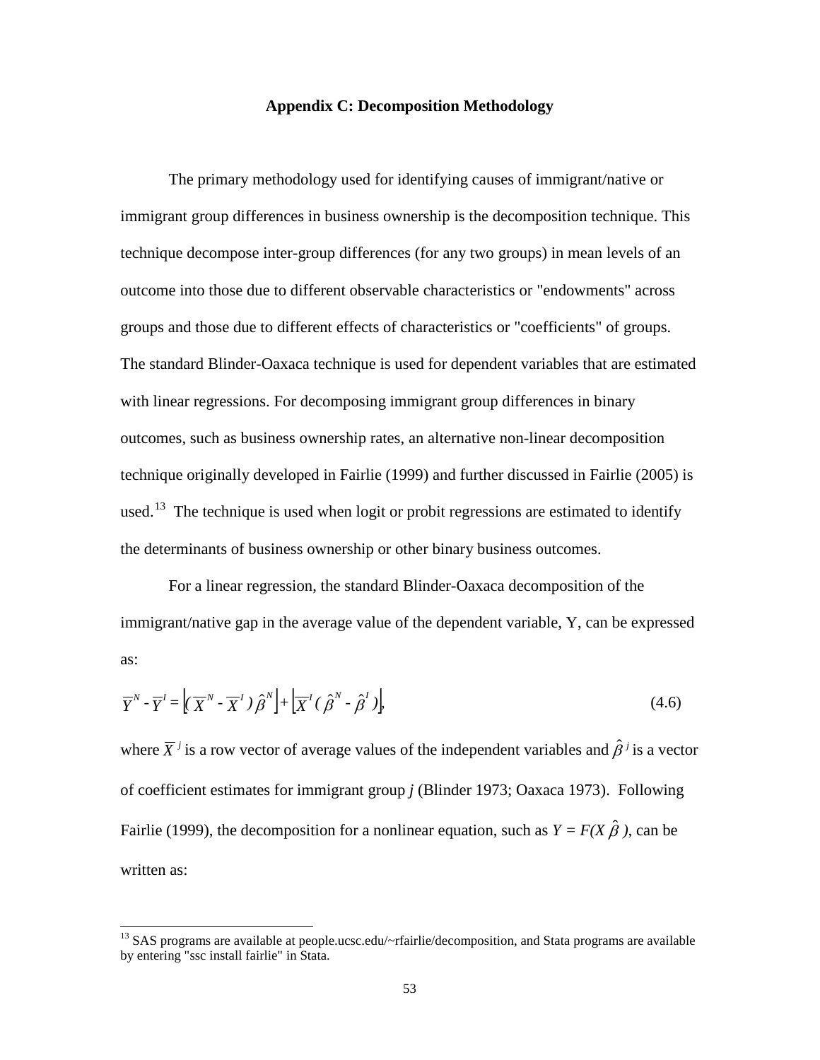## Appendix C: Decomposition Methodology

The primary methodology used for identifying causes of immigrant/native or immigrant group differences in business ownership is the decomposition technique. This technique decompose inter-group differences (for any two groups) in mean levels of an outcome into those due to different observable characteristics or "endowments" across groups and those due to different effects of characteristics or "coefficients" of groups. The standard Blinder-Oaxaca technique is used for dependent variables that are estimated with linear regressions. For decomposing immigrant group differences in binary outcomes, such as business ownership rates, an alternative non-linear decomposition technique originally developed in Fairlie (1999) and further discussed in Fairlie (2005) is used.[13] The technique is used when logit or probit regressions are estimated to identify the determinants of business ownership or other binary business outcomes.

For a linear regression, the standard Blinder-Oaxaca decomposition of the immigrant/native gap in the average value of the dependent variable, Y, can be expressed as:

$$\overline{Y}^N - \overline{Y}^I = \left[ (\overline{X}^N - \overline{X}^I)\, \hat{\beta}^N \right] + \left[ \overline{X}^I (\hat{\beta}^N - \hat{\beta}^I) \right], \tag{4.6}$$

where $\overline{X}^j$ is a row vector of average values of the independent variables and $\hat{\beta}^j$ is a vector of coefficient estimates for immigrant group *j* (Blinder 1973; Oaxaca 1973). Following Fairlie (1999), the decomposition for a nonlinear equation, such as $Y = F(X\hat{\beta})$, can be written as:

---

[13] SAS programs are available at people.ucsc.edu/~rfairlie/decomposition, and Stata programs are available by entering "ssc install fairlie" in Stata.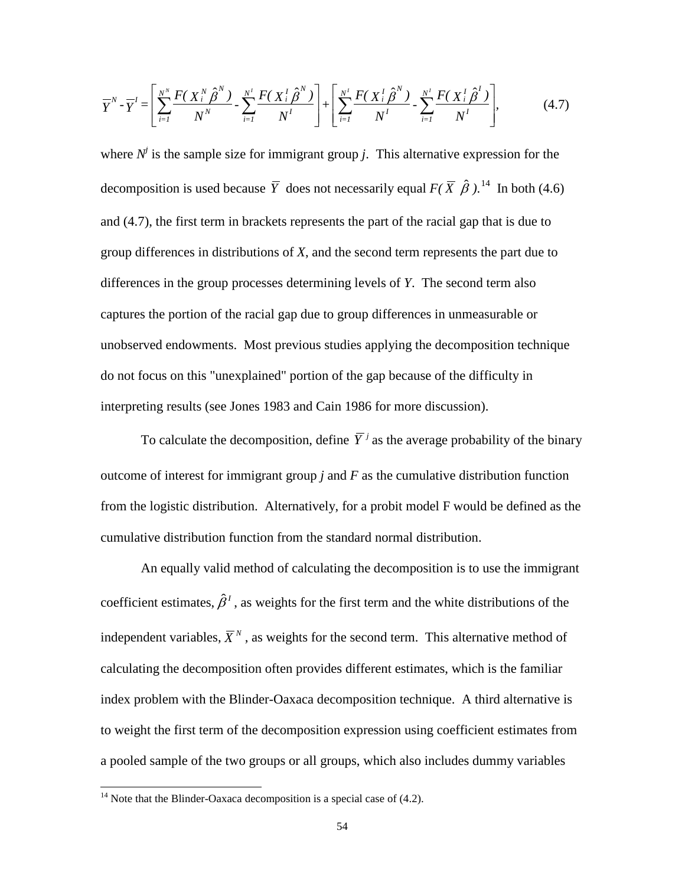$$\overline{Y}^N - \overline{Y}^I = \left[ \sum_{i=1}^{N^N} \frac{F(X_i^N \hat{\beta}^N)}{N^N} - \sum_{i=1}^{N^I} \frac{F(X_i^I \hat{\beta}^N)}{N^I} \right] + \left[ \sum_{i=1}^{N^I} \frac{F(X_i^I \hat{\beta}^N)}{N^I} - \sum_{i=1}^{N^I} \frac{F(X_i^I \hat{\beta}^I)}{N^I} \right], \qquad (4.7)$$

where $N^j$ is the sample size for immigrant group $j$. This alternative expression for the decomposition is used because $\overline{Y}$ does not necessarily equal $F(\overline{X}\ \hat{\beta})$.[14] In both (4.6) and (4.7), the first term in brackets represents the part of the racial gap that is due to group differences in distributions of $X$, and the second term represents the part due to differences in the group processes determining levels of $Y$. The second term also captures the portion of the racial gap due to group differences in unmeasurable or unobserved endowments. Most previous studies applying the decomposition technique do not focus on this "unexplained" portion of the gap because of the difficulty in interpreting results (see Jones 1983 and Cain 1986 for more discussion).

To calculate the decomposition, define $\overline{Y}^j$ as the average probability of the binary outcome of interest for immigrant group $j$ and $F$ as the cumulative distribution function from the logistic distribution. Alternatively, for a probit model F would be defined as the cumulative distribution function from the standard normal distribution.

An equally valid method of calculating the decomposition is to use the immigrant coefficient estimates, $\hat{\beta}^I$, as weights for the first term and the white distributions of the independent variables, $\overline{X}^N$, as weights for the second term. This alternative method of calculating the decomposition often provides different estimates, which is the familiar index problem with the Blinder-Oaxaca decomposition technique. A third alternative is to weight the first term of the decomposition expression using coefficient estimates from a pooled sample of the two groups or all groups, which also includes dummy variables

[14] Note that the Blinder-Oaxaca decomposition is a special case of (4.2).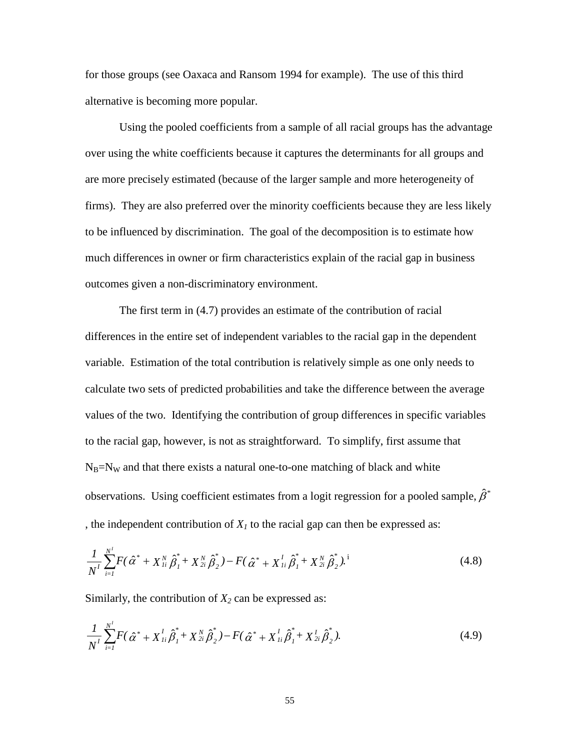for those groups (see Oaxaca and Ransom 1994 for example). The use of this third alternative is becoming more popular.

Using the pooled coefficients from a sample of all racial groups has the advantage over using the white coefficients because it captures the determinants for all groups and are more precisely estimated (because of the larger sample and more heterogeneity of firms). They are also preferred over the minority coefficients because they are less likely to be influenced by discrimination. The goal of the decomposition is to estimate how much differences in owner or firm characteristics explain of the racial gap in business outcomes given a non-discriminatory environment.

The first term in (4.7) provides an estimate of the contribution of racial differences in the entire set of independent variables to the racial gap in the dependent variable. Estimation of the total contribution is relatively simple as one only needs to calculate two sets of predicted probabilities and take the difference between the average values of the two. Identifying the contribution of group differences in specific variables to the racial gap, however, is not as straightforward. To simplify, first assume that $N_B=N_W$ and that there exists a natural one-to-one matching of black and white observations. Using coefficient estimates from a logit regression for a pooled sample, $\hat{\beta}^*$, the independent contribution of $X_1$ to the racial gap can then be expressed as:

$$\frac{1}{N^I}\sum_{i=1}^{N^I} F(\hat{\alpha}^* + X_{1i}^N\hat{\beta}_1^* + X_{2i}^N\hat{\beta}_2^*) - F(\hat{\alpha}^* + X_{1i}^I\hat{\beta}_1^* + X_{2i}^N\hat{\beta}_2^*). \tag{4.8}$$ [i]

Similarly, the contribution of $X_2$ can be expressed as:

$$\frac{1}{N^I}\sum_{i=1}^{N^I} F(\hat{\alpha}^* + X_{1i}^I\hat{\beta}_1^* + X_{2i}^N\hat{\beta}_2^*) - F(\hat{\alpha}^* + X_{1i}^I\hat{\beta}_1^* + X_{2i}^I\hat{\beta}_2^*). \tag{4.9}$$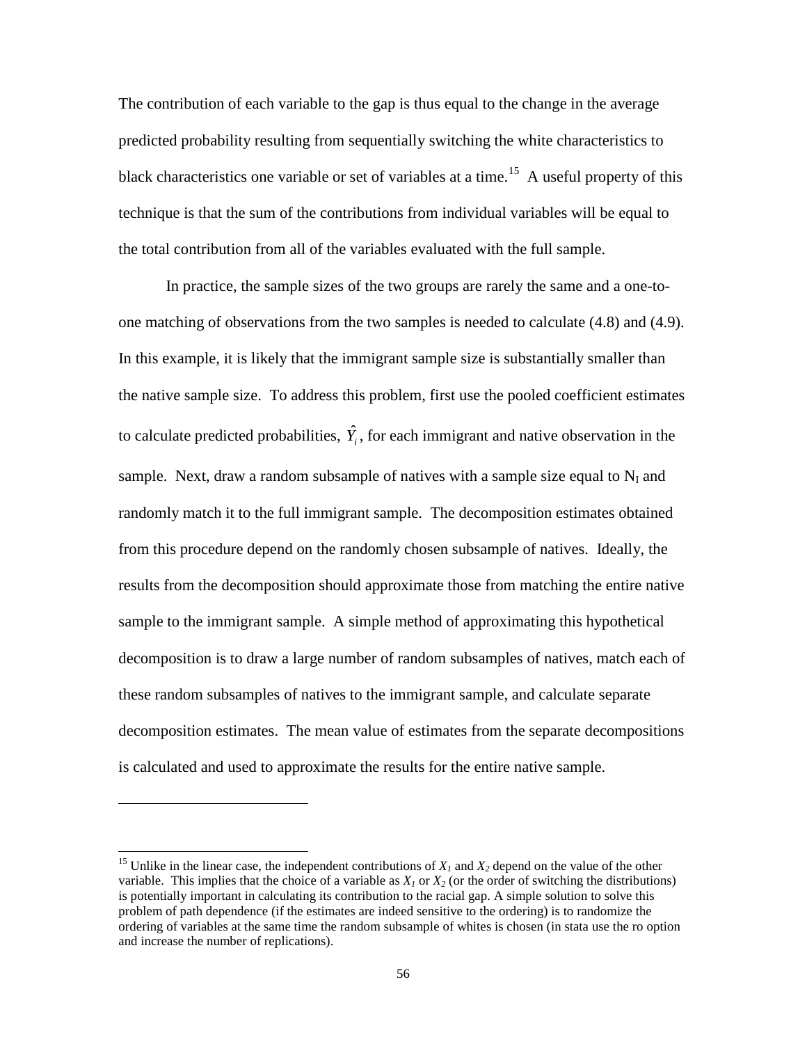The contribution of each variable to the gap is thus equal to the change in the average predicted probability resulting from sequentially switching the white characteristics to black characteristics one variable or set of variables at a time.[15] A useful property of this technique is that the sum of the contributions from individual variables will be equal to the total contribution from all of the variables evaluated with the full sample.

In practice, the sample sizes of the two groups are rarely the same and a one-to-one matching of observations from the two samples is needed to calculate (4.8) and (4.9). In this example, it is likely that the immigrant sample size is substantially smaller than the native sample size. To address this problem, first use the pooled coefficient estimates to calculate predicted probabilities, $\hat{Y}_i$, for each immigrant and native observation in the sample. Next, draw a random subsample of natives with a sample size equal to $N_I$ and randomly match it to the full immigrant sample. The decomposition estimates obtained from this procedure depend on the randomly chosen subsample of natives. Ideally, the results from the decomposition should approximate those from matching the entire native sample to the immigrant sample. A simple method of approximating this hypothetical decomposition is to draw a large number of random subsamples of natives, match each of these random subsamples of natives to the immigrant sample, and calculate separate decomposition estimates. The mean value of estimates from the separate decompositions is calculated and used to approximate the results for the entire native sample.

---

[15] Unlike in the linear case, the independent contributions of $X_1$ and $X_2$ depend on the value of the other variable. This implies that the choice of a variable as $X_1$ or $X_2$ (or the order of switching the distributions) is potentially important in calculating its contribution to the racial gap. A simple solution to solve this problem of path dependence (if the estimates are indeed sensitive to the ordering) is to randomize the ordering of variables at the same time the random subsample of whites is chosen (in stata use the ro option and increase the number of replications).